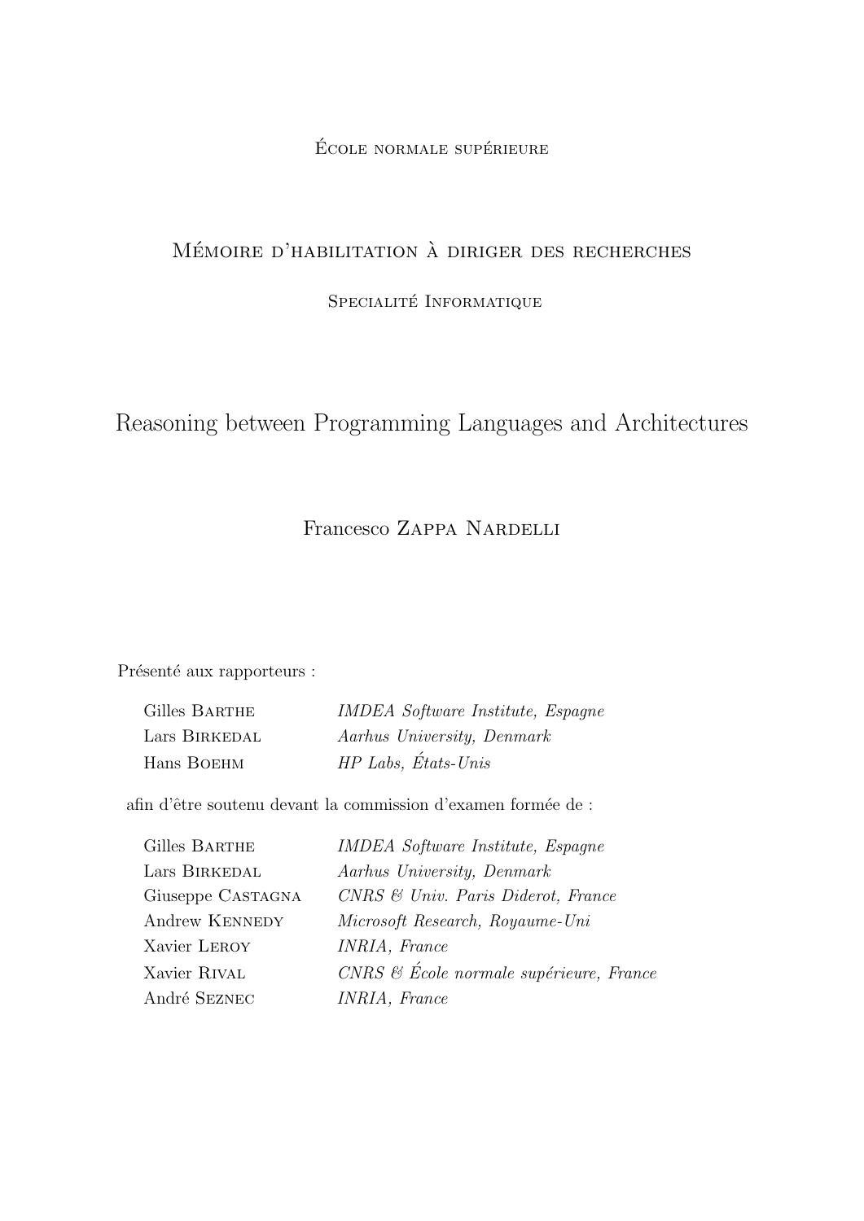École normale supérieure

# Mémoire d'habilitation à diriger des recherches

Specialité Informatique

# Reasoning between Programming Languages and Architectures

Francesco Zappa Nardelli

Présenté aux rapporteurs :

| | |
|---|---|
| Gilles Barthe | *IMDEA Software Institute, Espagne* |
| Lars Birkedal | *Aarhus University, Denmark* |
| Hans Boehm | *HP Labs, États-Unis* |

afin d'être soutenu devant la commission d'examen formée de :

| | |
|---|---|
| Gilles Barthe | *IMDEA Software Institute, Espagne* |
| Lars Birkedal | *Aarhus University, Denmark* |
| Giuseppe Castagna | *CNRS & Univ. Paris Diderot, France* |
| Andrew Kennedy | *Microsoft Research, Royaume-Uni* |
| Xavier Leroy | *INRIA, France* |
| Xavier Rival | *CNRS & École normale supérieure, France* |
| André Seznec | *INRIA, France* |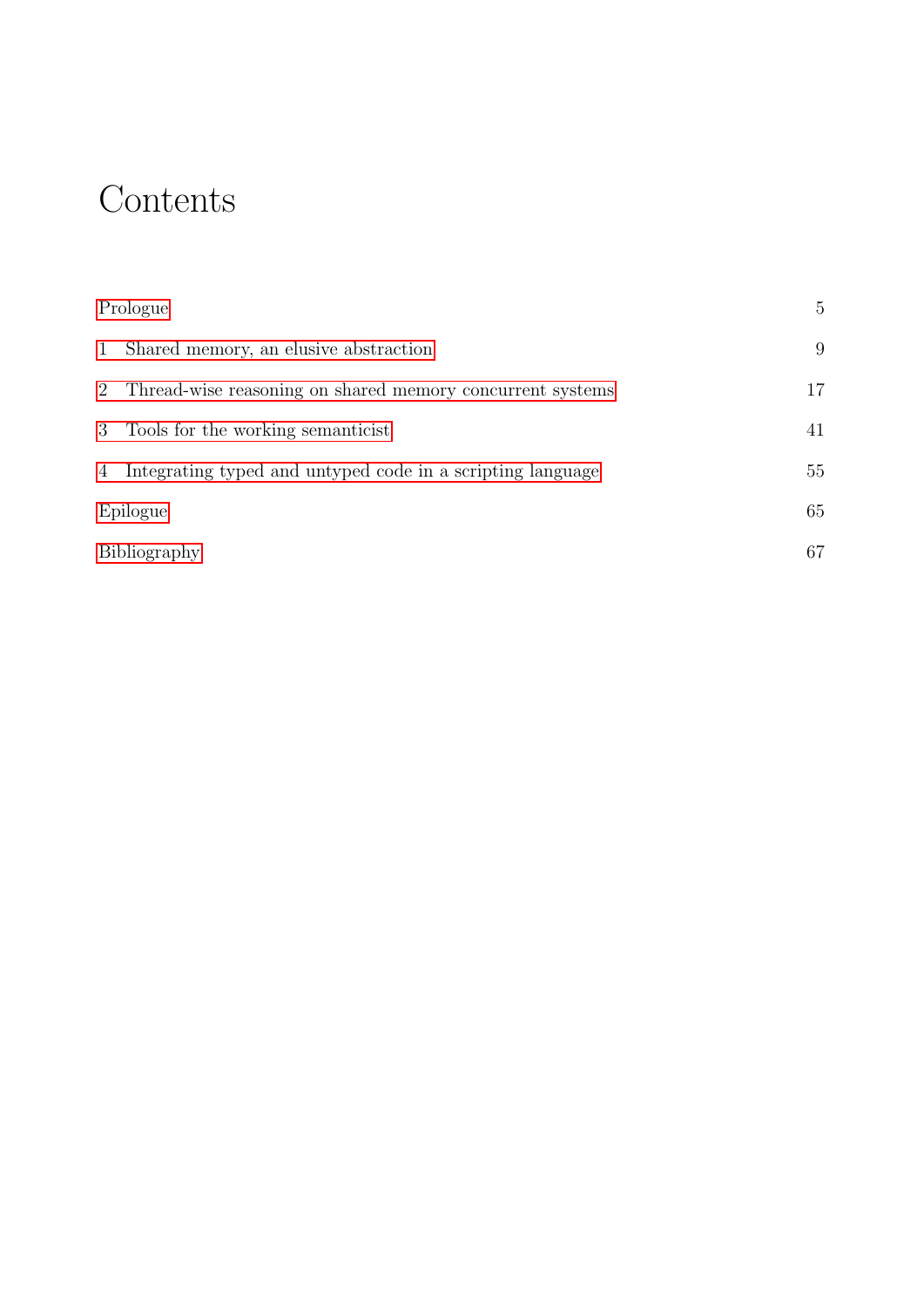# Contents

| | |
|---|---|
| Prologue | 5 |
| 1 Shared memory, an elusive abstraction | 9 |
| 2 Thread-wise reasoning on shared memory concurrent systems | 17 |
| 3 Tools for the working semanticist | 41 |
| 4 Integrating typed and untyped code in a scripting language | 55 |
| Epilogue | 65 |
| Bibliography | 67 |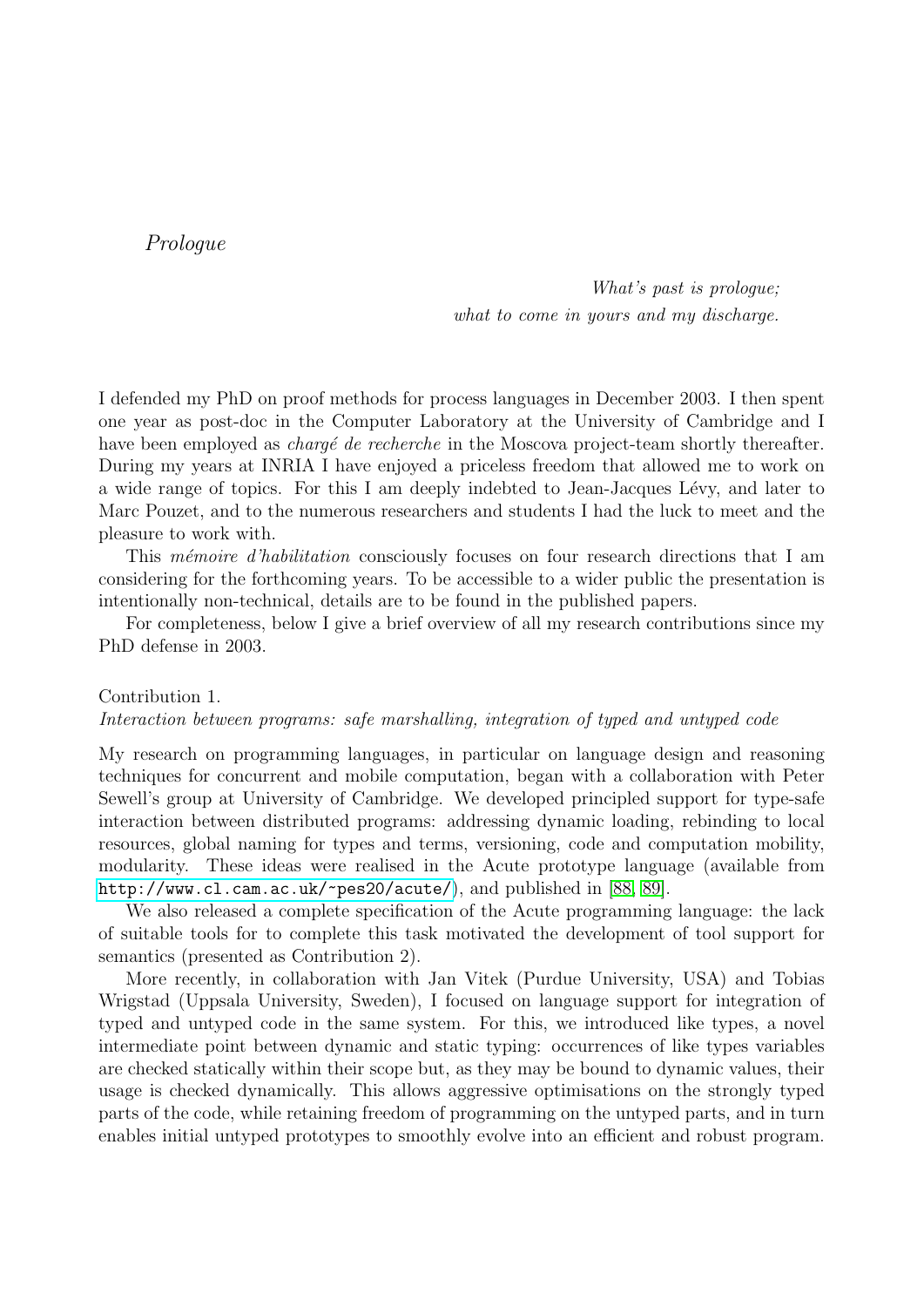# *Prologue*

*What's past is prologue;*
*what to come in yours and my discharge.*

I defended my PhD on proof methods for process languages in December 2003. I then spent one year as post-doc in the Computer Laboratory at the University of Cambridge and I have been employed as *chargé de recherche* in the Moscova project-team shortly thereafter. During my years at INRIA I have enjoyed a priceless freedom that allowed me to work on a wide range of topics. For this I am deeply indebted to Jean-Jacques Lévy, and later to Marc Pouzet, and to the numerous researchers and students I had the luck to meet and the pleasure to work with.

This *mémoire d'habilitation* consciously focuses on four research directions that I am considering for the forthcoming years. To be accessible to a wider public the presentation is intentionally non-technical, details are to be found in the published papers.

For completeness, below I give a brief overview of all my research contributions since my PhD defense in 2003.

Contribution 1.
*Interaction between programs: safe marshalling, integration of typed and untyped code*

My research on programming languages, in particular on language design and reasoning techniques for concurrent and mobile computation, began with a collaboration with Peter Sewell's group at University of Cambridge. We developed principled support for type-safe interaction between distributed programs: addressing dynamic loading, rebinding to local resources, global naming for types and terms, versioning, code and computation mobility, modularity. These ideas were realised in the Acute prototype language (available from `http://www.cl.cam.ac.uk/~pes20/acute/`), and published in [88, 89].

We also released a complete specification of the Acute programming language: the lack of suitable tools for to complete this task motivated the development of tool support for semantics (presented as Contribution 2).

More recently, in collaboration with Jan Vitek (Purdue University, USA) and Tobias Wrigstad (Uppsala University, Sweden), I focused on language support for integration of typed and untyped code in the same system. For this, we introduced like types, a novel intermediate point between dynamic and static typing: occurrences of like types variables are checked statically within their scope but, as they may be bound to dynamic values, their usage is checked dynamically. This allows aggressive optimisations on the strongly typed parts of the code, while retaining freedom of programming on the untyped parts, and in turn enables initial untyped prototypes to smoothly evolve into an efficient and robust program.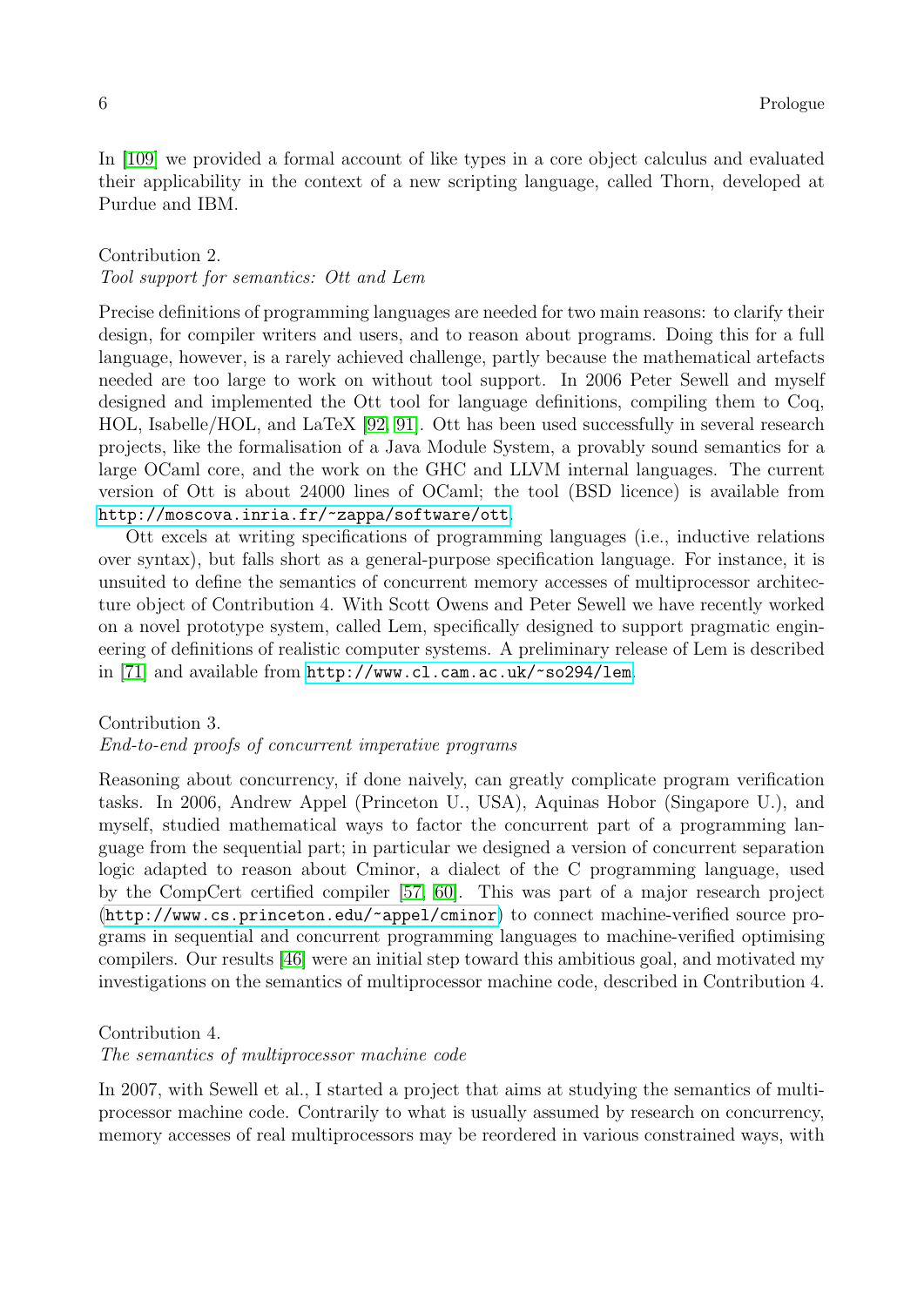In [109] we provided a formal account of like types in a core object calculus and evaluated their applicability in the context of a new scripting language, called Thorn, developed at Purdue and IBM.

Contribution 2.
*Tool support for semantics: Ott and Lem*

Precise definitions of programming languages are needed for two main reasons: to clarify their design, for compiler writers and users, and to reason about programs. Doing this for a full language, however, is a rarely achieved challenge, partly because the mathematical artefacts needed are too large to work on without tool support. In 2006 Peter Sewell and myself designed and implemented the Ott tool for language definitions, compiling them to Coq, HOL, Isabelle/HOL, and LaTeX [92, 91]. Ott has been used successfully in several research projects, like the formalisation of a Java Module System, a provably sound semantics for a large OCaml core, and the work on the GHC and LLVM internal languages. The current version of Ott is about 24000 lines of OCaml; the tool (BSD licence) is available from `http://moscova.inria.fr/~zappa/software/ott`.

Ott excels at writing specifications of programming languages (i.e., inductive relations over syntax), but falls short as a general-purpose specification language. For instance, it is unsuited to define the semantics of concurrent memory accesses of multiprocessor architecture object of Contribution 4. With Scott Owens and Peter Sewell we have recently worked on a novel prototype system, called Lem, specifically designed to support pragmatic engineering of definitions of realistic computer systems. A preliminary release of Lem is described in [71] and available from `http://www.cl.cam.ac.uk/~so294/lem`.

Contribution 3.
*End-to-end proofs of concurrent imperative programs*

Reasoning about concurrency, if done naively, can greatly complicate program verification tasks. In 2006, Andrew Appel (Princeton U., USA), Aquinas Hobor (Singapore U.), and myself, studied mathematical ways to factor the concurrent part of a programming language from the sequential part; in particular we designed a version of concurrent separation logic adapted to reason about Cminor, a dialect of the C programming language, used by the CompCert certified compiler [57, 60]. This was part of a major research project (`http://www.cs.princeton.edu/~appel/cminor`) to connect machine-verified source programs in sequential and concurrent programming languages to machine-verified optimising compilers. Our results [46] were an initial step toward this ambitious goal, and motivated my investigations on the semantics of multiprocessor machine code, described in Contribution 4.

Contribution 4.
*The semantics of multiprocessor machine code*

In 2007, with Sewell et al., I started a project that aims at studying the semantics of multiprocessor machine code. Contrarily to what is usually assumed by research on concurrency, memory accesses of real multiprocessors may be reordered in various constrained ways, with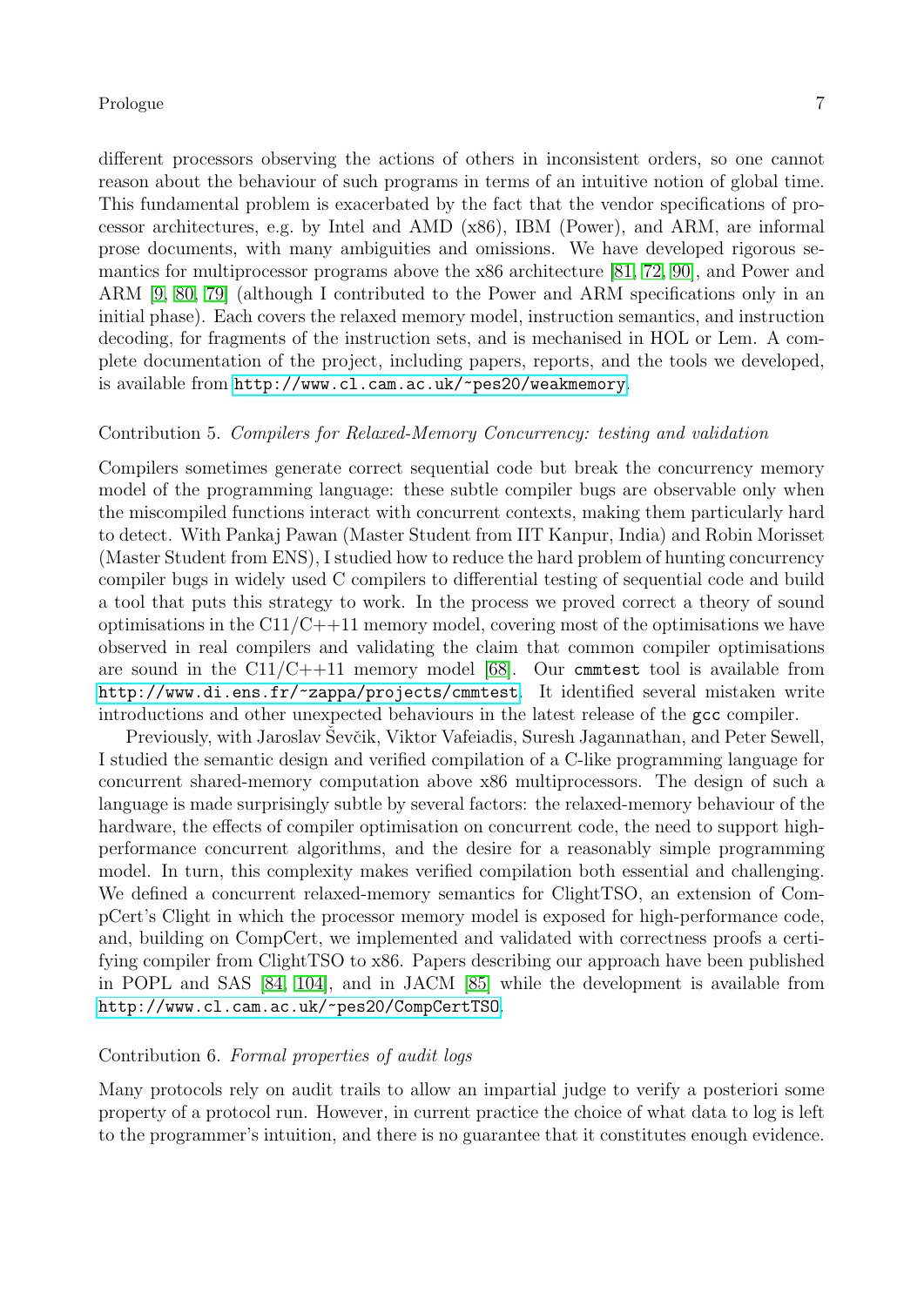different processors observing the actions of others in inconsistent orders, so one cannot reason about the behaviour of such programs in terms of an intuitive notion of global time. This fundamental problem is exacerbated by the fact that the vendor specifications of processor architectures, e.g. by Intel and AMD (x86), IBM (Power), and ARM, are informal prose documents, with many ambiguities and omissions. We have developed rigorous semantics for multiprocessor programs above the x86 architecture [81, 72, 90], and Power and ARM [9, 80, 79] (although I contributed to the Power and ARM specifications only in an initial phase). Each covers the relaxed memory model, instruction semantics, and instruction decoding, for fragments of the instruction sets, and is mechanised in HOL or Lem. A complete documentation of the project, including papers, reports, and the tools we developed, is available from http://www.cl.cam.ac.uk/~pes20/weakmemory.

Contribution 5. *Compilers for Relaxed-Memory Concurrency: testing and validation*

Compilers sometimes generate correct sequential code but break the concurrency memory model of the programming language: these subtle compiler bugs are observable only when the miscompiled functions interact with concurrent contexts, making them particularly hard to detect. With Pankaj Pawan (Master Student from IIT Kanpur, India) and Robin Morisset (Master Student from ENS), I studied how to reduce the hard problem of hunting concurrency compiler bugs in widely used C compilers to differential testing of sequential code and build a tool that puts this strategy to work. In the process we proved correct a theory of sound optimisations in the C11/C++11 memory model, covering most of the optimisations we have observed in real compilers and validating the claim that common compiler optimisations are sound in the C11/C++11 memory model [68]. Our `cmmtest` tool is available from http://www.di.ens.fr/~zappa/projects/cmmtest. It identified several mistaken write introductions and other unexpected behaviours in the latest release of the `gcc` compiler.

Previously, with Jaroslav Ševčík, Viktor Vafeiadis, Suresh Jagannathan, and Peter Sewell, I studied the semantic design and verified compilation of a C-like programming language for concurrent shared-memory computation above x86 multiprocessors. The design of such a language is made surprisingly subtle by several factors: the relaxed-memory behaviour of the hardware, the effects of compiler optimisation on concurrent code, the need to support high-performance concurrent algorithms, and the desire for a reasonably simple programming model. In turn, this complexity makes verified compilation both essential and challenging. We defined a concurrent relaxed-memory semantics for ClightTSO, an extension of CompCert's Clight in which the processor memory model is exposed for high-performance code, and, building on CompCert, we implemented and validated with correctness proofs a certifying compiler from ClightTSO to x86. Papers describing our approach have been published in POPL and SAS [84, 104], and in JACM [85] while the development is available from http://www.cl.cam.ac.uk/~pes20/CompCertTSO.

Contribution 6. *Formal properties of audit logs*

Many protocols rely on audit trails to allow an impartial judge to verify a posteriori some property of a protocol run. However, in current practice the choice of what data to log is left to the programmer's intuition, and there is no guarantee that it constitutes enough evidence.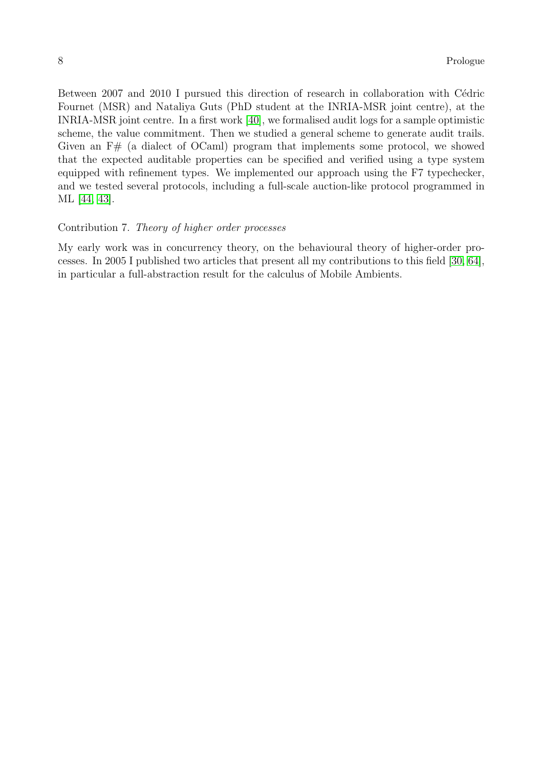Between 2007 and 2010 I pursued this direction of research in collaboration with Cédric Fournet (MSR) and Nataliya Guts (PhD student at the INRIA-MSR joint centre), at the INRIA-MSR joint centre. In a first work [40], we formalised audit logs for a sample optimistic scheme, the value commitment. Then we studied a general scheme to generate audit trails. Given an F# (a dialect of OCaml) program that implements some protocol, we showed that the expected auditable properties can be specified and verified using a type system equipped with refinement types. We implemented our approach using the F7 typechecker, and we tested several protocols, including a full-scale auction-like protocol programmed in ML [44, 43].

Contribution 7. *Theory of higher order processes*

My early work was in concurrency theory, on the behavioural theory of higher-order processes. In 2005 I published two articles that present all my contributions to this field [30, 64], in particular a full-abstraction result for the calculus of Mobile Ambients.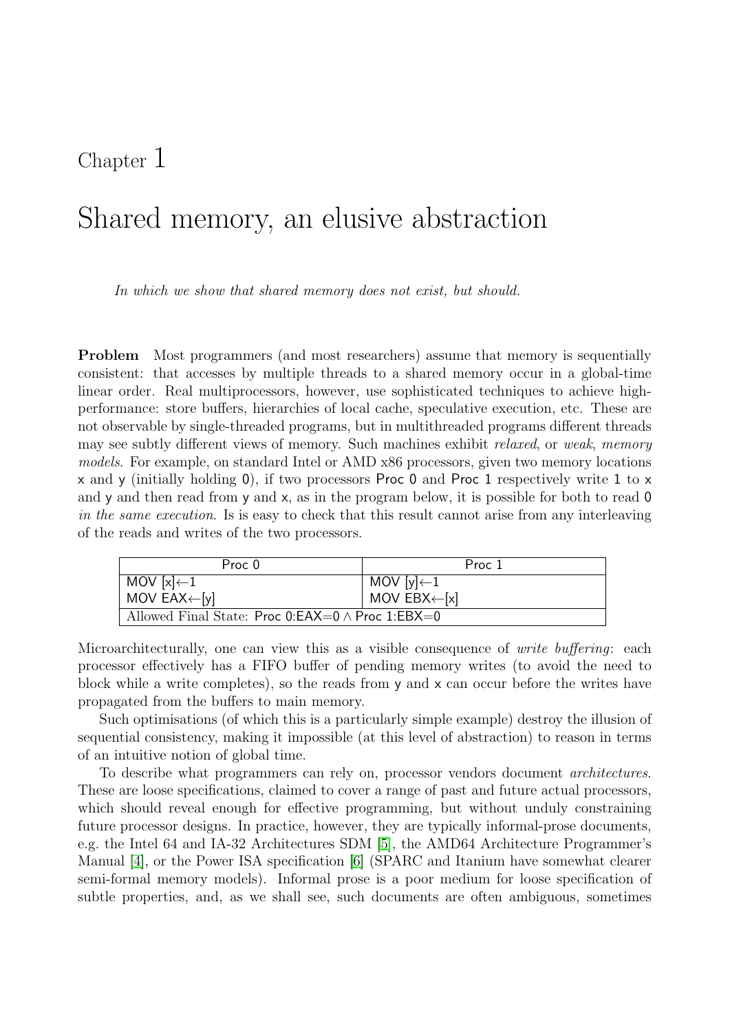# Chapter 1

# Shared memory, an elusive abstraction

*In which we show that shared memory does not exist, but should.*

**Problem** Most programmers (and most researchers) assume that memory is sequentially consistent: that accesses by multiple threads to a shared memory occur in a global-time linear order. Real multiprocessors, however, use sophisticated techniques to achieve high-performance: store buffers, hierarchies of local cache, speculative execution, etc. These are not observable by single-threaded programs, but in multithreaded programs different threads may see subtly different views of memory. Such machines exhibit *relaxed*, or *weak*, *memory models*. For example, on standard Intel or AMD x86 processors, given two memory locations x and y (initially holding 0), if two processors Proc 0 and Proc 1 respectively write 1 to x and y and then read from y and x, as in the program below, it is possible for both to read 0 *in the same execution*. Is is easy to check that this result cannot arise from any interleaving of the reads and writes of the two processors.

| Proc 0 | Proc 1 |
|---|---|
| MOV [x]←1 | MOV [y]←1 |
| MOV EAX←[y] | MOV EBX←[x] |
| Allowed Final State: Proc 0:EAX=0 ∧ Proc 1:EBX=0 | |

Microarchitecturally, one can view this as a visible consequence of *write buffering*: each processor effectively has a FIFO buffer of pending memory writes (to avoid the need to block while a write completes), so the reads from y and x can occur before the writes have propagated from the buffers to main memory.

Such optimisations (of which this is a particularly simple example) destroy the illusion of sequential consistency, making it impossible (at this level of abstraction) to reason in terms of an intuitive notion of global time.

To describe what programmers can rely on, processor vendors document *architectures*. These are loose specifications, claimed to cover a range of past and future actual processors, which should reveal enough for effective programming, but without unduly constraining future processor designs. In practice, however, they are typically informal-prose documents, e.g. the Intel 64 and IA-32 Architectures SDM [5], the AMD64 Architecture Programmer's Manual [4], or the Power ISA specification [6] (SPARC and Itanium have somewhat clearer semi-formal memory models). Informal prose is a poor medium for loose specification of subtle properties, and, as we shall see, such documents are often ambiguous, sometimes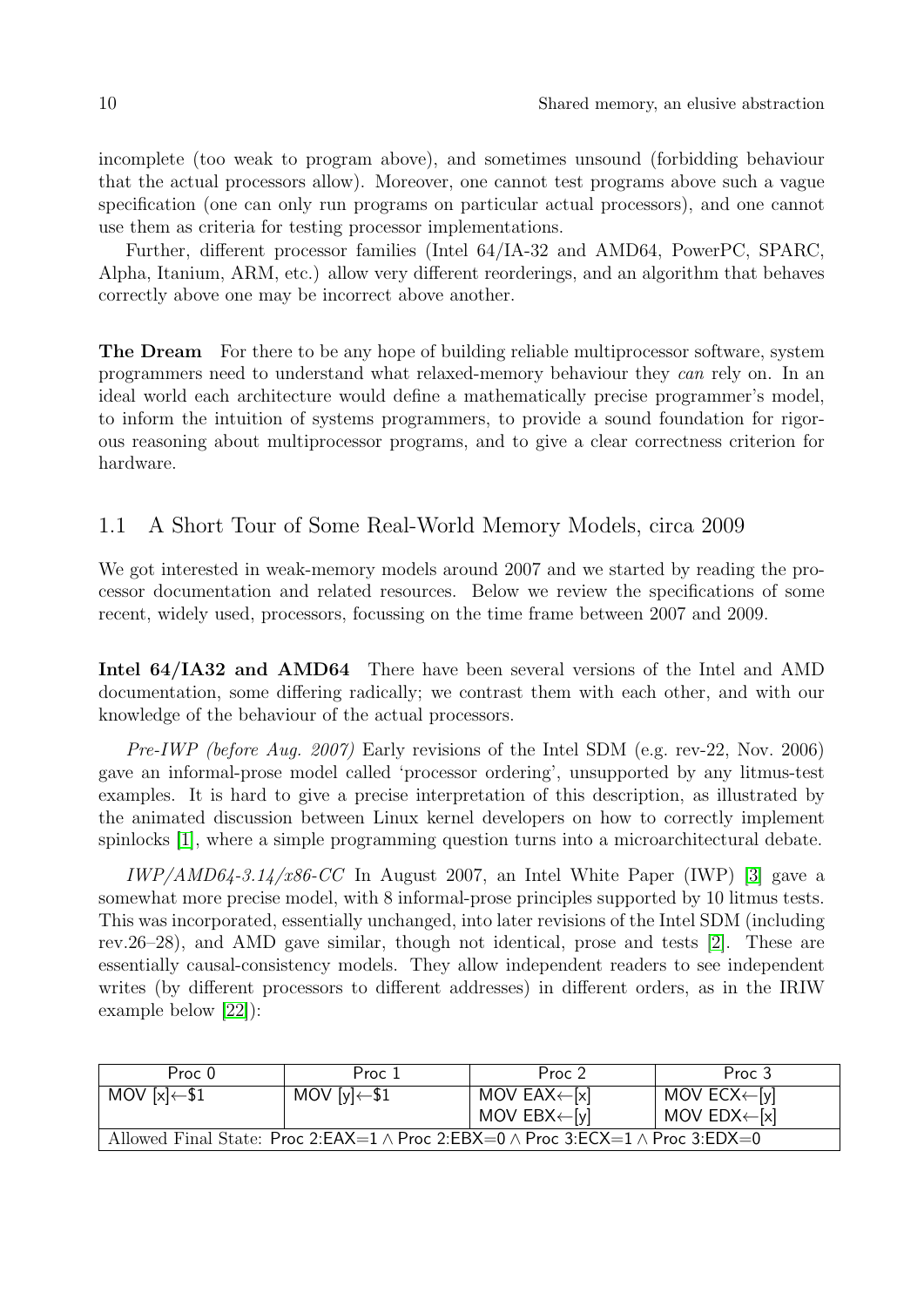incomplete (too weak to program above), and sometimes unsound (forbidding behaviour that the actual processors allow). Moreover, one cannot test programs above such a vague specification (one can only run programs on particular actual processors), and one cannot use them as criteria for testing processor implementations.

Further, different processor families (Intel 64/IA-32 and AMD64, PowerPC, SPARC, Alpha, Itanium, ARM, etc.) allow very different reorderings, and an algorithm that behaves correctly above one may be incorrect above another.

**The Dream** For there to be any hope of building reliable multiprocessor software, system programmers need to understand what relaxed-memory behaviour they *can* rely on. In an ideal world each architecture would define a mathematically precise programmer's model, to inform the intuition of systems programmers, to provide a sound foundation for rigorous reasoning about multiprocessor programs, and to give a clear correctness criterion for hardware.

## 1.1 A Short Tour of Some Real-World Memory Models, circa 2009

We got interested in weak-memory models around 2007 and we started by reading the processor documentation and related resources. Below we review the specifications of some recent, widely used, processors, focussing on the time frame between 2007 and 2009.

**Intel 64/IA32 and AMD64** There have been several versions of the Intel and AMD documentation, some differing radically; we contrast them with each other, and with our knowledge of the behaviour of the actual processors.

*Pre-IWP (before Aug. 2007)* Early revisions of the Intel SDM (e.g. rev-22, Nov. 2006) gave an informal-prose model called 'processor ordering', unsupported by any litmus-test examples. It is hard to give a precise interpretation of this description, as illustrated by the animated discussion between Linux kernel developers on how to correctly implement spinlocks [1], where a simple programming question turns into a microarchitectural debate.

*IWP/AMD64-3.14/x86-CC* In August 2007, an Intel White Paper (IWP) [3] gave a somewhat more precise model, with 8 informal-prose principles supported by 10 litmus tests. This was incorporated, essentially unchanged, into later revisions of the Intel SDM (including rev.26–28), and AMD gave similar, though not identical, prose and tests [2]. These are essentially causal-consistency models. They allow independent readers to see independent writes (by different processors to different addresses) in different orders, as in the IRIW example below [22]):

| Proc 0 | Proc 1 | Proc 2 | Proc 3 |
|---|---|---|---|
| MOV [x]←$1 | MOV [y]←$1 | MOV EAX←[x]<br>MOV EBX←[y] | MOV ECX←[y]<br>MOV EDX←[x] |
| Allowed Final State: Proc 2:EAX=1 ∧ Proc 2:EBX=0 ∧ Proc 3:ECX=1 ∧ Proc 3:EDX=0 | | | |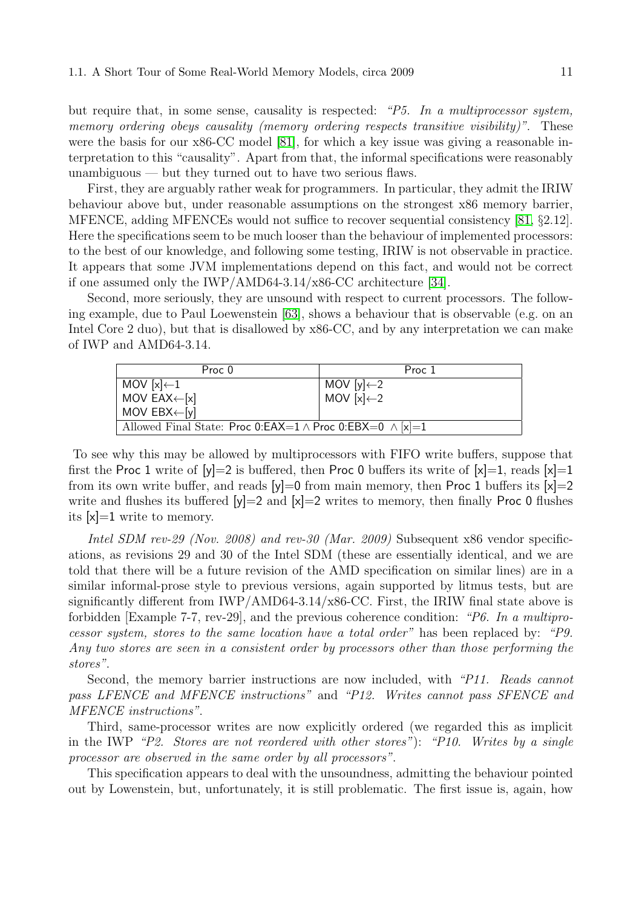but require that, in some sense, causality is respected: *"P5. In a multiprocessor system, memory ordering obeys causality (memory ordering respects transitive visibility)"*. These were the basis for our x86-CC model [81], for which a key issue was giving a reasonable interpretation to this "causality". Apart from that, the informal specifications were reasonably unambiguous — but they turned out to have two serious flaws.

First, they are arguably rather weak for programmers. In particular, they admit the IRIW behaviour above but, under reasonable assumptions on the strongest x86 memory barrier, MFENCE, adding MFENCEs would not suffice to recover sequential consistency [81, §2.12]. Here the specifications seem to be much looser than the behaviour of implemented processors: to the best of our knowledge, and following some testing, IRIW is not observable in practice. It appears that some JVM implementations depend on this fact, and would not be correct if one assumed only the IWP/AMD64-3.14/x86-CC architecture [34].

Second, more seriously, they are unsound with respect to current processors. The following example, due to Paul Loewenstein [63], shows a behaviour that is observable (e.g. on an Intel Core 2 duo), but that is disallowed by x86-CC, and by any interpretation we can make of IWP and AMD64-3.14.

| Proc 0 | Proc 1 |
|---|---|
| MOV [x]←1<br>MOV EAX←[x]<br>MOV EBX←[y] | MOV [y]←2<br>MOV [x]←2 |
| Allowed Final State: Proc 0:EAX=1 ∧ Proc 0:EBX=0 ∧ [x]=1 | |

To see why this may be allowed by multiprocessors with FIFO write buffers, suppose that first the Proc 1 write of [y]=2 is buffered, then Proc 0 buffers its write of [x]=1, reads [x]=1 from its own write buffer, and reads [y]=0 from main memory, then Proc 1 buffers its [x]=2 write and flushes its buffered [y]=2 and [x]=2 writes to memory, then finally Proc 0 flushes its [x]=1 write to memory.

*Intel SDM rev-29 (Nov. 2008) and rev-30 (Mar. 2009)* Subsequent x86 vendor specifications, as revisions 29 and 30 of the Intel SDM (these are essentially identical, and we are told that there will be a future revision of the AMD specification on similar lines) are in a similar informal-prose style to previous versions, again supported by litmus tests, but are significantly different from IWP/AMD64-3.14/x86-CC. First, the IRIW final state above is forbidden [Example 7-7, rev-29], and the previous coherence condition: *"P6. In a multiprocessor system, stores to the same location have a total order"* has been replaced by: *"P9. Any two stores are seen in a consistent order by processors other than those performing the stores"*.

Second, the memory barrier instructions are now included, with *"P11. Reads cannot pass LFENCE and MFENCE instructions"* and *"P12. Writes cannot pass SFENCE and MFENCE instructions"*.

Third, same-processor writes are now explicitly ordered (we regarded this as implicit in the IWP *"P2. Stores are not reordered with other stores"*): *"P10. Writes by a single processor are observed in the same order by all processors"*.

This specification appears to deal with the unsoundness, admitting the behaviour pointed out by Lowenstein, but, unfortunately, it is still problematic. The first issue is, again, how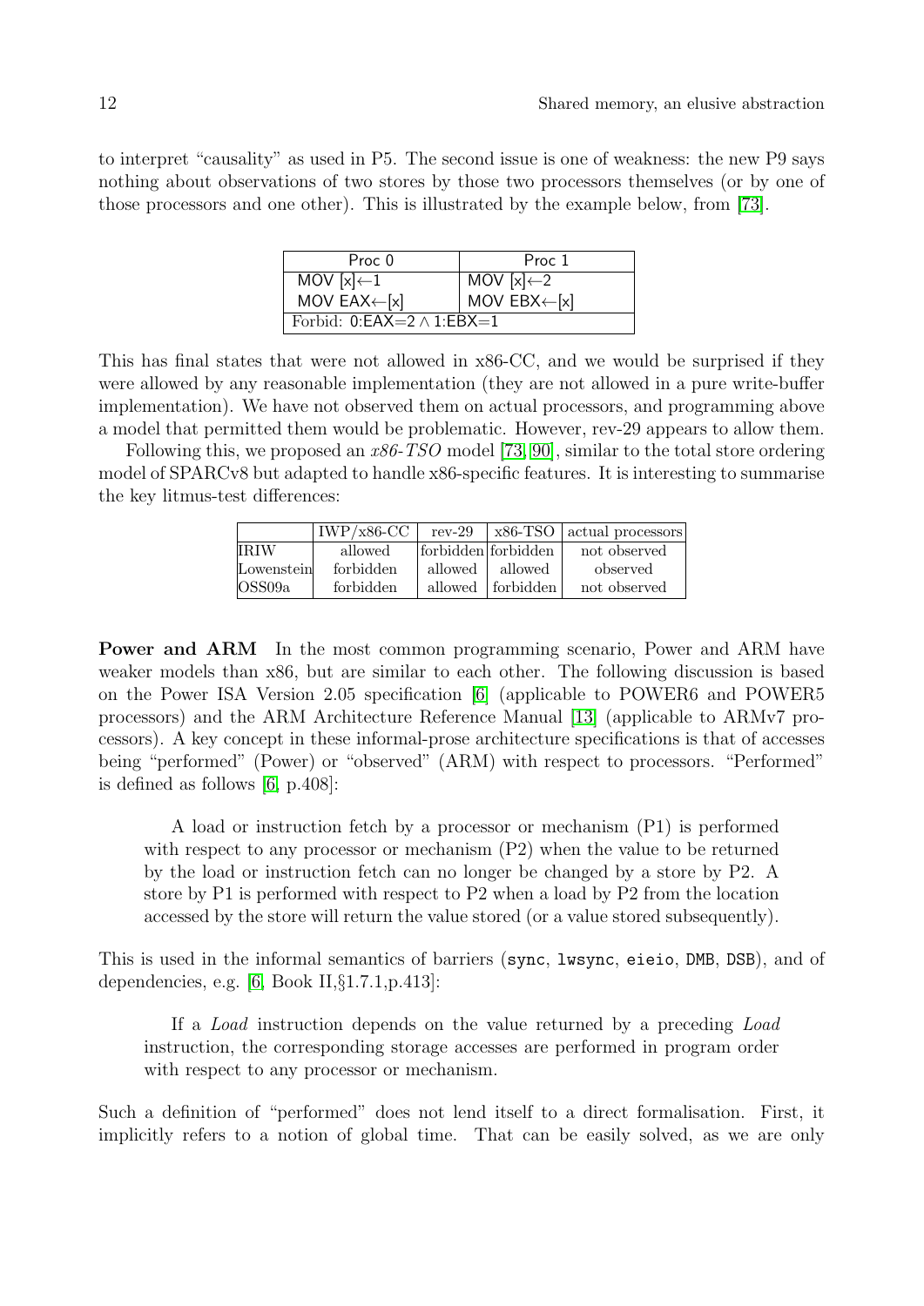to interpret "causality" as used in P5. The second issue is one of weakness: the new P9 says nothing about observations of two stores by those two processors themselves (or by one of those processors and one other). This is illustrated by the example below, from [73].

| Proc 0 | Proc 1 |
|---|---|
| MOV [x]←1 | MOV [x]←2 |
| MOV EAX←[x] | MOV EBX←[x] |
| Forbid: 0:EAX=2 ∧ 1:EBX=1 | |

This has final states that were not allowed in x86-CC, and we would be surprised if they were allowed by any reasonable implementation (they are not allowed in a pure write-buffer implementation). We have not observed them on actual processors, and programming above a model that permitted them would be problematic. However, rev-29 appears to allow them.

Following this, we proposed an *x86-TSO* model [73, 90], similar to the total store ordering model of SPARCv8 but adapted to handle x86-specific features. It is interesting to summarise the key litmus-test differences:

| | IWP/x86-CC | rev-29 | x86-TSO | actual processors |
|---|---|---|---|---|
| IRIW | allowed | forbidden | forbidden | not observed |
| Lowenstein | forbidden | allowed | allowed | observed |
| OSS09a | forbidden | allowed | forbidden | not observed |

**Power and ARM** In the most common programming scenario, Power and ARM have weaker models than x86, but are similar to each other. The following discussion is based on the Power ISA Version 2.05 specification [6] (applicable to POWER6 and POWER5 processors) and the ARM Architecture Reference Manual [13] (applicable to ARMv7 processors). A key concept in these informal-prose architecture specifications is that of accesses being "performed" (Power) or "observed" (ARM) with respect to processors. "Performed" is defined as follows [6, p.408]:

> A load or instruction fetch by a processor or mechanism (P1) is performed with respect to any processor or mechanism (P2) when the value to be returned by the load or instruction fetch can no longer be changed by a store by P2. A store by P1 is performed with respect to P2 when a load by P2 from the location accessed by the store will return the value stored (or a value stored subsequently).

This is used in the informal semantics of barriers (`sync`, `lwsync`, `eieio`, `DMB`, `DSB`), and of dependencies, e.g. [6, Book II,§1.7.1,p.413]:

> If a *Load* instruction depends on the value returned by a preceding *Load* instruction, the corresponding storage accesses are performed in program order with respect to any processor or mechanism.

Such a definition of "performed" does not lend itself to a direct formalisation. First, it implicitly refers to a notion of global time. That can be easily solved, as we are only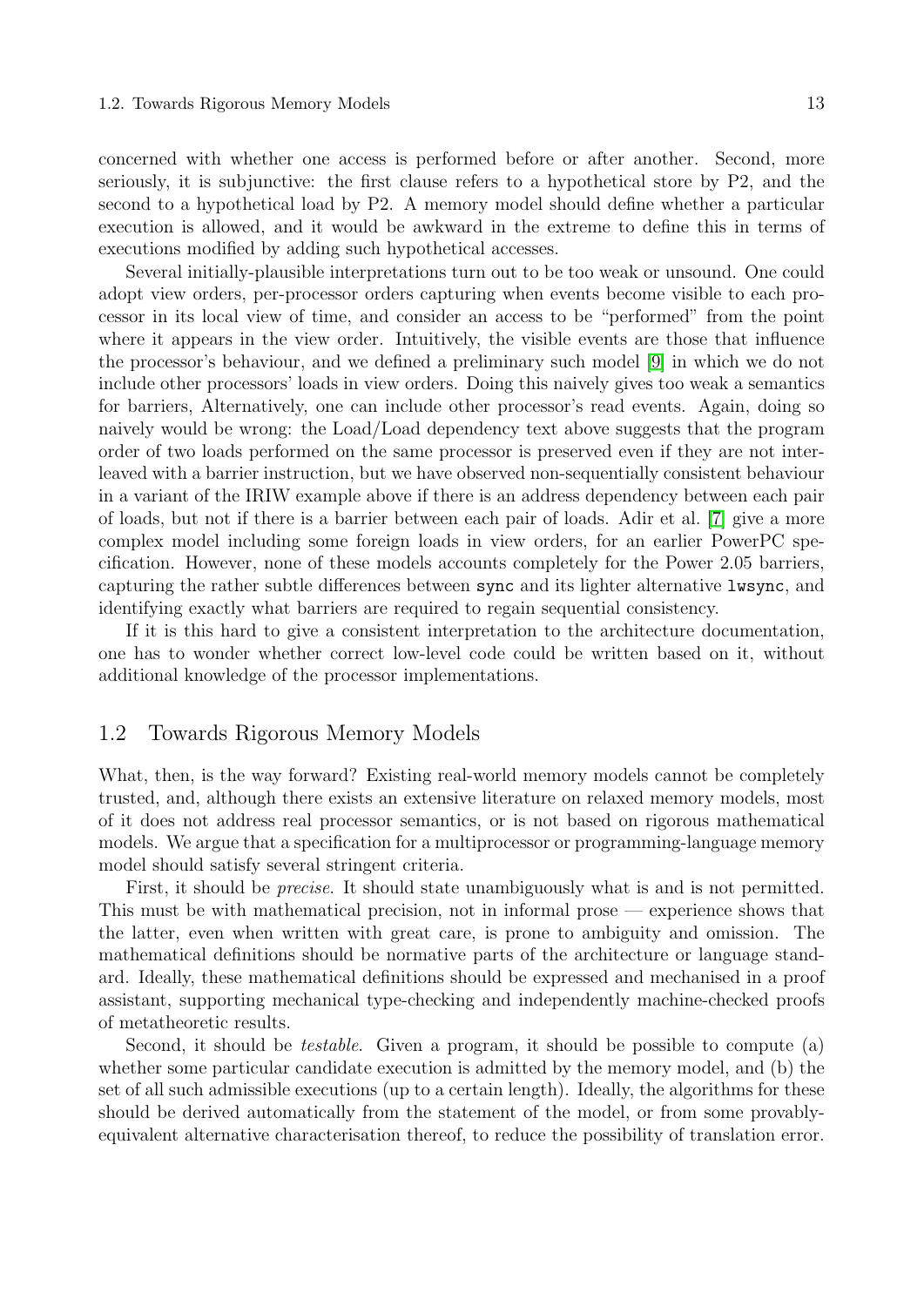concerned with whether one access is performed before or after another. Second, more seriously, it is subjunctive: the first clause refers to a hypothetical store by P2, and the second to a hypothetical load by P2. A memory model should define whether a particular execution is allowed, and it would be awkward in the extreme to define this in terms of executions modified by adding such hypothetical accesses.

Several initially-plausible interpretations turn out to be too weak or unsound. One could adopt view orders, per-processor orders capturing when events become visible to each processor in its local view of time, and consider an access to be "performed" from the point where it appears in the view order. Intuitively, the visible events are those that influence the processor's behaviour, and we defined a preliminary such model [9] in which we do not include other processors' loads in view orders. Doing this naively gives too weak a semantics for barriers, Alternatively, one can include other processor's read events. Again, doing so naively would be wrong: the Load/Load dependency text above suggests that the program order of two loads performed on the same processor is preserved even if they are not interleaved with a barrier instruction, but we have observed non-sequentially consistent behaviour in a variant of the IRIW example above if there is an address dependency between each pair of loads, but not if there is a barrier between each pair of loads. Adir et al. [7] give a more complex model including some foreign loads in view orders, for an earlier PowerPC specification. However, none of these models accounts completely for the Power 2.05 barriers, capturing the rather subtle differences between `sync` and its lighter alternative `lwsync`, and identifying exactly what barriers are required to regain sequential consistency.

If it is this hard to give a consistent interpretation to the architecture documentation, one has to wonder whether correct low-level code could be written based on it, without additional knowledge of the processor implementations.

## 1.2 Towards Rigorous Memory Models

What, then, is the way forward? Existing real-world memory models cannot be completely trusted, and, although there exists an extensive literature on relaxed memory models, most of it does not address real processor semantics, or is not based on rigorous mathematical models. We argue that a specification for a multiprocessor or programming-language memory model should satisfy several stringent criteria.

First, it should be *precise*. It should state unambiguously what is and is not permitted. This must be with mathematical precision, not in informal prose — experience shows that the latter, even when written with great care, is prone to ambiguity and omission. The mathematical definitions should be normative parts of the architecture or language standard. Ideally, these mathematical definitions should be expressed and mechanised in a proof assistant, supporting mechanical type-checking and independently machine-checked proofs of metatheoretic results.

Second, it should be *testable*. Given a program, it should be possible to compute (a) whether some particular candidate execution is admitted by the memory model, and (b) the set of all such admissible executions (up to a certain length). Ideally, the algorithms for these should be derived automatically from the statement of the model, or from some provably-equivalent alternative characterisation thereof, to reduce the possibility of translation error.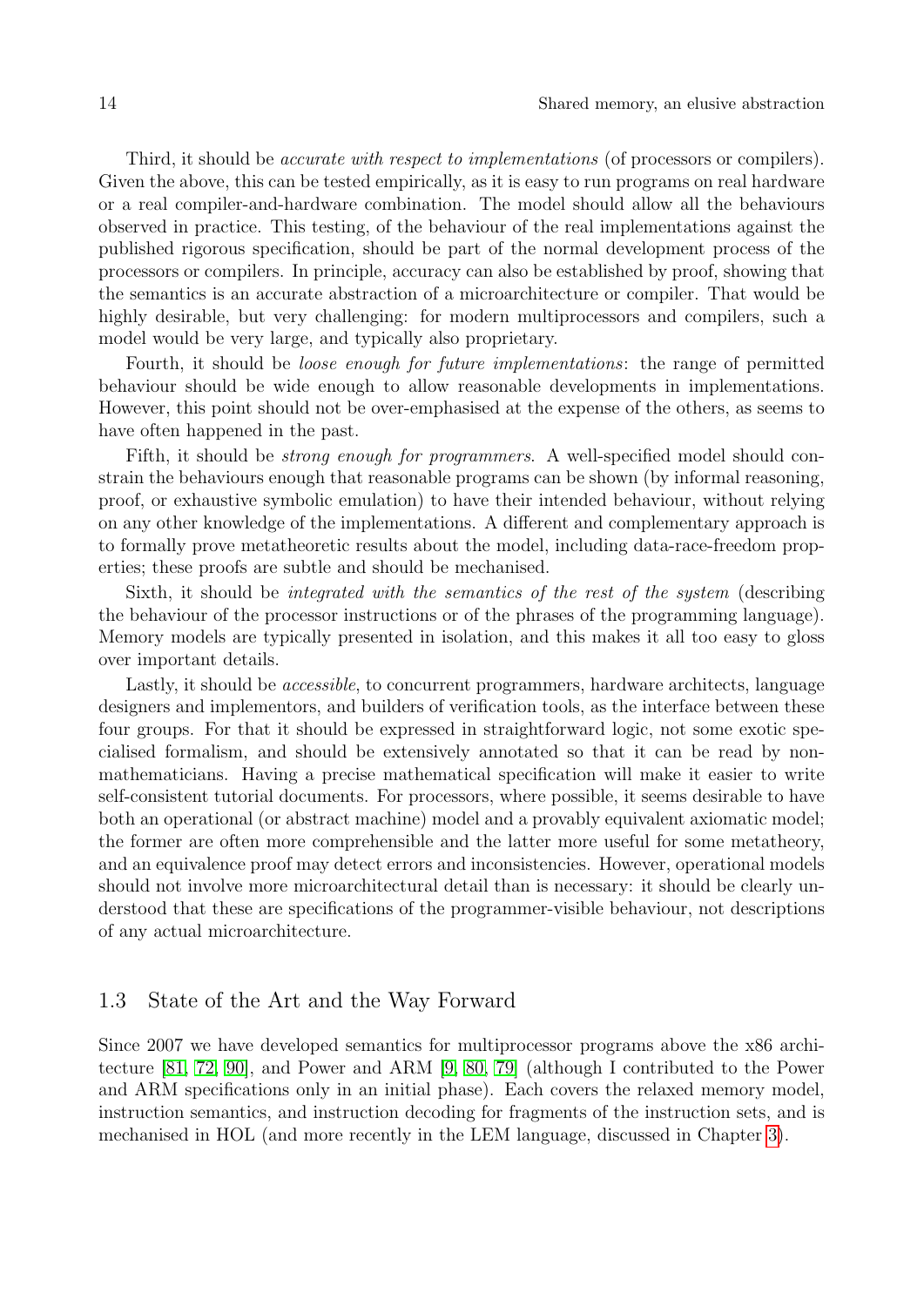Third, it should be *accurate with respect to implementations* (of processors or compilers). Given the above, this can be tested empirically, as it is easy to run programs on real hardware or a real compiler-and-hardware combination. The model should allow all the behaviours observed in practice. This testing, of the behaviour of the real implementations against the published rigorous specification, should be part of the normal development process of the processors or compilers. In principle, accuracy can also be established by proof, showing that the semantics is an accurate abstraction of a microarchitecture or compiler. That would be highly desirable, but very challenging: for modern multiprocessors and compilers, such a model would be very large, and typically also proprietary.

Fourth, it should be *loose enough for future implementations*: the range of permitted behaviour should be wide enough to allow reasonable developments in implementations. However, this point should not be over-emphasised at the expense of the others, as seems to have often happened in the past.

Fifth, it should be *strong enough for programmers*. A well-specified model should constrain the behaviours enough that reasonable programs can be shown (by informal reasoning, proof, or exhaustive symbolic emulation) to have their intended behaviour, without relying on any other knowledge of the implementations. A different and complementary approach is to formally prove metatheoretic results about the model, including data-race-freedom properties; these proofs are subtle and should be mechanised.

Sixth, it should be *integrated with the semantics of the rest of the system* (describing the behaviour of the processor instructions or of the phrases of the programming language). Memory models are typically presented in isolation, and this makes it all too easy to gloss over important details.

Lastly, it should be *accessible*, to concurrent programmers, hardware architects, language designers and implementors, and builders of verification tools, as the interface between these four groups. For that it should be expressed in straightforward logic, not some exotic specialised formalism, and should be extensively annotated so that it can be read by non-mathematicians. Having a precise mathematical specification will make it easier to write self-consistent tutorial documents. For processors, where possible, it seems desirable to have both an operational (or abstract machine) model and a provably equivalent axiomatic model; the former are often more comprehensible and the latter more useful for some metatheory, and an equivalence proof may detect errors and inconsistencies. However, operational models should not involve more microarchitectural detail than is necessary: it should be clearly understood that these are specifications of the programmer-visible behaviour, not descriptions of any actual microarchitecture.

## 1.3 State of the Art and the Way Forward

Since 2007 we have developed semantics for multiprocessor programs above the x86 architecture [81, 72, 90], and Power and ARM [9, 80, 79] (although I contributed to the Power and ARM specifications only in an initial phase). Each covers the relaxed memory model, instruction semantics, and instruction decoding for fragments of the instruction sets, and is mechanised in HOL (and more recently in the LEM language, discussed in Chapter 3).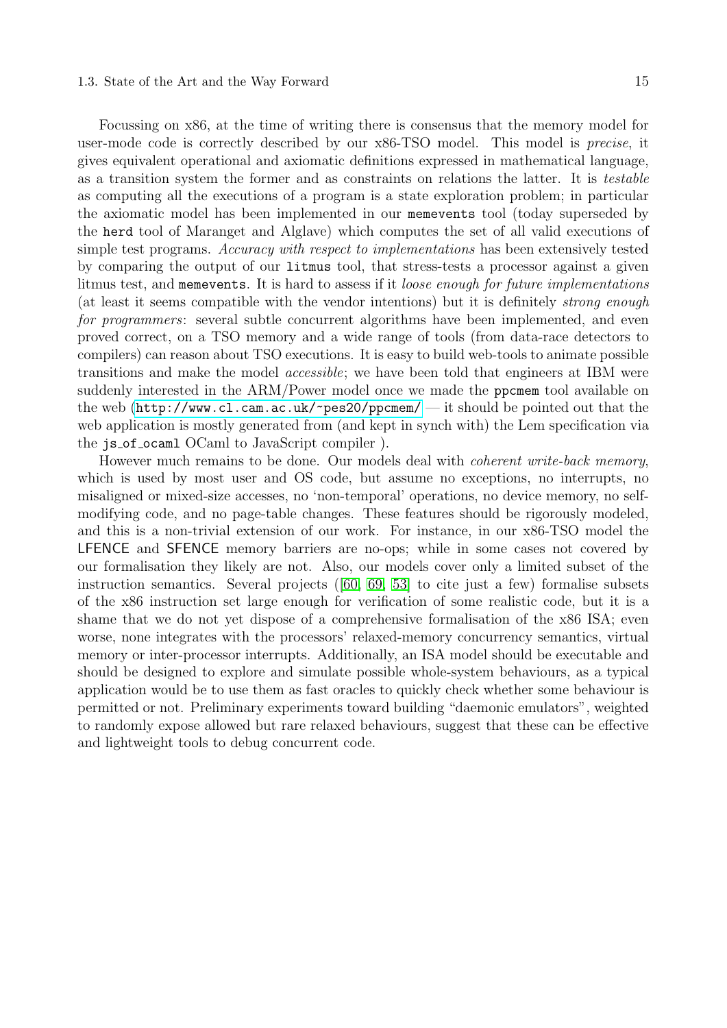Focussing on x86, at the time of writing there is consensus that the memory model for user-mode code is correctly described by our x86-TSO model. This model is *precise*, it gives equivalent operational and axiomatic definitions expressed in mathematical language, as a transition system the former and as constraints on relations the latter. It is *testable* as computing all the executions of a program is a state exploration problem; in particular the axiomatic model has been implemented in our `memevents` tool (today superseded by the `herd` tool of Maranget and Alglave) which computes the set of all valid executions of simple test programs. *Accuracy with respect to implementations* has been extensively tested by comparing the output of our `litmus` tool, that stress-tests a processor against a given litmus test, and `memevents`. It is hard to assess if it *loose enough for future implementations* (at least it seems compatible with the vendor intentions) but it is definitely *strong enough for programmers*: several subtle concurrent algorithms have been implemented, and even proved correct, on a TSO memory and a wide range of tools (from data-race detectors to compilers) can reason about TSO executions. It is easy to build web-tools to animate possible transitions and make the model *accessible*; we have been told that engineers at IBM were suddenly interested in the ARM/Power model once we made the `ppcmem` tool available on the web (`http://www.cl.cam.ac.uk/~pes20/ppcmem/` — it should be pointed out that the web application is mostly generated from (and kept in synch with) the Lem specification via the `js_of_ocaml` OCaml to JavaScript compiler ).

However much remains to be done. Our models deal with *coherent write-back memory*, which is used by most user and OS code, but assume no exceptions, no interrupts, no misaligned or mixed-size accesses, no 'non-temporal' operations, no device memory, no self-modifying code, and no page-table changes. These features should be rigorously modeled, and this is a non-trivial extension of our work. For instance, in our x86-TSO model the LFENCE and SFENCE memory barriers are no-ops; while in some cases not covered by our formalisation they likely are not. Also, our models cover only a limited subset of the instruction semantics. Several projects ([60, 69, 53] to cite just a few) formalise subsets of the x86 instruction set large enough for verification of some realistic code, but it is a shame that we do not yet dispose of a comprehensive formalisation of the x86 ISA; even worse, none integrates with the processors' relaxed-memory concurrency semantics, virtual memory or inter-processor interrupts. Additionally, an ISA model should be executable and should be designed to explore and simulate possible whole-system behaviours, as a typical application would be to use them as fast oracles to quickly check whether some behaviour is permitted or not. Preliminary experiments toward building "daemonic emulators", weighted to randomly expose allowed but rare relaxed behaviours, suggest that these can be effective and lightweight tools to debug concurrent code.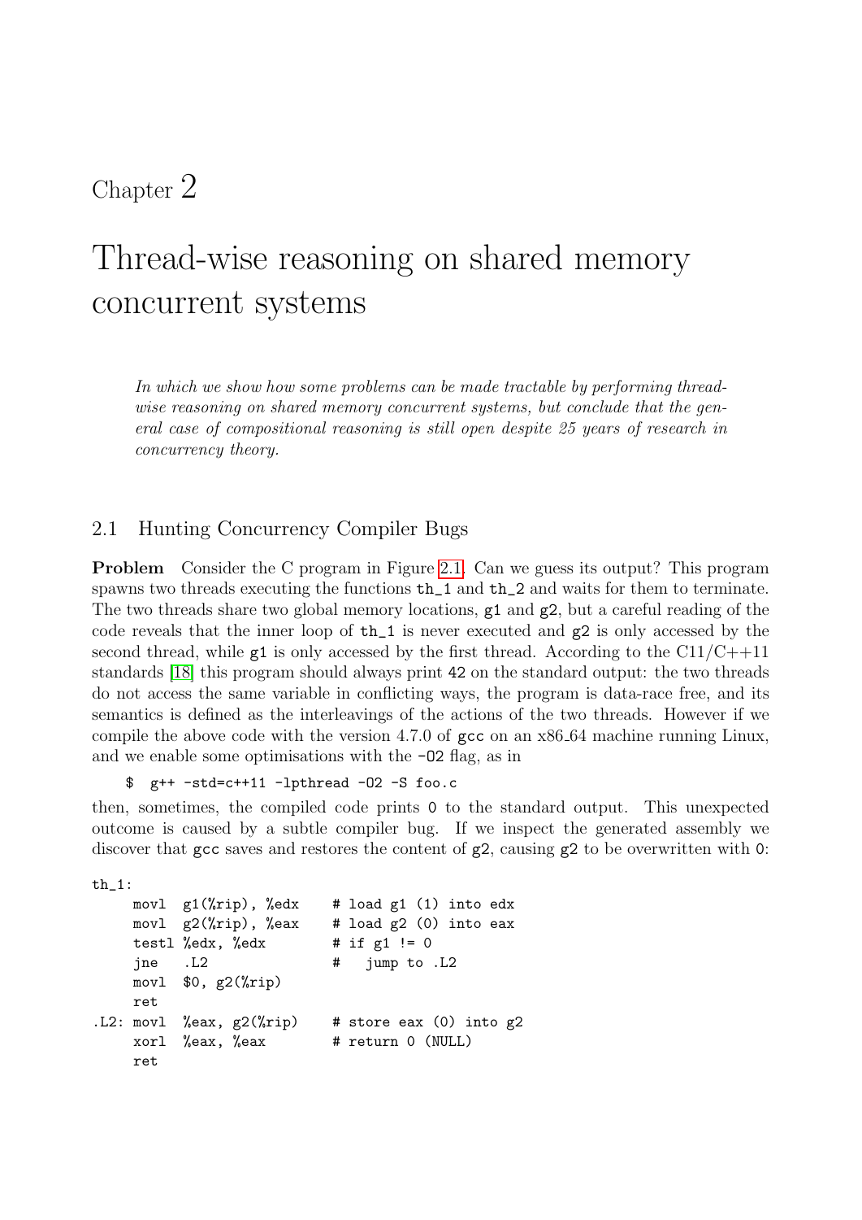# Chapter 2

# Thread-wise reasoning on shared memory concurrent systems

*In which we show how some problems can be made tractable by performing thread-wise reasoning on shared memory concurrent systems, but conclude that the general case of compositional reasoning is still open despite 25 years of research in concurrency theory.*

## 2.1 Hunting Concurrency Compiler Bugs

**Problem** Consider the C program in Figure 2.1. Can we guess its output? This program spawns two threads executing the functions `th_1` and `th_2` and waits for them to terminate. The two threads share two global memory locations, `g1` and `g2`, but a careful reading of the code reveals that the inner loop of `th_1` is never executed and `g2` is only accessed by the second thread, while `g1` is only accessed by the first thread. According to the C11/C++11 standards [18] this program should always print `42` on the standard output: the two threads do not access the same variable in conflicting ways, the program is data-race free, and its semantics is defined as the interleavings of the actions of the two threads. However if we compile the above code with the version 4.7.0 of `gcc` on an x86_64 machine running Linux, and we enable some optimisations with the `-O2` flag, as in

```
$  g++ -std=c++11 -lpthread -O2 -S foo.c
```

then, sometimes, the compiled code prints `0` to the standard output. This unexpected outcome is caused by a subtle compiler bug. If we inspect the generated assembly we discover that `gcc` saves and restores the content of `g2`, causing `g2` to be overwritten with `0`:

```
th_1:
     movl  g1(%rip), %edx     # load g1 (1) into edx
     movl  g2(%rip), %eax     # load g2 (0) into eax
     testl %edx, %edx         # if g1 != 0
     jne   .L2                #   jump to .L2
     movl  $0, g2(%rip)
     ret
.L2: movl  %eax, g2(%rip)     # store eax (0) into g2
     xorl  %eax, %eax         # return 0 (NULL)
     ret
```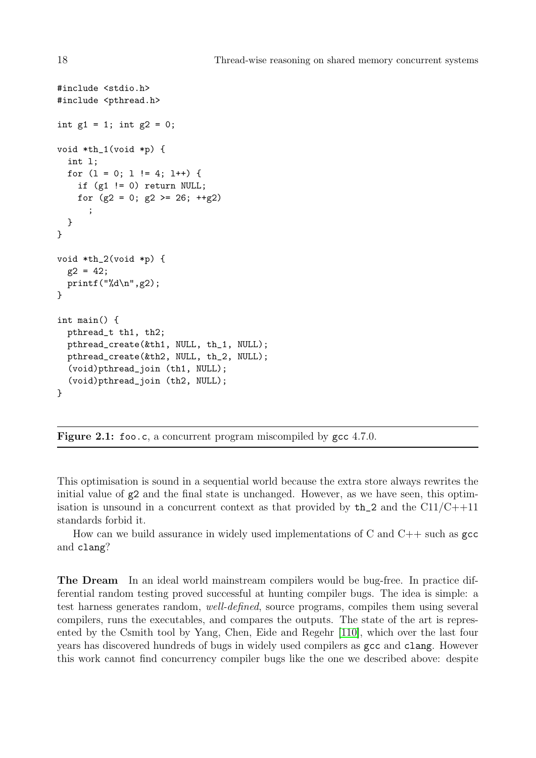```c
#include <stdio.h>
#include <pthread.h>

int g1 = 1; int g2 = 0;

void *th_1(void *p) {
  int l;
  for (l = 0; l != 4; l++) {
    if (g1 != 0) return NULL;
    for (g2 = 0; g2 >= 26; ++g2)
      ;
  }
}

void *th_2(void *p) {
  g2 = 42;
  printf("%d\n",g2);
}

int main() {
  pthread_t th1, th2;
  pthread_create(&th1, NULL, th_1, NULL);
  pthread_create(&th2, NULL, th_2, NULL);
  (void)pthread_join (th1, NULL);
  (void)pthread_join (th2, NULL);
}
```

**Figure 2.1:** `foo.c`, a concurrent program miscompiled by `gcc` 4.7.0.

This optimisation is sound in a sequential world because the extra store always rewrites the initial value of `g2` and the final state is unchanged. However, as we have seen, this optimisation is unsound in a concurrent context as that provided by `th_2` and the C11/C++11 standards forbid it.

How can we build assurance in widely used implementations of C and C++ such as `gcc` and `clang`?

**The Dream** In an ideal world mainstream compilers would be bug-free. In practice differential random testing proved successful at hunting compiler bugs. The idea is simple: a test harness generates random, *well-defined*, source programs, compiles them using several compilers, runs the executables, and compares the outputs. The state of the art is represented by the Csmith tool by Yang, Chen, Eide and Regehr [110], which over the last four years has discovered hundreds of bugs in widely used compilers as `gcc` and `clang`. However this work cannot find concurrency compiler bugs like the one we described above: despite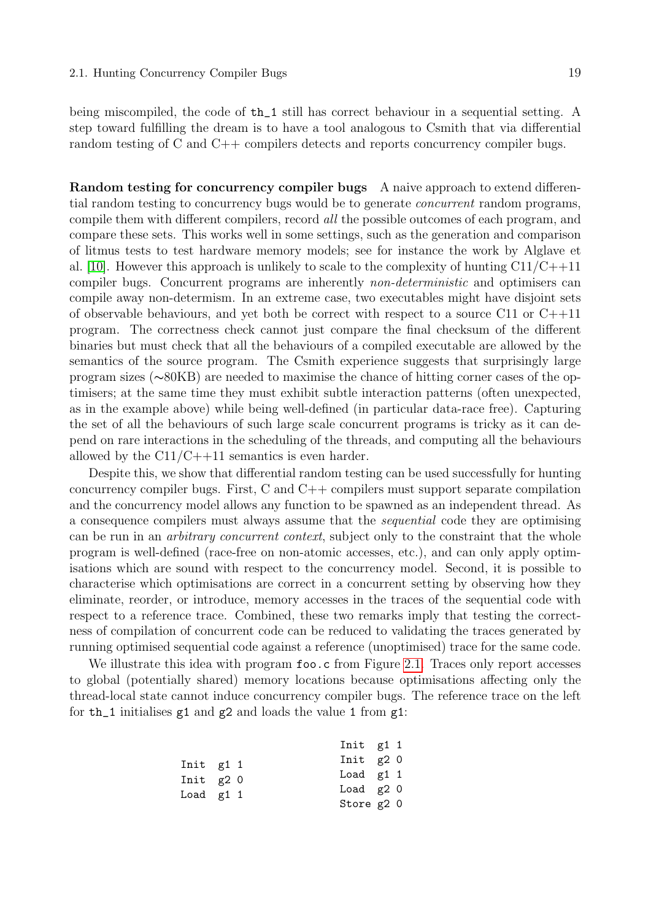being miscompiled, the code of th_1 still has correct behaviour in a sequential setting. A step toward fulfilling the dream is to have a tool analogous to Csmith that via differential random testing of C and C++ compilers detects and reports concurrency compiler bugs.

**Random testing for concurrency compiler bugs** A naive approach to extend differential random testing to concurrency bugs would be to generate *concurrent* random programs, compile them with different compilers, record *all* the possible outcomes of each program, and compare these sets. This works well in some settings, such as the generation and comparison of litmus tests to test hardware memory models; see for instance the work by Alglave et al. [10]. However this approach is unlikely to scale to the complexity of hunting C11/C++11 compiler bugs. Concurrent programs are inherently *non-deterministic* and optimisers can compile away non-determism. In an extreme case, two executables might have disjoint sets of observable behaviours, and yet both be correct with respect to a source C11 or C++11 program. The correctness check cannot just compare the final checksum of the different binaries but must check that all the behaviours of a compiled executable are allowed by the semantics of the source program. The Csmith experience suggests that surprisingly large program sizes (∼80KB) are needed to maximise the chance of hitting corner cases of the optimisers; at the same time they must exhibit subtle interaction patterns (often unexpected, as in the example above) while being well-defined (in particular data-race free). Capturing the set of all the behaviours of such large scale concurrent programs is tricky as it can depend on rare interactions in the scheduling of the threads, and computing all the behaviours allowed by the C11/C++11 semantics is even harder.

Despite this, we show that differential random testing can be used successfully for hunting concurrency compiler bugs. First, C and C++ compilers must support separate compilation and the concurrency model allows any function to be spawned as an independent thread. As a consequence compilers must always assume that the *sequential* code they are optimising can be run in an *arbitrary concurrent context*, subject only to the constraint that the whole program is well-defined (race-free on non-atomic accesses, etc.), and can only apply optimisations which are sound with respect to the concurrency model. Second, it is possible to characterise which optimisations are correct in a concurrent setting by observing how they eliminate, reorder, or introduce, memory accesses in the traces of the sequential code with respect to a reference trace. Combined, these two remarks imply that testing the correctness of compilation of concurrent code can be reduced to validating the traces generated by running optimised sequential code against a reference (unoptimised) trace for the same code.

We illustrate this idea with program foo.c from Figure 2.1. Traces only report accesses to global (potentially shared) memory locations because optimisations affecting only the thread-local state cannot induce concurrency compiler bugs. The reference trace on the left for th_1 initialises g1 and g2 and loads the value 1 from g1:

```
Init  g1 1
Init  g2 0
Load  g1 1
```

```
Init  g1 1
Init  g2 0
Load  g1 1
Load  g2 0
Store g2 0
```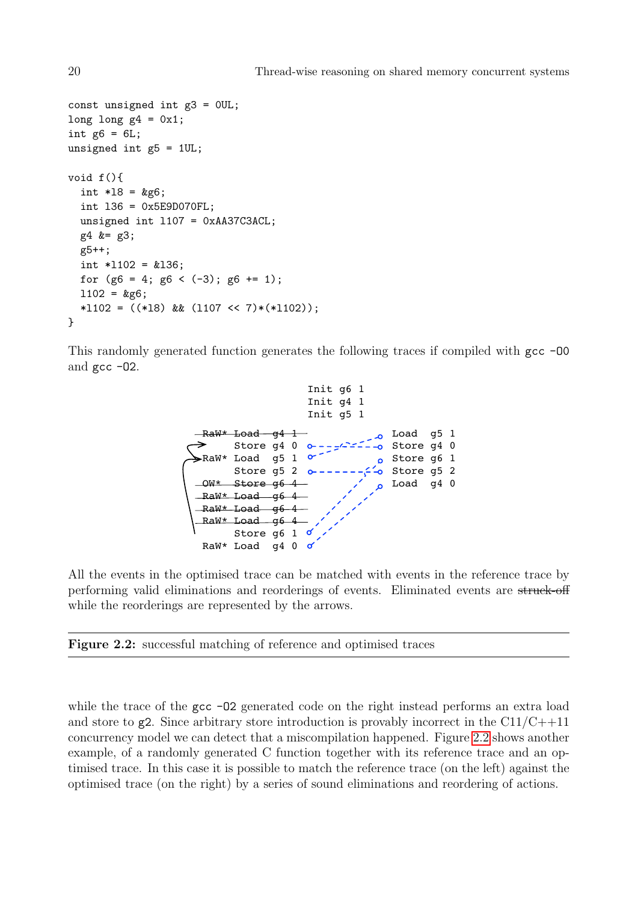```
const unsigned int g3 = 0UL;
long long g4 = 0x1;
int g6 = 6L;
unsigned int g5 = 1UL;

void f(){
  int *l8 = &g6;
  int l36 = 0x5E9D070FL;
  unsigned int l107 = 0xAA37C3ACL;
  g4 &= g3;
  g5++;
  int *l102 = &l36;
  for (g6 = 4; g6 < (-3); g6 += 1);
  l102 = &g6;
  *l102 = ((*l8) && (l107 << 7)*(*l102));
}
```

This randomly generated function generates the following traces if compiled with `gcc -O0` and `gcc -O2`.

```
                    Init g6 1
                    Init g4 1
                    Init g5 1

~~RaW* Load  g4 1~~             Load  g5 1
       Store g4 0              Store g4 0
 RaW*  Load  g5 1              Store g6 1
       Store g5 2              Store g5 2
~~OW*  Store g6 4~~             Load  g4 0
~~RaW* Load  g6 4~~
~~RaW* Load  g6 4~~
~~RaW* Load  g6 4~~
       Store g6 1
 RaW*  Load  g4 0
```

All the events in the optimised trace can be matched with events in the reference trace by performing valid eliminations and reorderings of events. Eliminated events are ~~struck-off~~ while the reorderings are represented by the arrows.

**Figure 2.2:** successful matching of reference and optimised traces

while the trace of the `gcc -O2` generated code on the right instead performs an extra load and store to `g2`. Since arbitrary store introduction is provably incorrect in the C11/C++11 concurrency model we can detect that a miscompilation happened. Figure 2.2 shows another example, of a randomly generated C function together with its reference trace and an optimised trace. In this case it is possible to match the reference trace (on the left) against the optimised trace (on the right) by a series of sound eliminations and reordering of actions.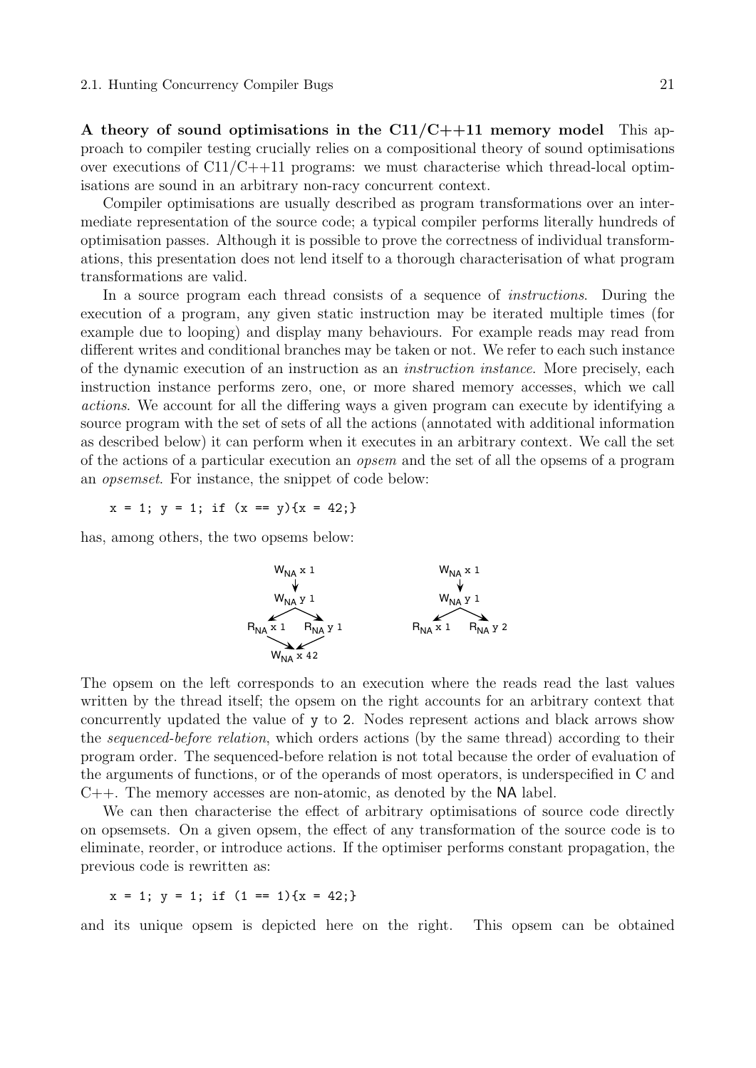**A theory of sound optimisations in the C11/C++11 memory model** This approach to compiler testing crucially relies on a compositional theory of sound optimisations over executions of C11/C++11 programs: we must characterise which thread-local optimisations are sound in an arbitrary non-racy concurrent context.

Compiler optimisations are usually described as program transformations over an intermediate representation of the source code; a typical compiler performs literally hundreds of optimisation passes. Although it is possible to prove the correctness of individual transformations, this presentation does not lend itself to a thorough characterisation of what program transformations are valid.

In a source program each thread consists of a sequence of *instructions*. During the execution of a program, any given static instruction may be iterated multiple times (for example due to looping) and display many behaviours. For example reads may read from different writes and conditional branches may be taken or not. We refer to each such instance of the dynamic execution of an instruction as an *instruction instance*. More precisely, each instruction instance performs zero, one, or more shared memory accesses, which we call *actions*. We account for all the differing ways a given program can execute by identifying a source program with the set of sets of all the actions (annotated with additional information as described below) it can perform when it executes in an arbitrary context. We call the set of the actions of a particular execution an *opsem* and the set of all the opsems of a program an *opsemset*. For instance, the snippet of code below:

```
x = 1; y = 1; if (x == y){x = 42;}
```

has, among others, the two opsems below:

$W_{NA}$ x 1
$W_{NA}$ y 1
$R_{NA}$ x 1 $R_{NA}$ y 1
$W_{NA}$ x 42

$W_{NA}$ x 1
$W_{NA}$ y 1
$R_{NA}$ x 1 $R_{NA}$ y 2

The opsem on the left corresponds to an execution where the reads read the last values written by the thread itself; the opsem on the right accounts for an arbitrary context that concurrently updated the value of y to 2. Nodes represent actions and black arrows show the *sequenced-before relation*, which orders actions (by the same thread) according to their program order. The sequenced-before relation is not total because the order of evaluation of the arguments of functions, or of the operands of most operators, is underspecified in C and C++. The memory accesses are non-atomic, as denoted by the NA label.

We can then characterise the effect of arbitrary optimisations of source code directly on opsemsets. On a given opsem, the effect of any transformation of the source code is to eliminate, reorder, or introduce actions. If the optimiser performs constant propagation, the previous code is rewritten as:

```
x = 1; y = 1; if (1 == 1){x = 42;}
```

and its unique opsem is depicted here on the right. This opsem can be obtained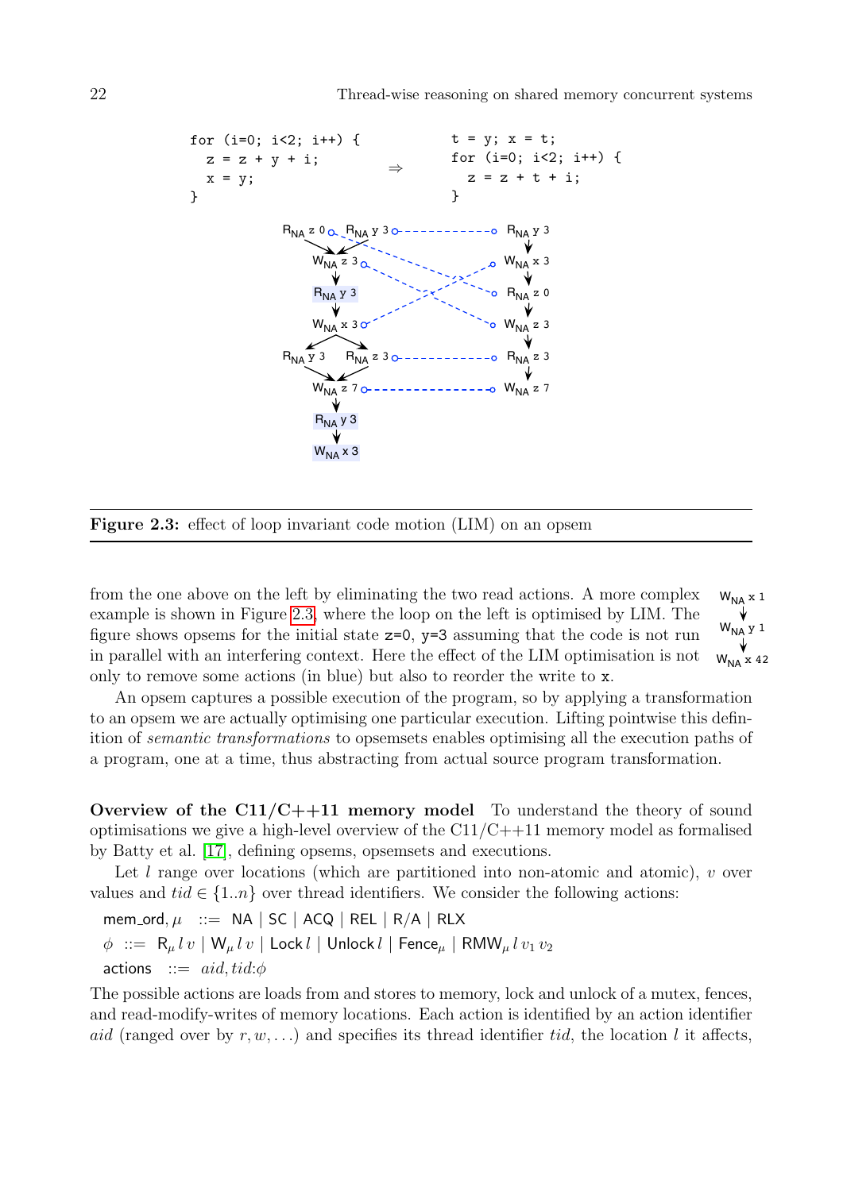```
for (i=0; i<2; i++) {
  z = z + y + i;
  x = y;
}
```

⇒

```
t = y; x = t;
for (i=0; i<2; i++) {
  z = z + t + i;
}
```

$R_{NA}$ z 0 $R_{NA}$ y 3 $R_{NA}$ y 3

$W_{NA}$ z 3 $W_{NA}$ x 3

$R_{NA}$ y 3 $R_{NA}$ z 0

$W_{NA}$ x 3 $W_{NA}$ z 3

$R_{NA}$ y 3 $R_{NA}$ z 3 $R_{NA}$ z 3

$W_{NA}$ z 7 $W_{NA}$ z 7

$R_{NA}$ y 3

$W_{NA}$ x 3

**Figure 2.3:** effect of loop invariant code motion (LIM) on an opsem

$W_{NA}$ x 1

$W_{NA}$ y 1

$W_{NA}$ x 42

from the one above on the left by eliminating the two read actions. A more complex example is shown in Figure 2.3, where the loop on the left is optimised by LIM. The figure shows opsems for the initial state z=0, y=3 assuming that the code is not run in parallel with an interfering context. Here the effect of the LIM optimisation is not only to remove some actions (in blue) but also to reorder the write to x.

An opsem captures a possible execution of the program, so by applying a transformation to an opsem we are actually optimising one particular execution. Lifting pointwise this definition of *semantic transformations* to opsemsets enables optimising all the execution paths of a program, one at a time, thus abstracting from actual source program transformation.

**Overview of the C11/C++11 memory model** To understand the theory of sound optimisations we give a high-level overview of the C11/C++11 memory model as formalised by Batty et al. [17], defining opsems, opsemsets and executions.

Let $l$ range over locations (which are partitioned into non-atomic and atomic), $v$ over values and $tid \in \{1..n\}$ over thread identifiers. We consider the following actions:

$$\mathsf{mem\_ord}, \mu \ ::= \ \mathsf{NA} \mid \mathsf{SC} \mid \mathsf{ACQ} \mid \mathsf{REL} \mid \mathsf{R/A} \mid \mathsf{RLX}$$

$$\phi \ ::= \ \mathsf{R}_\mu\, l\, v \mid \mathsf{W}_\mu\, l\, v \mid \mathsf{Lock}\, l \mid \mathsf{Unlock}\, l \mid \mathsf{Fence}_\mu \mid \mathsf{RMW}_\mu\, l\, v_1\, v_2$$

$$\mathsf{actions} \ ::= \ aid, tid{:}\phi$$

The possible actions are loads from and stores to memory, lock and unlock of a mutex, fences, and read-modify-writes of memory locations. Each action is identified by an action identifier $aid$ (ranged over by $r, w, \ldots$) and specifies its thread identifier $tid$, the location $l$ it affects,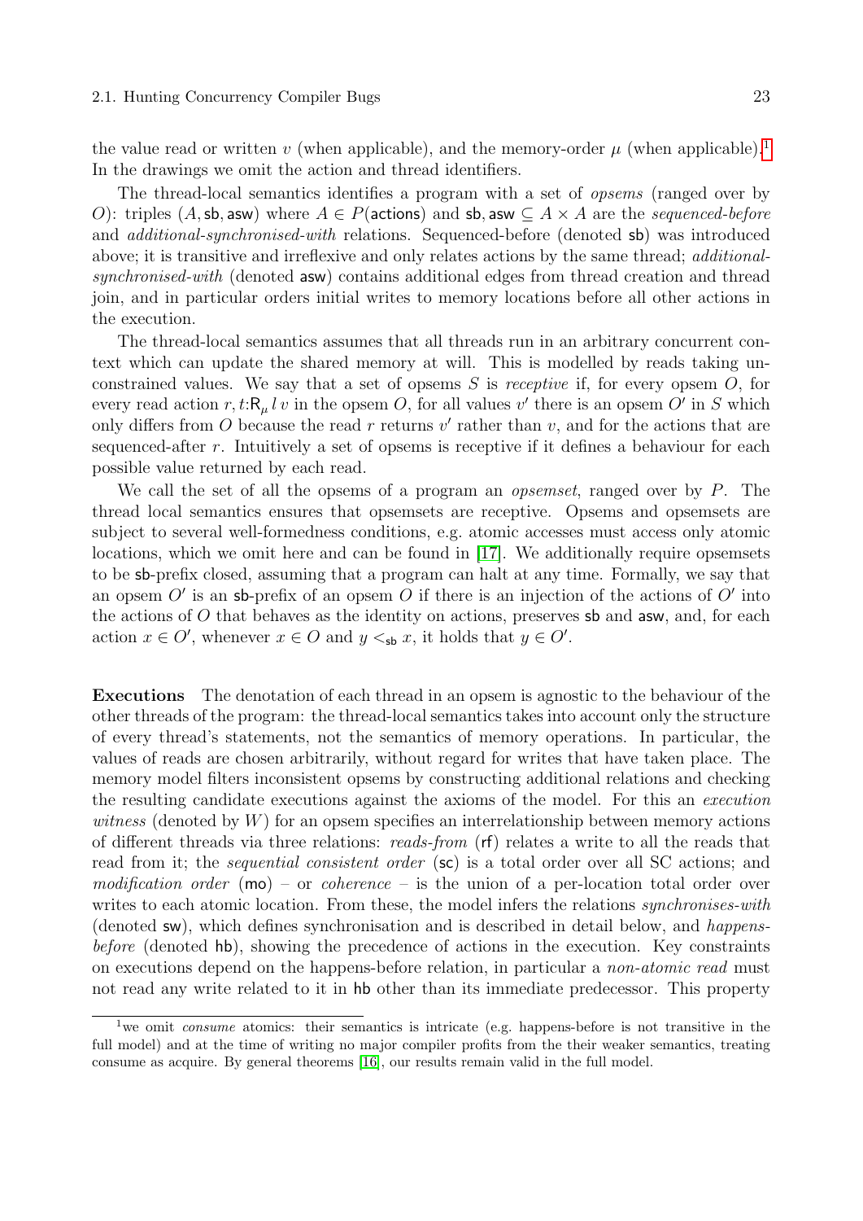the value read or written $v$ (when applicable), and the memory-order $\mu$ (when applicable).[1] In the drawings we omit the action and thread identifiers.

The thread-local semantics identifies a program with a set of *opsems* (ranged over by $O$): triples $(A, \mathsf{sb}, \mathsf{asw})$ where $A \in P(\mathsf{actions})$ and $\mathsf{sb}, \mathsf{asw} \subseteq A \times A$ are the *sequenced-before* and *additional-synchronised-with* relations. Sequenced-before (denoted $\mathsf{sb}$) was introduced above; it is transitive and irreflexive and only relates actions by the same thread; *additional-synchronised-with* (denoted $\mathsf{asw}$) contains additional edges from thread creation and thread join, and in particular orders initial writes to memory locations before all other actions in the execution.

The thread-local semantics assumes that all threads run in an arbitrary concurrent context which can update the shared memory at will. This is modelled by reads taking unconstrained values. We say that a set of opsems $S$ is *receptive* if, for every opsem $O$, for every read action $r, t{:}\mathsf{R}_\mu\, l\, v$ in the opsem $O$, for all values $v'$ there is an opsem $O'$ in $S$ which only differs from $O$ because the read $r$ returns $v'$ rather than $v$, and for the actions that are sequenced-after $r$. Intuitively a set of opsems is receptive if it defines a behaviour for each possible value returned by each read.

We call the set of all the opsems of a program an *opsemset*, ranged over by $P$. The thread local semantics ensures that opsemsets are receptive. Opsems and opsemsets are subject to several well-formedness conditions, e.g. atomic accesses must access only atomic locations, which we omit here and can be found in [17]. We additionally require opsemsets to be $\mathsf{sb}$-prefix closed, assuming that a program can halt at any time. Formally, we say that an opsem $O'$ is an $\mathsf{sb}$-prefix of an opsem $O$ if there is an injection of the actions of $O'$ into the actions of $O$ that behaves as the identity on actions, preserves $\mathsf{sb}$ and $\mathsf{asw}$, and, for each action $x \in O'$, whenever $x \in O$ and $y <_{\mathsf{sb}} x$, it holds that $y \in O'$.

**Executions** The denotation of each thread in an opsem is agnostic to the behaviour of the other threads of the program: the thread-local semantics takes into account only the structure of every thread's statements, not the semantics of memory operations. In particular, the values of reads are chosen arbitrarily, without regard for writes that have taken place. The memory model filters inconsistent opsems by constructing additional relations and checking the resulting candidate executions against the axioms of the model. For this an *execution witness* (denoted by $W$) for an opsem specifies an interrelationship between memory actions of different threads via three relations: *reads-from* ($\mathsf{rf}$) relates a write to all the reads that read from it; the *sequential consistent order* ($\mathsf{sc}$) is a total order over all SC actions; and *modification order* ($\mathsf{mo}$) – or *coherence* – is the union of a per-location total order over writes to each atomic location. From these, the model infers the relations *synchronises-with* (denoted $\mathsf{sw}$), which defines synchronisation and is described in detail below, and *happens-before* (denoted $\mathsf{hb}$), showing the precedence of actions in the execution. Key constraints on executions depend on the happens-before relation, in particular a *non-atomic read* must not read any write related to it in $\mathsf{hb}$ other than its immediate predecessor. This property

[1] we omit *consume* atomics: their semantics is intricate (e.g. happens-before is not transitive in the full model) and at the time of writing no major compiler profits from the their weaker semantics, treating consume as acquire. By general theorems [16], our results remain valid in the full model.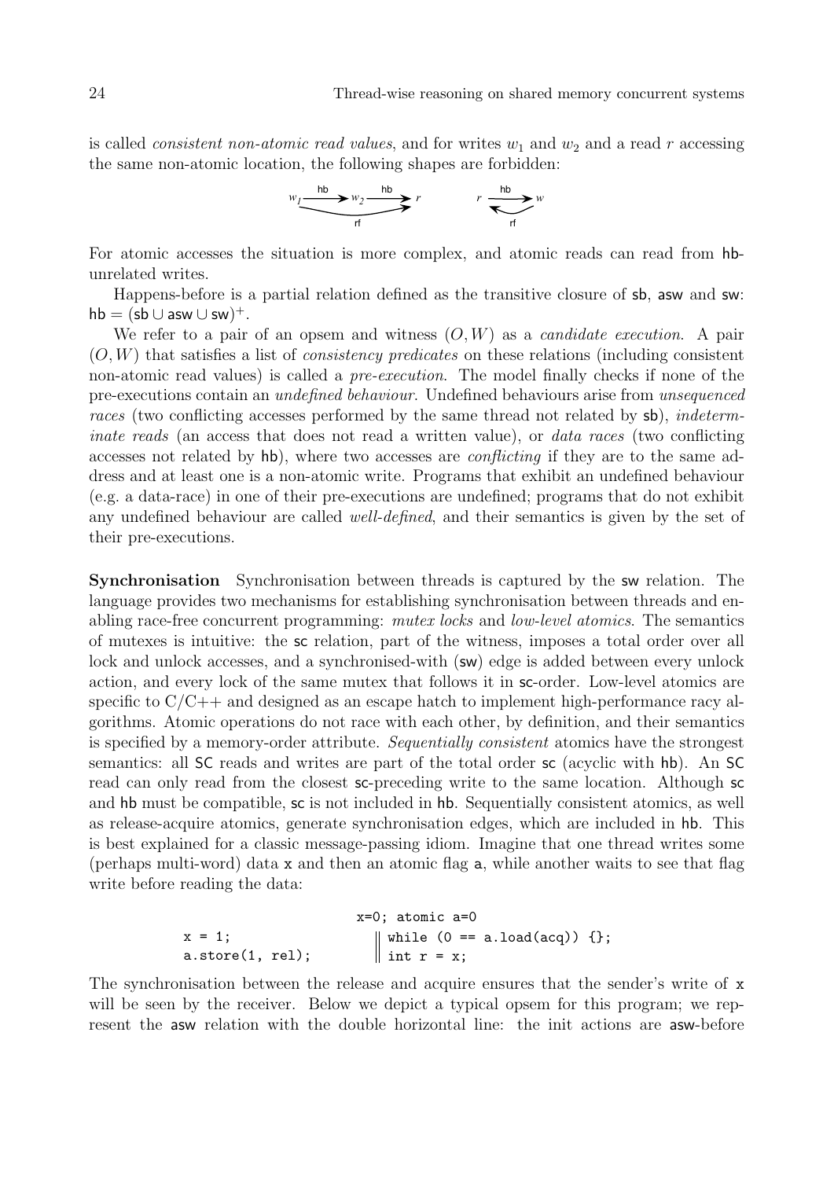is called *consistent non-atomic read values*, and for writes $w_1$ and $w_2$ and a read $r$ accessing the same non-atomic location, the following shapes are forbidden:

$w_1$ hb $w_2$ hb $r$ rf    $r$ hb $w$ rf

For atomic accesses the situation is more complex, and atomic reads can read from hb-unrelated writes.

Happens-before is a partial relation defined as the transitive closure of sb, asw and sw: $\mathsf{hb} = (\mathsf{sb} \cup \mathsf{asw} \cup \mathsf{sw})^+$.

We refer to a pair of an opsem and witness $(O, W)$ as a *candidate execution*. A pair $(O, W)$ that satisfies a list of *consistency predicates* on these relations (including consistent non-atomic read values) is called a *pre-execution*. The model finally checks if none of the pre-executions contain an *undefined behaviour*. Undefined behaviours arise from *unsequenced races* (two conflicting accesses performed by the same thread not related by sb), *indeterminate reads* (an access that does not read a written value), or *data races* (two conflicting accesses not related by hb), where two accesses are *conflicting* if they are to the same address and at least one is a non-atomic write. Programs that exhibit an undefined behaviour (e.g. a data-race) in one of their pre-executions are undefined; programs that do not exhibit any undefined behaviour are called *well-defined*, and their semantics is given by the set of their pre-executions.

**Synchronisation** Synchronisation between threads is captured by the sw relation. The language provides two mechanisms for establishing synchronisation between threads and enabling race-free concurrent programming: *mutex locks* and *low-level atomics*. The semantics of mutexes is intuitive: the sc relation, part of the witness, imposes a total order over all lock and unlock accesses, and a synchronised-with (sw) edge is added between every unlock action, and every lock of the same mutex that follows it in sc-order. Low-level atomics are specific to C/C++ and designed as an escape hatch to implement high-performance racy algorithms. Atomic operations do not race with each other, by definition, and their semantics is specified by a memory-order attribute. *Sequentially consistent* atomics have the strongest semantics: all SC reads and writes are part of the total order sc (acyclic with hb). An SC read can only read from the closest sc-preceding write to the same location. Although sc and hb must be compatible, sc is not included in hb. Sequentially consistent atomics, as well as release-acquire atomics, generate synchronisation edges, which are included in hb. This is best explained for a classic message-passing idiom. Imagine that one thread writes some (perhaps multi-word) data x and then an atomic flag a, while another waits to see that flag write before reading the data:

```
                    x=0; atomic a=0
x = 1;              ║ while (0 == a.load(acq)) {};
a.store(1, rel);    ║ int r = x;
```

The synchronisation between the release and acquire ensures that the sender's write of x will be seen by the receiver. Below we depict a typical opsem for this program; we represent the asw relation with the double horizontal line: the init actions are asw-before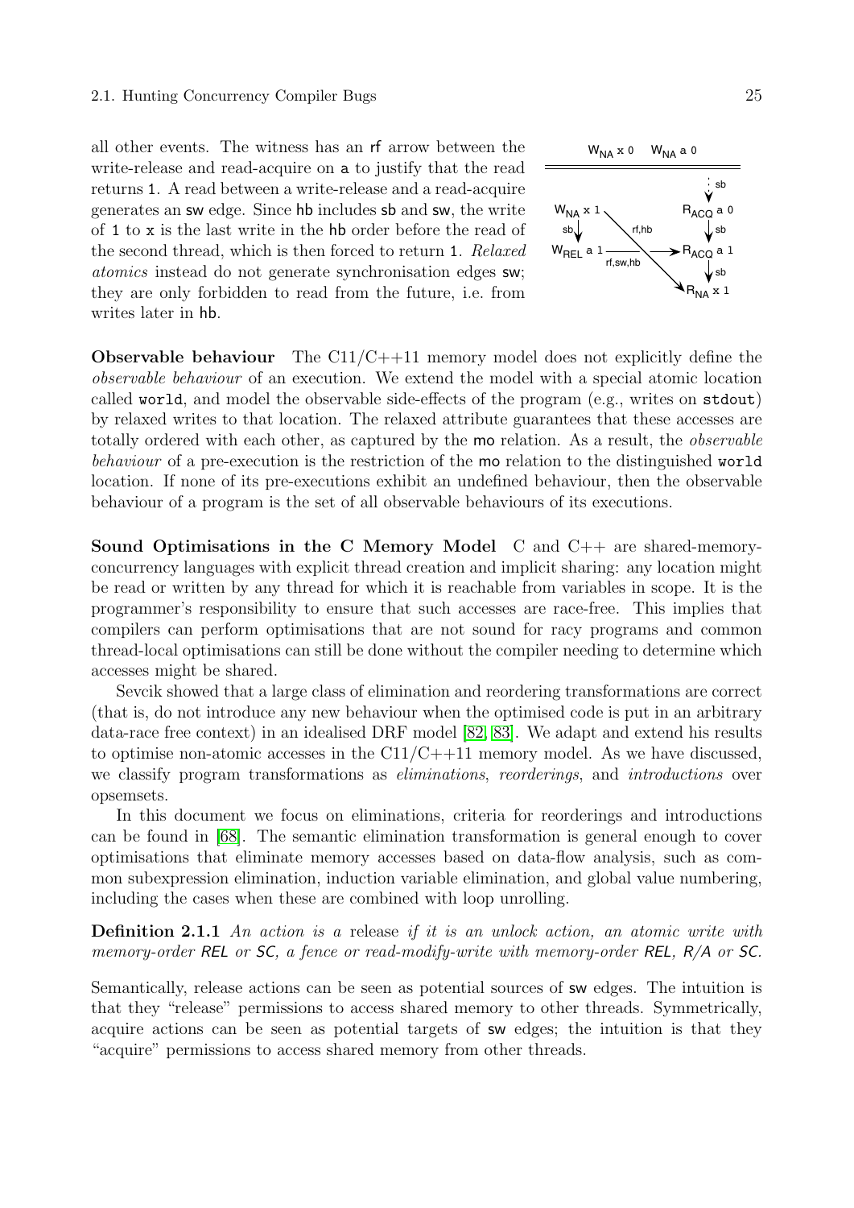all other events. The witness has an rf arrow between the write-release and read-acquire on a to justify that the read returns 1. A read between a write-release and a read-acquire generates an sw edge. Since hb includes sb and sw, the write of 1 to x is the last write in the hb order before the read of the second thread, which is then forced to return 1. *Relaxed atomics* instead do not generate synchronisation edges sw; they are only forbidden to read from the future, i.e. from writes later in hb.

$W_{NA}$ x 0 $W_{NA}$ a 0

sb

$W_{NA}$ x 1

$R_{ACQ}$ a 0

sb

rf,hb

sb

$W_{REL}$ a 1

rf,sw,hb

$R_{ACQ}$ a 1

sb

$R_{NA}$ x 1

**Observable behaviour** The C11/C++11 memory model does not explicitly define the *observable behaviour* of an execution. We extend the model with a special atomic location called world, and model the observable side-effects of the program (e.g., writes on stdout) by relaxed writes to that location. The relaxed attribute guarantees that these accesses are totally ordered with each other, as captured by the mo relation. As a result, the *observable behaviour* of a pre-execution is the restriction of the mo relation to the distinguished world location. If none of its pre-executions exhibit an undefined behaviour, then the observable behaviour of a program is the set of all observable behaviours of its executions.

**Sound Optimisations in the C Memory Model** C and C++ are shared-memory-concurrency languages with explicit thread creation and implicit sharing: any location might be read or written by any thread for which it is reachable from variables in scope. It is the programmer's responsibility to ensure that such accesses are race-free. This implies that compilers can perform optimisations that are not sound for racy programs and common thread-local optimisations can still be done without the compiler needing to determine which accesses might be shared.

Sevcik showed that a large class of elimination and reordering transformations are correct (that is, do not introduce any new behaviour when the optimised code is put in an arbitrary data-race free context) in an idealised DRF model [82, 83]. We adapt and extend his results to optimise non-atomic accesses in the C11/C++11 memory model. As we have discussed, we classify program transformations as *eliminations*, *reorderings*, and *introductions* over opsemsets.

In this document we focus on eliminations, criteria for reorderings and introductions can be found in [68]. The semantic elimination transformation is general enough to cover optimisations that eliminate memory accesses based on data-flow analysis, such as common subexpression elimination, induction variable elimination, and global value numbering, including the cases when these are combined with loop unrolling.

**Definition 2.1.1** *An action is a* release *if it is an unlock action, an atomic write with memory-order REL or SC, a fence or read-modify-write with memory-order REL, R/A or SC.*

Semantically, release actions can be seen as potential sources of sw edges. The intuition is that they "release" permissions to access shared memory to other threads. Symmetrically, acquire actions can be seen as potential targets of sw edges; the intuition is that they "acquire" permissions to access shared memory from other threads.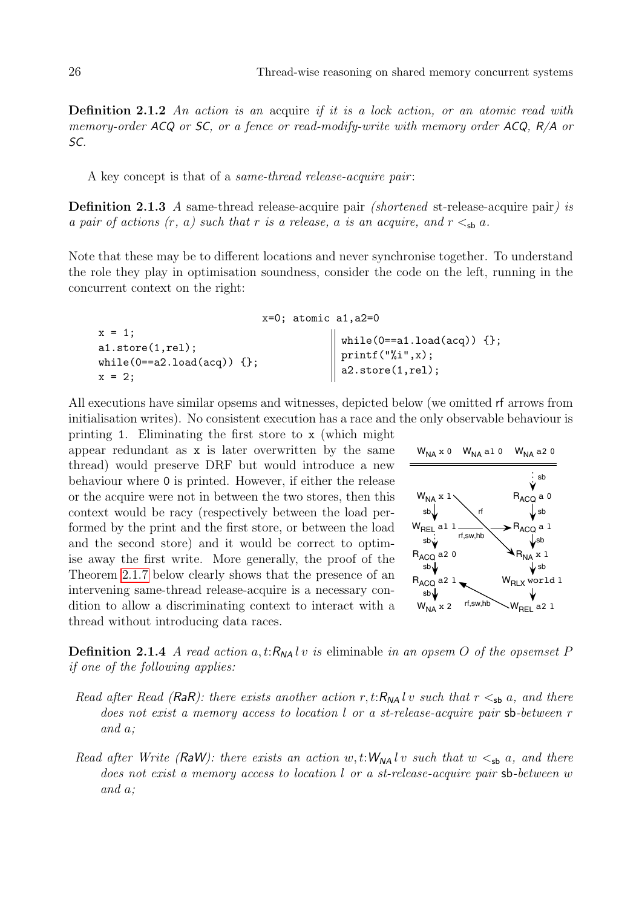**Definition 2.1.2** *An action is an* acquire *if it is a lock action, or an atomic read with memory-order ACQ or SC, or a fence or read-modify-write with memory order ACQ, R/A or SC.*

A key concept is that of a *same-thread release-acquire pair*:

**Definition 2.1.3** *A* same-thread release-acquire pair *(shortened* st-release-acquire pair*) is a pair of actions $(r, a)$ such that $r$ is a release, $a$ is an acquire, and $r <_{\mathsf{sb}} a$.*

Note that these may be to different locations and never synchronise together. To understand the role they play in optimisation soundness, consider the code on the left, running in the concurrent context on the right:

```
                    x=0; atomic a1,a2=0
x = 1;                           || while(0==a1.load(acq)) {};
a1.store(1,rel);                 || printf("%i",x);
while(0==a2.load(acq)) {};       || a2.store(1,rel);
x = 2;                           ||
```

All executions have similar opsems and witnesses, depicted below (we omitted rf arrows from initialisation writes). No consistent execution has a race and the only observable behaviour is printing 1. Eliminating the first store to x (which might appear redundant as x is later overwritten by the same thread) would preserve DRF but would introduce a new behaviour where 0 is printed. However, if either the release or the acquire were not in between the two stores, then this context would be racy (respectively between the load performed by the print and the first store, or between the load and the second store) and it would be correct to optimise away the first write. More generally, the proof of the Theorem 2.1.7 below clearly shows that the presence of an intervening same-thread release-acquire is a necessary condition to allow a discriminating context to interact with a thread without introducing data races.

**Definition 2.1.4** *A read action $a, t{:}R_{NA}\, l\, v$ is* eliminable *in an opsem $O$ of the opsemset $P$ if one of the following applies:*

*Read after Read (RaR): there exists another action $r, t{:}R_{NA}\, l\, v$ such that $r <_{\mathsf{sb}} a$, and there does not exist a memory access to location $l$ or a st-release-acquire pair* sb*-between $r$ and $a$;*

*Read after Write (RaW): there exists an action $w, t{:}W_{NA}\, l\, v$ such that $w <_{\mathsf{sb}} a$, and there does not exist a memory access to location $l$ or a st-release-acquire pair* sb*-between $w$ and $a$;*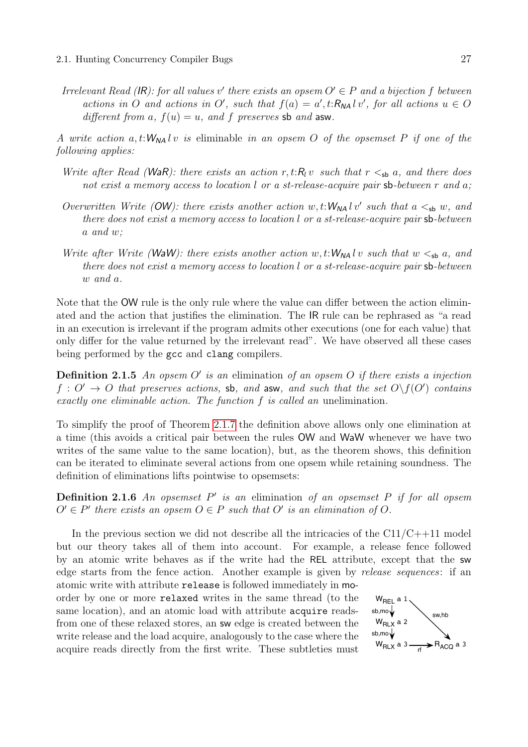*Irrelevant Read (IR): for all values $v'$ there exists an opsem $O' \in P$ and a bijection $f$ between actions in $O$ and actions in $O'$, such that $f(a) = a', t{:}R_{NA}\, l\, v'$, for all actions $u \in O$ different from $a$, $f(u) = u$, and $f$ preserves* sb *and* asw*.*

*A write action $a, t{:}W_{NA}\, l\, v$ is* eliminable *in an opsem $O$ of the opsemset $P$ if one of the following applies:*

*Write after Read (WaR): there exists an action $r, t{:}R_l\, v$ such that $r <_{sb} a$, and there does not exist a memory access to location $l$ or a st-release-acquire pair* sb*-between $r$ and $a$;*

*Overwritten Write (OW): there exists another action $w, t{:}W_{NA}\, l\, v'$ such that $a <_{sb} w$, and there does not exist a memory access to location $l$ or a st-release-acquire pair* sb*-between $a$ and $w$;*

*Write after Write (WaW): there exists another action $w, t{:}W_{NA}\, l\, v$ such that $w <_{sb} a$, and there does not exist a memory access to location $l$ or a st-release-acquire pair* sb*-between $w$ and $a$.*

Note that the OW rule is the only rule where the value can differ between the action eliminated and the action that justifies the elimination. The IR rule can be rephrased as "a read in an execution is irrelevant if the program admits other executions (one for each value) that only differ for the value returned by the irrelevant read". We have observed all these cases being performed by the `gcc` and `clang` compilers.

**Definition 2.1.5** *An opsem $O'$ is an* elimination *of an opsem $O$ if there exists a injection $f : O' \to O$ that preserves actions,* sb*, and* asw*, and such that the set $O \backslash f(O')$ contains exactly one eliminable action. The function $f$ is called an* unelimination*.*

To simplify the proof of Theorem 2.1.7 the definition above allows only one elimination at a time (this avoids a critical pair between the rules OW and WaW whenever we have two writes of the same value to the same location), but, as the theorem shows, this definition can be iterated to eliminate several actions from one opsem while retaining soundness. The definition of eliminations lifts pointwise to opsemsets:

**Definition 2.1.6** *An opsemset $P'$ is an* elimination *of an opsemset $P$ if for all opsem $O' \in P'$ there exists an opsem $O \in P$ such that $O'$ is an elimination of $O$.*

In the previous section we did not describe all the intricacies of the C11/C++11 model but our theory takes all of them into account. For example, a release fence followed by an atomic write behaves as if the write had the REL attribute, except that the sw edge starts from the fence action. Another example is given by *release sequences*: if an atomic write with attribute `release` is followed immediately in mo-order by one or more `relaxed` writes in the same thread (to the same location), and an atomic load with attribute `acquire` reads-from one of these relaxed stores, an sw edge is created between the write release and the load acquire, analogously to the case where the acquire reads directly from the first write. These subtleties must

$W_{REL}$ a 1
sb,mo
$W_{RLX}$ a 2
sb,mo
$W_{RLX}$ a 3
rf
$R_{ACQ}$ a 3
sw,hb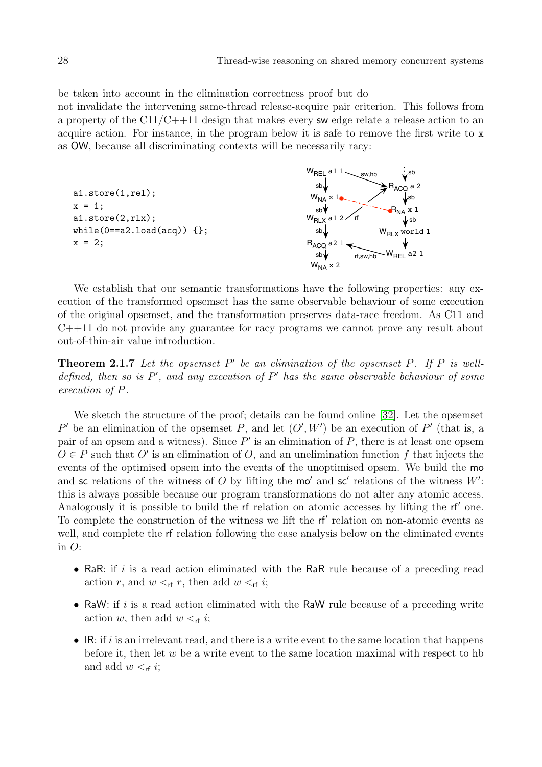be taken into account in the elimination correctness proof but do
not invalidate the intervening same-thread release-acquire pair criterion. This follows from a property of the C11/C++11 design that makes every sw edge relate a release action to an acquire action. For instance, in the program below it is safe to remove the first write to x as OW, because all discriminating contexts will be necessarily racy:

```
a1.store(1,rel);
x = 1;
a1.store(2,rlx);
while(0==a2.load(acq)) {};
x = 2;
```

$W_{REL}$ a1 1
sb
$W_{NA}$ x 1
sb
$W_{RLX}$ a1 2
sb
$R_{ACQ}$ a2 1
sb
$W_{NA}$ x 2
sw,hb
rf
sb
$R_{ACQ}$ a 2
sb
$R_{NA}$ x 1
sb
$W_{RLX}$ world 1
rf,sw,hb
$W_{REL}$ a2 1

We establish that our semantic transformations have the following properties: any execution of the transformed opsemset has the same observable behaviour of some execution of the original opsemset, and the transformation preserves data-race freedom. As C11 and C++11 do not provide any guarantee for racy programs we cannot prove any result about out-of-thin-air value introduction.

**Theorem 2.1.7** *Let the opsemset $P'$ be an elimination of the opsemset $P$. If $P$ is well-defined, then so is $P'$, and any execution of $P'$ has the same observable behaviour of some execution of $P$.*

We sketch the structure of the proof; details can be found online [32]. Let the opsemset $P'$ be an elimination of the opsemset $P$, and let $(O', W')$ be an execution of $P'$ (that is, a pair of an opsem and a witness). Since $P'$ is an elimination of $P$, there is at least one opsem $O \in P$ such that $O'$ is an elimination of $O$, and an unelimination function $f$ that injects the events of the optimised opsem into the events of the unoptimised opsem. We build the mo and sc relations of the witness of $O$ by lifting the mo′ and sc′ relations of the witness $W'$: this is always possible because our program transformations do not alter any atomic access. Analogously it is possible to build the rf relation on atomic accesses by lifting the rf′ one. To complete the construction of the witness we lift the rf′ relation on non-atomic events as well, and complete the rf relation following the case analysis below on the eliminated events in $O$:

- RaR: if $i$ is a read action eliminated with the RaR rule because of a preceding read action $r$, and $w <_{\mathsf{rf}} r$, then add $w <_{\mathsf{rf}} i$;
- RaW: if $i$ is a read action eliminated with the RaW rule because of a preceding write action $w$, then add $w <_{\mathsf{rf}} i$;
- IR: if $i$ is an irrelevant read, and there is a write event to the same location that happens before it, then let $w$ be a write event to the same location maximal with respect to hb and add $w <_{\mathsf{rf}} i$;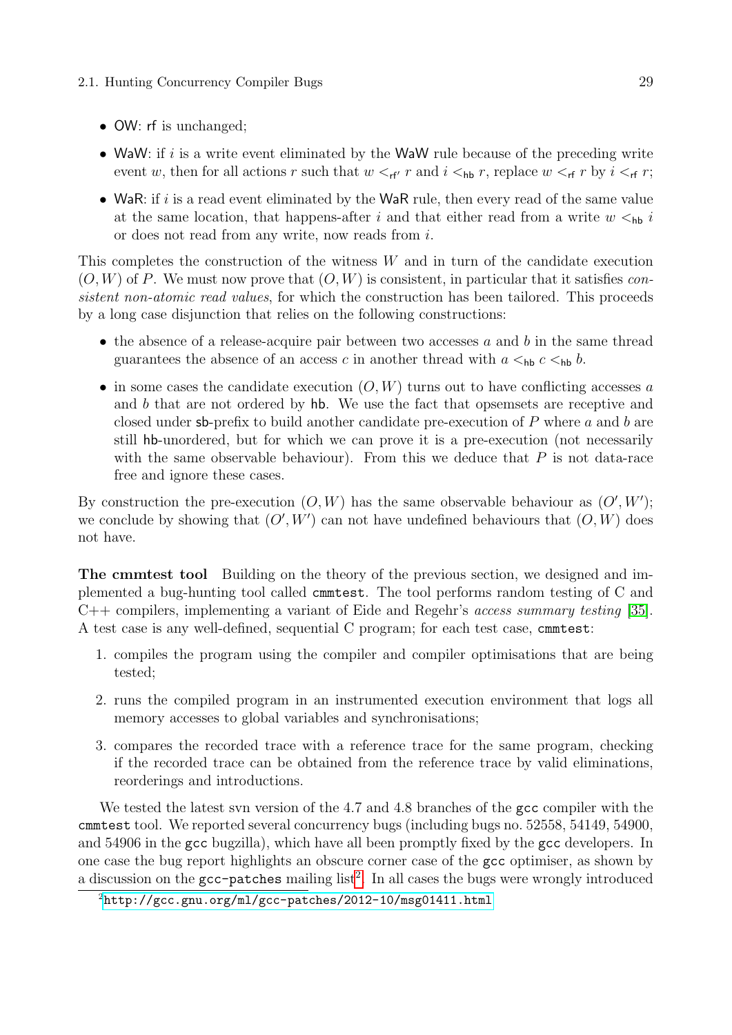- OW: rf is unchanged;
- WaW: if $i$ is a write event eliminated by the WaW rule because of the preceding write event $w$, then for all actions $r$ such that $w <_{\mathsf{rf'}} r$ and $i <_{\mathsf{hb}} r$, replace $w <_{\mathsf{rf}} r$ by $i <_{\mathsf{rf}} r$;
- WaR: if $i$ is a read event eliminated by the WaR rule, then every read of the same value at the same location, that happens-after $i$ and that either read from a write $w <_{\mathsf{hb}} i$ or does not read from any write, now reads from $i$.

This completes the construction of the witness $W$ and in turn of the candidate execution $(O, W)$ of $P$. We must now prove that $(O, W)$ is consistent, in particular that it satisfies *consistent non-atomic read values*, for which the construction has been tailored. This proceeds by a long case disjunction that relies on the following constructions:

- the absence of a release-acquire pair between two accesses $a$ and $b$ in the same thread guarantees the absence of an access $c$ in another thread with $a <_{\mathsf{hb}} c <_{\mathsf{hb}} b$.
- in some cases the candidate execution $(O, W)$ turns out to have conflicting accesses $a$ and $b$ that are not ordered by hb. We use the fact that opsemsets are receptive and closed under sb-prefix to build another candidate pre-execution of $P$ where $a$ and $b$ are still hb-unordered, but for which we can prove it is a pre-execution (not necessarily with the same observable behaviour). From this we deduce that $P$ is not data-race free and ignore these cases.

By construction the pre-execution $(O, W)$ has the same observable behaviour as $(O', W')$; we conclude by showing that $(O', W')$ can not have undefined behaviours that $(O, W)$ does not have.

**The cmmtest tool** Building on the theory of the previous section, we designed and implemented a bug-hunting tool called `cmmtest`. The tool performs random testing of C and C++ compilers, implementing a variant of Eide and Regehr's *access summary testing* [35]. A test case is any well-defined, sequential C program; for each test case, `cmmtest`:

1. compiles the program using the compiler and compiler optimisations that are being tested;
2. runs the compiled program in an instrumented execution environment that logs all memory accesses to global variables and synchronisations;
3. compares the recorded trace with a reference trace for the same program, checking if the recorded trace can be obtained from the reference trace by valid eliminations, reorderings and introductions.

We tested the latest svn version of the 4.7 and 4.8 branches of the `gcc` compiler with the `cmmtest` tool. We reported several concurrency bugs (including bugs no. 52558, 54149, 54900, and 54906 in the `gcc` bugzilla), which have all been promptly fixed by the `gcc` developers. In one case the bug report highlights an obscure corner case of the `gcc` optimiser, as shown by a discussion on the `gcc-patches` mailing list[2]. In all cases the bugs were wrongly introduced

[2] http://gcc.gnu.org/ml/gcc-patches/2012-10/msg01411.html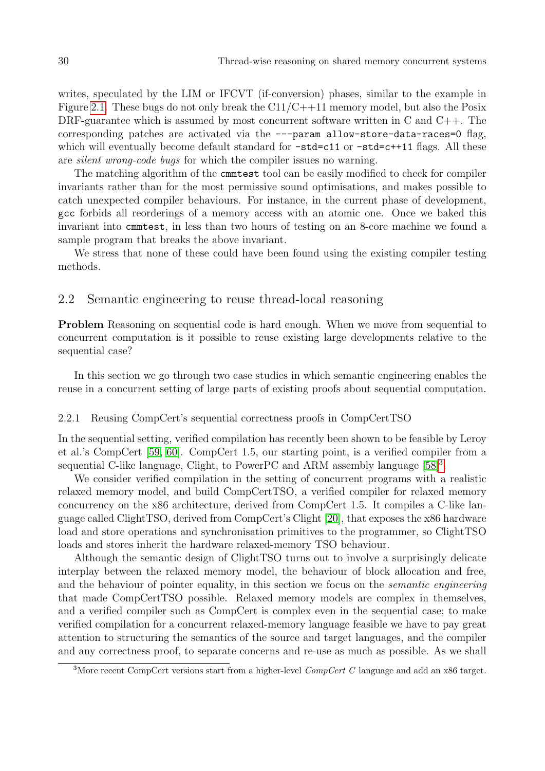writes, speculated by the LIM or IFCVT (if-conversion) phases, similar to the example in Figure 2.1. These bugs do not only break the C11/C++11 memory model, but also the Posix DRF-guarantee which is assumed by most concurrent software written in C and C++. The corresponding patches are activated via the `---param allow-store-data-races=0` flag, which will eventually become default standard for `-std=c11` or `-std=c++11` flags. All these are *silent wrong-code bugs* for which the compiler issues no warning.

The matching algorithm of the `cmmtest` tool can be easily modified to check for compiler invariants rather than for the most permissive sound optimisations, and makes possible to catch unexpected compiler behaviours. For instance, in the current phase of development, `gcc` forbids all reorderings of a memory access with an atomic one. Once we baked this invariant into `cmmtest`, in less than two hours of testing on an 8-core machine we found a sample program that breaks the above invariant.

We stress that none of these could have been found using the existing compiler testing methods.

## 2.2 Semantic engineering to reuse thread-local reasoning

**Problem** Reasoning on sequential code is hard enough. When we move from sequential to concurrent computation is it possible to reuse existing large developments relative to the sequential case?

In this section we go through two case studies in which semantic engineering enables the reuse in a concurrent setting of large parts of existing proofs about sequential computation.

### 2.2.1 Reusing CompCert's sequential correctness proofs in CompCertTSO

In the sequential setting, verified compilation has recently been shown to be feasible by Leroy et al.'s CompCert [59, 60]. CompCert 1.5, our starting point, is a verified compiler from a sequential C-like language, Clight, to PowerPC and ARM assembly language [58][3].

We consider verified compilation in the setting of concurrent programs with a realistic relaxed memory model, and build CompCertTSO, a verified compiler for relaxed memory concurrency on the x86 architecture, derived from CompCert 1.5. It compiles a C-like language called ClightTSO, derived from CompCert's Clight [20], that exposes the x86 hardware load and store operations and synchronisation primitives to the programmer, so ClightTSO loads and stores inherit the hardware relaxed-memory TSO behaviour.

Although the semantic design of ClightTSO turns out to involve a surprisingly delicate interplay between the relaxed memory model, the behaviour of block allocation and free, and the behaviour of pointer equality, in this section we focus on the *semantic engineering* that made CompCertTSO possible. Relaxed memory models are complex in themselves, and a verified compiler such as CompCert is complex even in the sequential case; to make verified compilation for a concurrent relaxed-memory language feasible we have to pay great attention to structuring the semantics of the source and target languages, and the compiler and any correctness proof, to separate concerns and re-use as much as possible. As we shall

[3] More recent CompCert versions start from a higher-level *CompCert C* language and add an x86 target.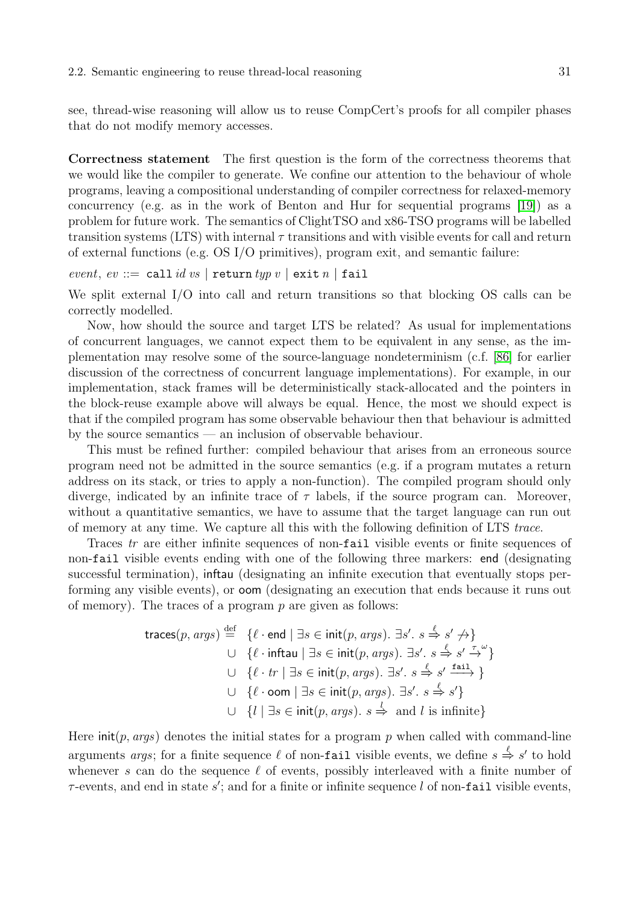see, thread-wise reasoning will allow us to reuse CompCert's proofs for all compiler phases that do not modify memory accesses.

**Correctness statement** The first question is the form of the correctness theorems that we would like the compiler to generate. We confine our attention to the behaviour of whole programs, leaving a compositional understanding of compiler correctness for relaxed-memory concurrency (e.g. as in the work of Benton and Hur for sequential programs [19]) as a problem for future work. The semantics of ClightTSO and x86-TSO programs will be labelled transition systems (LTS) with internal $\tau$ transitions and with visible events for call and return of external functions (e.g. OS I/O primitives), program exit, and semantic failure:

$$\mathit{event},\ \mathit{ev} ::= \texttt{call}\ \mathit{id}\ \mathit{vs} \mid \texttt{return}\ \mathit{typ}\ v \mid \texttt{exit}\ n \mid \texttt{fail}$$

We split external I/O into call and return transitions so that blocking OS calls can be correctly modelled.

Now, how should the source and target LTS be related? As usual for implementations of concurrent languages, we cannot expect them to be equivalent in any sense, as the implementation may resolve some of the source-language nondeterminism (c.f. [86] for earlier discussion of the correctness of concurrent language implementations). For example, in our implementation, stack frames will be deterministically stack-allocated and the pointers in the block-reuse example above will always be equal. Hence, the most we should expect is that if the compiled program has some observable behaviour then that behaviour is admitted by the source semantics — an inclusion of observable behaviour.

This must be refined further: compiled behaviour that arises from an erroneous source program need not be admitted in the source semantics (e.g. if a program mutates a return address on its stack, or tries to apply a non-function). The compiled program should only diverge, indicated by an infinite trace of $\tau$ labels, if the source program can. Moreover, without a quantitative semantics, we have to assume that the target language can run out of memory at any time. We capture all this with the following definition of LTS *trace*.

Traces *tr* are either infinite sequences of non-`fail` visible events or finite sequences of non-`fail` visible events ending with one of the following three markers: end (designating successful termination), inftau (designating an infinite execution that eventually stops performing any visible events), or oom (designating an execution that ends because it runs out of memory). The traces of a program $p$ are given as follows:

$$\begin{aligned}
\mathsf{traces}(p, \mathit{args}) \stackrel{\text{def}}{=}\ & \{\ell \cdot \mathsf{end} \mid \exists s \in \mathsf{init}(p, \mathit{args}).\ \exists s'.\ s \stackrel{\ell}{\Rightarrow} s' \not\rightarrow\} \\
\cup\ & \{\ell \cdot \mathsf{inftau} \mid \exists s \in \mathsf{init}(p, \mathit{args}).\ \exists s'.\ s \stackrel{\ell}{\Rightarrow} s' \stackrel{\tau}{\rightarrow}^{\omega}\} \\
\cup\ & \{\ell \cdot \mathit{tr} \mid \exists s \in \mathsf{init}(p, \mathit{args}).\ \exists s'.\ s \stackrel{\ell}{\Rightarrow} s' \stackrel{\texttt{fail}}{\longrightarrow}\} \\
\cup\ & \{\ell \cdot \mathsf{oom} \mid \exists s \in \mathsf{init}(p, \mathit{args}).\ \exists s'.\ s \stackrel{\ell}{\Rightarrow} s'\} \\
\cup\ & \{l \mid \exists s \in \mathsf{init}(p, \mathit{args}).\ s \stackrel{l}{\Rightarrow} \text{ and } l \text{ is infinite}\}
\end{aligned}$$

Here $\mathsf{init}(p, \mathit{args})$ denotes the initial states for a program $p$ when called with command-line arguments *args*; for a finite sequence $\ell$ of non-`fail` visible events, we define $s \stackrel{\ell}{\Rightarrow} s'$ to hold whenever $s$ can do the sequence $\ell$ of events, possibly interleaved with a finite number of $\tau$-events, and end in state $s'$; and for a finite or infinite sequence $l$ of non-`fail` visible events,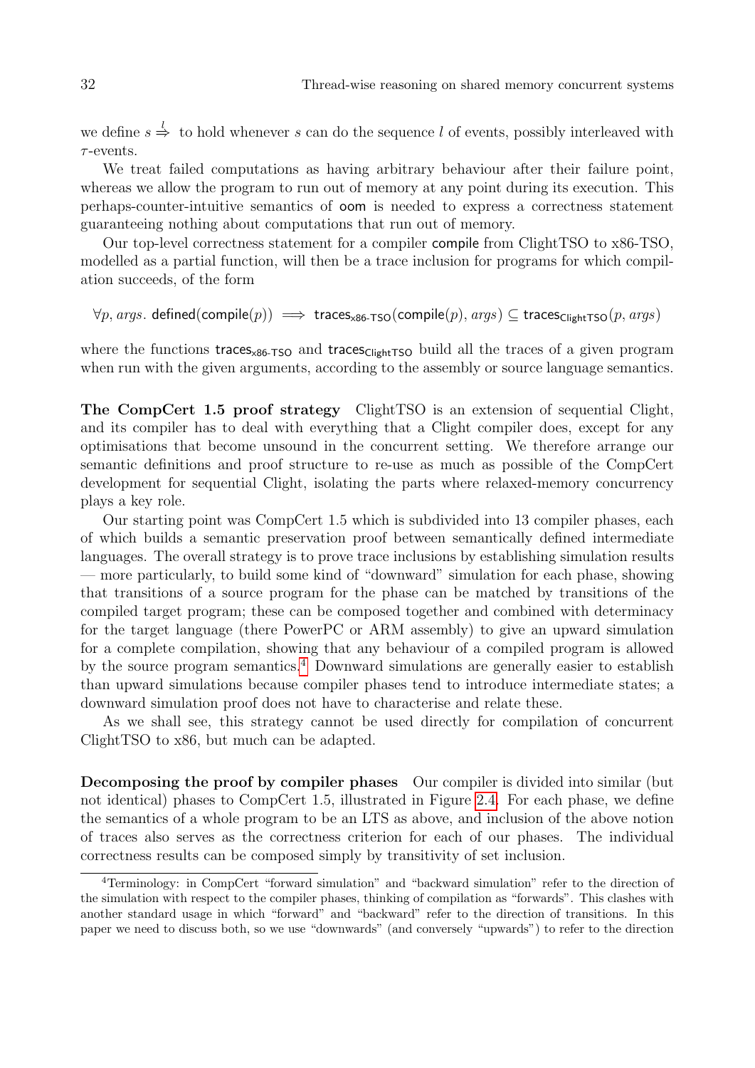we define $s \stackrel{l}{\Rightarrow}$ to hold whenever $s$ can do the sequence $l$ of events, possibly interleaved with $\tau$-events.

We treat failed computations as having arbitrary behaviour after their failure point, whereas we allow the program to run out of memory at any point during its execution. This perhaps-counter-intuitive semantics of $\mathsf{oom}$ is needed to express a correctness statement guaranteeing nothing about computations that run out of memory.

Our top-level correctness statement for a compiler $\mathsf{compile}$ from ClightTSO to x86-TSO, modelled as a partial function, will then be a trace inclusion for programs for which compilation succeeds, of the form

$$\forall p, args.\ \mathsf{defined}(\mathsf{compile}(p)) \implies \mathsf{traces}_{\mathsf{x86\text{-}TSO}}(\mathsf{compile}(p), args) \subseteq \mathsf{traces}_{\mathsf{ClightTSO}}(p, args)$$

where the functions $\mathsf{traces}_{\mathsf{x86\text{-}TSO}}$ and $\mathsf{traces}_{\mathsf{ClightTSO}}$ build all the traces of a given program when run with the given arguments, according to the assembly or source language semantics.

**The CompCert 1.5 proof strategy** ClightTSO is an extension of sequential Clight, and its compiler has to deal with everything that a Clight compiler does, except for any optimisations that become unsound in the concurrent setting. We therefore arrange our semantic definitions and proof structure to re-use as much as possible of the CompCert development for sequential Clight, isolating the parts where relaxed-memory concurrency plays a key role.

Our starting point was CompCert 1.5 which is subdivided into 13 compiler phases, each of which builds a semantic preservation proof between semantically defined intermediate languages. The overall strategy is to prove trace inclusions by establishing simulation results — more particularly, to build some kind of "downward" simulation for each phase, showing that transitions of a source program for the phase can be matched by transitions of the compiled target program; these can be composed together and combined with determinacy for the target language (there PowerPC or ARM assembly) to give an upward simulation for a complete compilation, showing that any behaviour of a compiled program is allowed by the source program semantics.[4] Downward simulations are generally easier to establish than upward simulations because compiler phases tend to introduce intermediate states; a downward simulation proof does not have to characterise and relate these.

As we shall see, this strategy cannot be used directly for compilation of concurrent ClightTSO to x86, but much can be adapted.

**Decomposing the proof by compiler phases** Our compiler is divided into similar (but not identical) phases to CompCert 1.5, illustrated in Figure 2.4. For each phase, we define the semantics of a whole program to be an LTS as above, and inclusion of the above notion of traces also serves as the correctness criterion for each of our phases. The individual correctness results can be composed simply by transitivity of set inclusion.

[4]Terminology: in CompCert "forward simulation" and "backward simulation" refer to the direction of the simulation with respect to the compiler phases, thinking of compilation as "forwards". This clashes with another standard usage in which "forward" and "backward" refer to the direction of transitions. In this paper we need to discuss both, so we use "downwards" (and conversely "upwards") to refer to the direction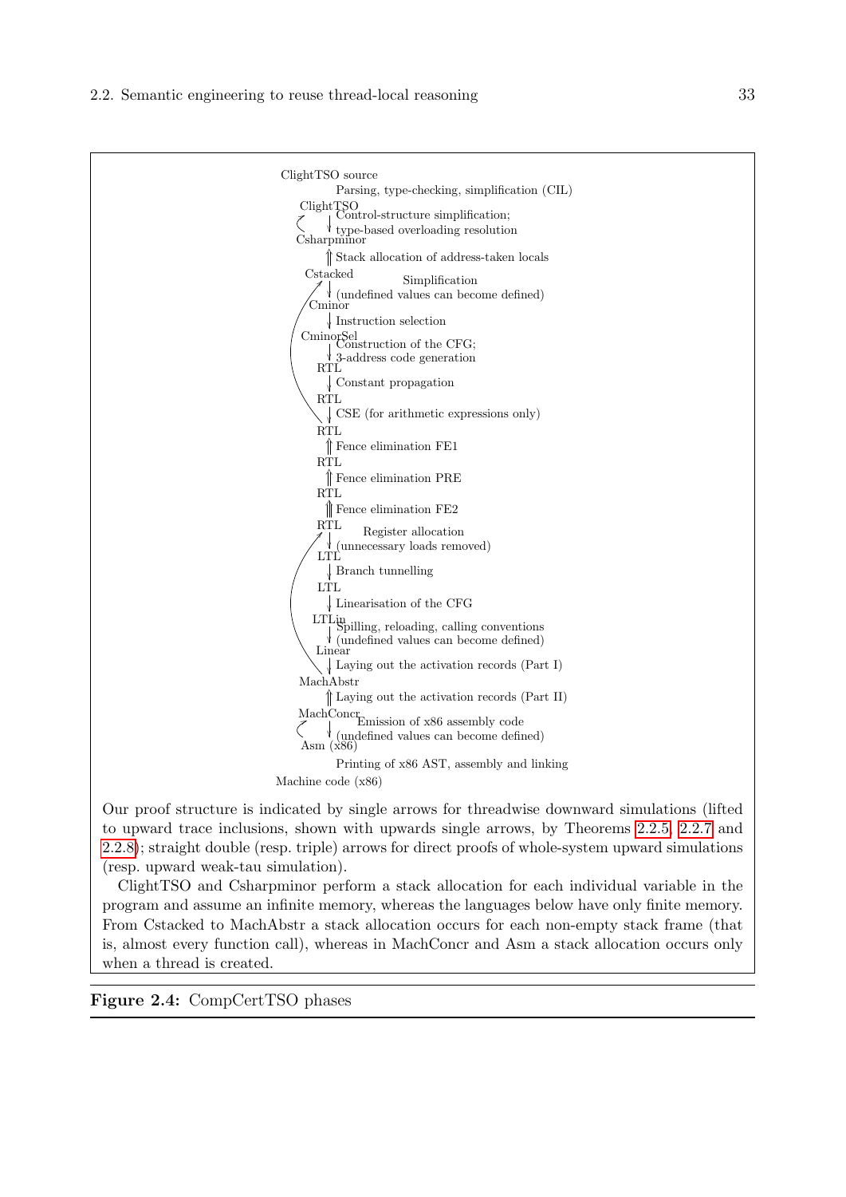ClightTSO source

Parsing, type-checking, simplification (CIL)

ClightTSO

Control-structure simplification;
type-based overloading resolution

Csharpminor

Stack allocation of address-taken locals

Cstacked

Simplification
(undefined values can become defined)

Cminor

Instruction selection

CminorSel

Construction of the CFG;
3-address code generation

RTL

Constant propagation

RTL

CSE (for arithmetic expressions only)

RTL

Fence elimination FE1

RTL

Fence elimination PRE

RTL

Fence elimination FE2

RTL

Register allocation
(unnecessary loads removed)

LTL

Branch tunnelling

LTL

Linearisation of the CFG

LTLin

Spilling, reloading, calling conventions
(undefined values can become defined)

Linear

Laying out the activation records (Part I)

MachAbstr

Laying out the activation records (Part II)

MachConcr

Emission of x86 assembly code
(undefined values can become defined)

Asm (x86)

Printing of x86 AST, assembly and linking

Machine code (x86)

Our proof structure is indicated by single arrows for threadwise downward simulations (lifted to upward trace inclusions, shown with upwards single arrows, by Theorems 2.2.5, 2.2.7 and 2.2.8); straight double (resp. triple) arrows for direct proofs of whole-system upward simulations (resp. upward weak-tau simulation).

ClightTSO and Csharpminor perform a stack allocation for each individual variable in the program and assume an infinite memory, whereas the languages below have only finite memory. From Cstacked to MachAbstr a stack allocation occurs for each non-empty stack frame (that is, almost every function call), whereas in MachConcr and Asm a stack allocation occurs only when a thread is created.

**Figure 2.4:** CompCertTSO phases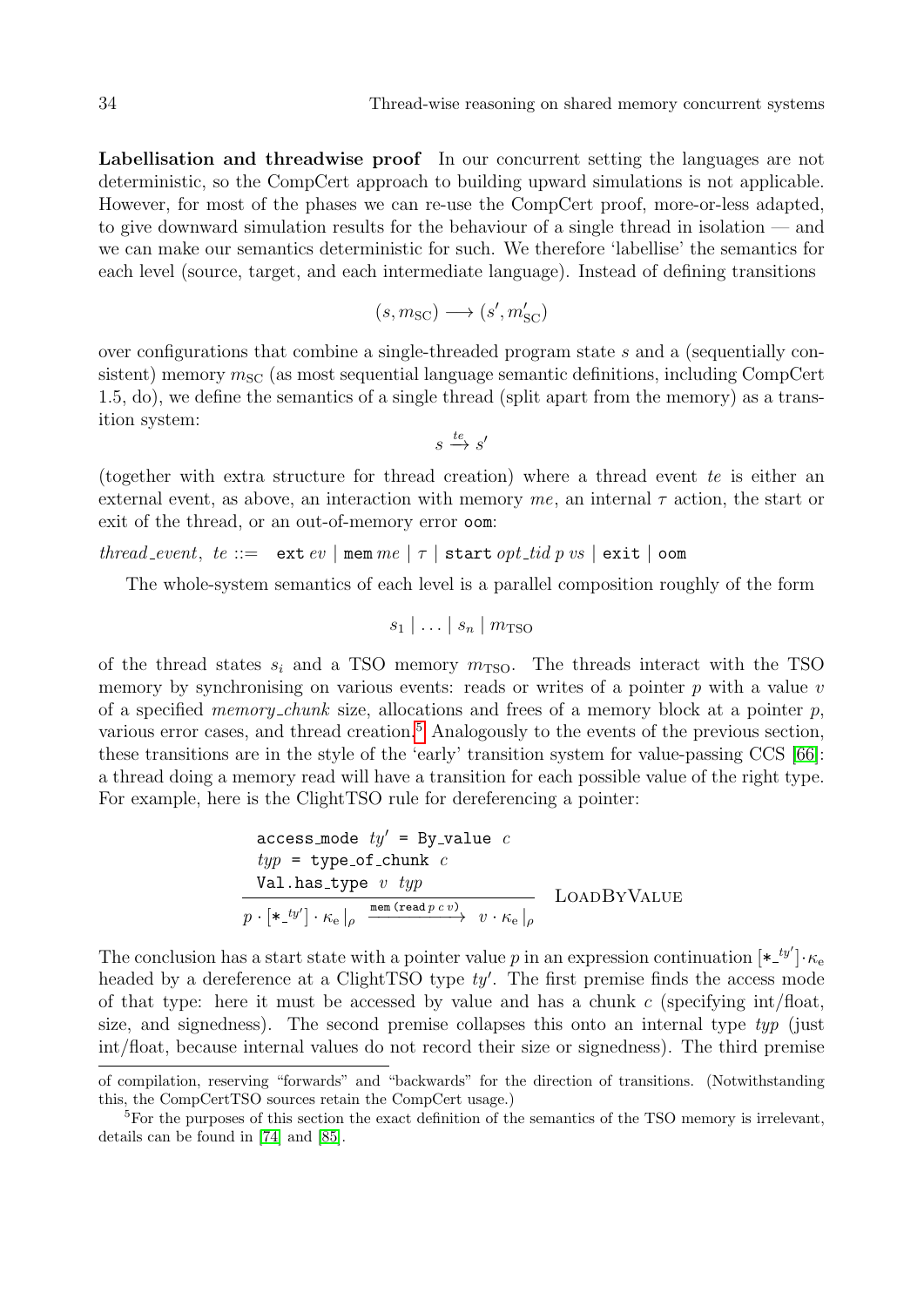**Labellisation and threadwise proof** In our concurrent setting the languages are not deterministic, so the CompCert approach to building upward simulations is not applicable. However, for most of the phases we can re-use the CompCert proof, more-or-less adapted, to give downward simulation results for the behaviour of a single thread in isolation — and we can make our semantics deterministic for such. We therefore 'labellise' the semantics for each level (source, target, and each intermediate language). Instead of defining transitions

$$(s, m_{\mathrm{SC}}) \longrightarrow (s', m'_{\mathrm{SC}})$$

over configurations that combine a single-threaded program state $s$ and a (sequentially consistent) memory $m_{\mathrm{SC}}$ (as most sequential language semantic definitions, including CompCert 1.5, do), we define the semantics of a single thread (split apart from the memory) as a transition system:

$$s \xrightarrow{te} s'$$

(together with extra structure for thread creation) where a thread event $te$ is either an external event, as above, an interaction with memory $me$, an internal $\tau$ action, the start or exit of the thread, or an out-of-memory error `oom`:

$$\textit{thread\_event},\ te ::= \ \ \mathtt{ext}\ ev \mid \mathtt{mem}\ me \mid \tau \mid \mathtt{start}\ \textit{opt\_tid}\ p\ vs \mid \mathtt{exit} \mid \mathtt{oom}$$

The whole-system semantics of each level is a parallel composition roughly of the form

$$s_1 \mid \ldots \mid s_n \mid m_{\mathrm{TSO}}$$

of the thread states $s_i$ and a TSO memory $m_{\mathrm{TSO}}$. The threads interact with the TSO memory by synchronising on various events: reads or writes of a pointer $p$ with a value $v$ of a specified *memory\_chunk* size, allocations and frees of a memory block at a pointer $p$, various error cases, and thread creation.[5] Analogously to the events of the previous section, these transitions are in the style of the 'early' transition system for value-passing CCS [66]: a thread doing a memory read will have a transition for each possible value of the right type. For example, here is the ClightTSO rule for dereferencing a pointer:

$$\frac{\begin{array}{l}\mathtt{access\_mode}\ ty'\ \mathtt{=}\ \mathtt{By\_value}\ c\\ typ\ \mathtt{=}\ \mathtt{type\_of\_chunk}\ c\\ \mathtt{Val.has\_type}\ v\ typ\end{array}}{p \cdot [*\_^{ty'}] \cdot \kappa_{\mathrm{e}}\,|_{\rho} \xrightarrow{\mathtt{mem}\ (\mathtt{read}\ p\ c\ v)} v \cdot \kappa_{\mathrm{e}}\,|_{\rho}}\ \textsc{LoadByValue}$$

The conclusion has a start state with a pointer value $p$ in an expression continuation $[*\_^{ty'}]\cdot\kappa_{\mathrm{e}}$ headed by a dereference at a ClightTSO type $ty'$. The first premise finds the access mode of that type: here it must be accessed by value and has a chunk $c$ (specifying int/float, size, and signedness). The second premise collapses this onto an internal type $typ$ (just int/float, because internal values do not record their size or signedness). The third premise

---

of compilation, reserving "forwards" and "backwards" for the direction of transitions. (Notwithstanding this, the CompCertTSO sources retain the CompCert usage.)

[5] For the purposes of this section the exact definition of the semantics of the TSO memory is irrelevant, details can be found in [74] and [85].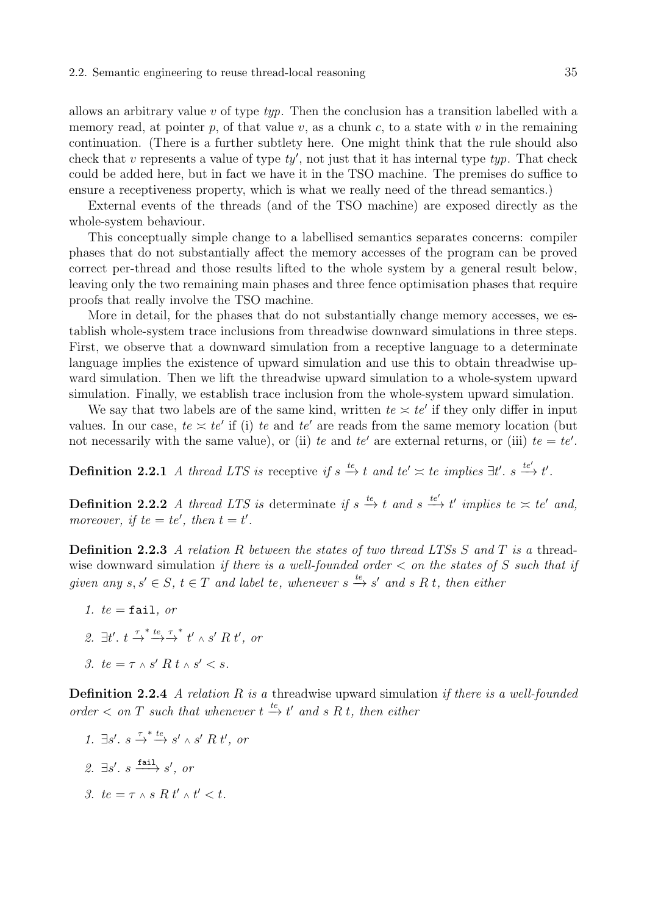allows an arbitrary value $v$ of type *typ*. Then the conclusion has a transition labelled with a memory read, at pointer $p$, of that value $v$, as a chunk $c$, to a state with $v$ in the remaining continuation. (There is a further subtlety here. One might think that the rule should also check that $v$ represents a value of type $ty'$, not just that it has internal type *typ*. That check could be added here, but in fact we have it in the TSO machine. The premises do suffice to ensure a receptiveness property, which is what we really need of the thread semantics.)

External events of the threads (and of the TSO machine) are exposed directly as the whole-system behaviour.

This conceptually simple change to a labellised semantics separates concerns: compiler phases that do not substantially affect the memory accesses of the program can be proved correct per-thread and those results lifted to the whole system by a general result below, leaving only the two remaining main phases and three fence optimisation phases that require proofs that really involve the TSO machine.

More in detail, for the phases that do not substantially change memory accesses, we establish whole-system trace inclusions from threadwise downward simulations in three steps. First, we observe that a downward simulation from a receptive language to a determinate language implies the existence of upward simulation and use this to obtain threadwise upward simulation. Then we lift the threadwise upward simulation to a whole-system upward simulation. Finally, we establish trace inclusion from the whole-system upward simulation.

We say that two labels are of the same kind, written $te \asymp te'$ if they only differ in input values. In our case, $te \asymp te'$ if (i) $te$ and $te'$ are reads from the same memory location (but not necessarily with the same value), or (ii) $te$ and $te'$ are external returns, or (iii) $te = te'$.

**Definition 2.2.1** *A thread LTS is* receptive *if* $s \xrightarrow{te} t$ *and* $te' \asymp te$ *implies* $\exists t'.\ s \xrightarrow{te'} t'$.

**Definition 2.2.2** *A thread LTS is* determinate *if* $s \xrightarrow{te} t$ *and* $s \xrightarrow{te'} t'$ *implies* $te \asymp te'$ *and, moreover, if* $te = te'$*, then* $t = t'$.

**Definition 2.2.3** *A relation $R$ between the states of two thread LTSs $S$ and $T$ is a* threadwise downward simulation *if there is a well-founded order $<$ on the states of $S$ such that if given any $s, s' \in S$, $t \in T$ and label $te$, whenever $s \xrightarrow{te} s'$ and $s\ R\ t$, then either*

1. $te = \texttt{fail}$*, or*
2. $\exists t'.\ t \xrightarrow{\tau}{}^{*} \xrightarrow{te} \xrightarrow{\tau}{}^{*} t' \wedge s'\ R\ t'$*, or*
3. $te = \tau \wedge s'\ R\ t \wedge s' < s$.

**Definition 2.2.4** *A relation $R$ is a* threadwise upward simulation *if there is a well-founded order $<$ on $T$ such that whenever $t \xrightarrow{te} t'$ and $s\ R\ t$, then either*

1. $\exists s'.\ s \xrightarrow{\tau}{}^{*} \xrightarrow{te} s' \wedge s'\ R\ t'$*, or*
2. $\exists s'.\ s \xrightarrow{\texttt{fail}} s'$*, or*
3. $te = \tau \wedge s\ R\ t' \wedge t' < t$.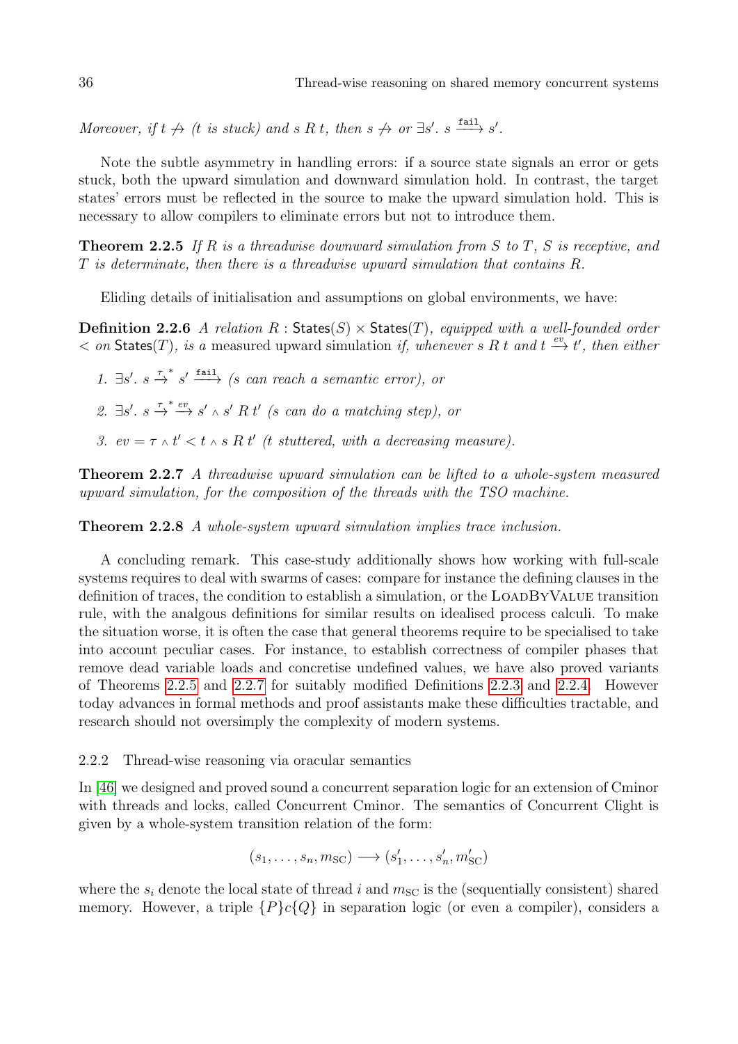*Moreover, if $t \not\to$ (t is stuck) and $s\ R\ t$, then $s \not\to$ or $\exists s'.\ s \xrightarrow{\texttt{fail}} s'$.*

Note the subtle asymmetry in handling errors: if a source state signals an error or gets stuck, both the upward simulation and downward simulation hold. In contrast, the target states' errors must be reflected in the source to make the upward simulation hold. This is necessary to allow compilers to eliminate errors but not to introduce them.

**Theorem 2.2.5** *If $R$ is a threadwise downward simulation from $S$ to $T$, $S$ is receptive, and $T$ is determinate, then there is a threadwise upward simulation that contains $R$.*

Eliding details of initialisation and assumptions on global environments, we have:

**Definition 2.2.6** *A relation $R : \mathsf{States}(S) \times \mathsf{States}(T)$, equipped with a well-founded order $<$ on $\mathsf{States}(T)$, is a* measured upward simulation *if, whenever $s\ R\ t$ and $t \xrightarrow{ev} t'$, then either*

1. *$\exists s'.\ s \xrightarrow{\tau}^{*} s' \xrightarrow{\texttt{fail}}$ (s can reach a semantic error), or*
2. *$\exists s'.\ s \xrightarrow{\tau}^{*} \xrightarrow{ev} s' \wedge s'\ R\ t'$ (s can do a matching step), or*
3. *$ev = \tau \wedge t' < t \wedge s\ R\ t'$ (t stuttered, with a decreasing measure).*

**Theorem 2.2.7** *A threadwise upward simulation can be lifted to a whole-system measured upward simulation, for the composition of the threads with the TSO machine.*

**Theorem 2.2.8** *A whole-system upward simulation implies trace inclusion.*

A concluding remark. This case-study additionally shows how working with full-scale systems requires to deal with swarms of cases: compare for instance the defining clauses in the definition of traces, the condition to establish a simulation, or the LoadByValue transition rule, with the analgous definitions for similar results on idealised process calculi. To make the situation worse, it is often the case that general theorems require to be specialised to take into account peculiar cases. For instance, to establish correctness of compiler phases that remove dead variable loads and concretise undefined values, we have also proved variants of Theorems 2.2.5 and 2.2.7 for suitably modified Definitions 2.2.3 and 2.2.4. However today advances in formal methods and proof assistants make these difficulties tractable, and research should not oversimply the complexity of modern systems.

### 2.2.2 Thread-wise reasoning via oracular semantics

In [46] we designed and proved sound a concurrent separation logic for an extension of Cminor with threads and locks, called Concurrent Cminor. The semantics of Concurrent Clight is given by a whole-system transition relation of the form:

$$(s_1, \ldots, s_n, m_{\mathrm{SC}}) \longrightarrow (s'_1, \ldots, s'_n, m'_{\mathrm{SC}})$$

where the $s_i$ denote the local state of thread $i$ and $m_{\mathrm{SC}}$ is the (sequentially consistent) shared memory. However, a triple $\{P\}c\{Q\}$ in separation logic (or even a compiler), considers a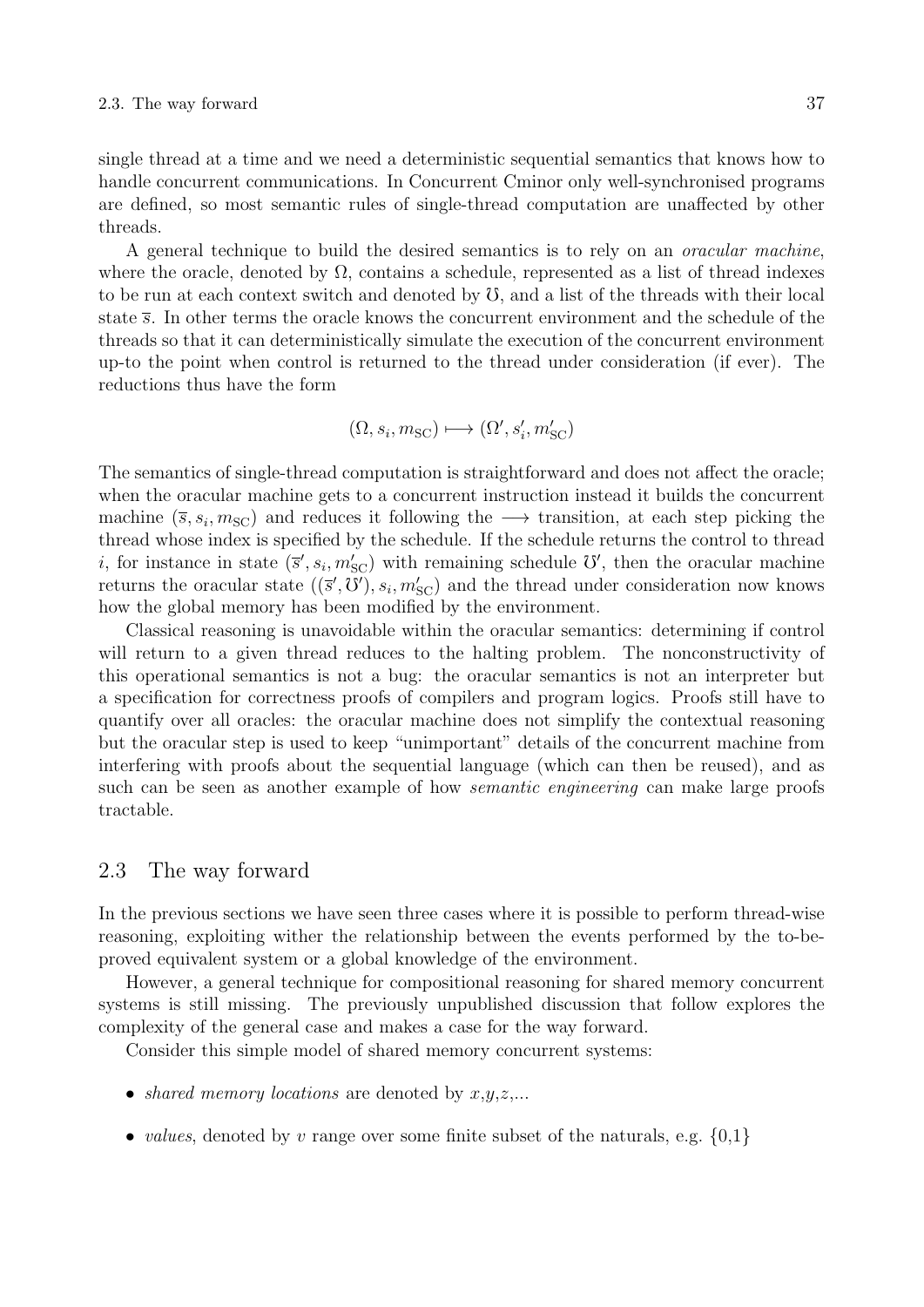single thread at a time and we need a deterministic sequential semantics that knows how to handle concurrent communications. In Concurrent Cminor only well-synchronised programs are defined, so most semantic rules of single-thread computation are unaffected by other threads.

A general technique to build the desired semantics is to rely on an *oracular machine*, where the oracle, denoted by $\Omega$, contains a schedule, represented as a list of thread indexes to be run at each context switch and denoted by $\mho$, and a list of the threads with their local state $\overline{s}$. In other terms the oracle knows the concurrent environment and the schedule of the threads so that it can deterministically simulate the execution of the concurrent environment up-to the point when control is returned to the thread under consideration (if ever). The reductions thus have the form

$$(\Omega, s_i, m_{\mathrm{SC}}) \longmapsto (\Omega', s_i', m_{\mathrm{SC}}')$$

The semantics of single-thread computation is straightforward and does not affect the oracle; when the oracular machine gets to a concurrent instruction instead it builds the concurrent machine $(\overline{s}, s_i, m_{\mathrm{SC}})$ and reduces it following the $\longrightarrow$ transition, at each step picking the thread whose index is specified by the schedule. If the schedule returns the control to thread $i$, for instance in state $(\overline{s}', s_i, m_{\mathrm{SC}}')$ with remaining schedule $\mho'$, then the oracular machine returns the oracular state $((\overline{s}', \mho'), s_i, m_{\mathrm{SC}}')$ and the thread under consideration now knows how the global memory has been modified by the environment.

Classical reasoning is unavoidable within the oracular semantics: determining if control will return to a given thread reduces to the halting problem. The nonconstructivity of this operational semantics is not a bug: the oracular semantics is not an interpreter but a specification for correctness proofs of compilers and program logics. Proofs still have to quantify over all oracles: the oracular machine does not simplify the contextual reasoning but the oracular step is used to keep "unimportant" details of the concurrent machine from interfering with proofs about the sequential language (which can then be reused), and as such can be seen as another example of how *semantic engineering* can make large proofs tractable.

## 2.3 The way forward

In the previous sections we have seen three cases where it is possible to perform thread-wise reasoning, exploiting wither the relationship between the events performed by the to-be-proved equivalent system or a global knowledge of the environment.

However, a general technique for compositional reasoning for shared memory concurrent systems is still missing. The previously unpublished discussion that follow explores the complexity of the general case and makes a case for the way forward.

Consider this simple model of shared memory concurrent systems:

- *shared memory locations* are denoted by $x$,$y$,$z$,...
- *values*, denoted by $v$ range over some finite subset of the naturals, e.g. {0,1}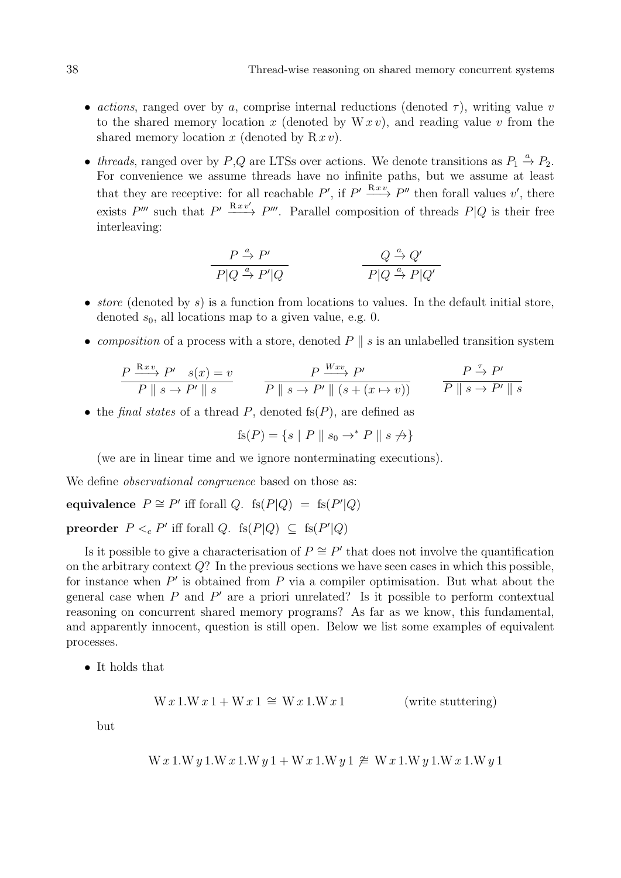- *actions*, ranged over by $a$, comprise internal reductions (denoted $\tau$), writing value $v$ to the shared memory location $x$ (denoted by $\mathrm{W}\,x\,v$), and reading value $v$ from the shared memory location $x$ (denoted by $\mathrm{R}\,x\,v$).

- *threads*, ranged over by $P$,$Q$ are LTSs over actions. We denote transitions as $P_1 \xrightarrow{a} P_2$. For convenience we assume threads have no infinite paths, but we assume at least that they are receptive: for all reachable $P'$, if $P' \xrightarrow{\mathrm{R}\,x\,v} P''$ then forall values $v'$, there exists $P'''$ such that $P' \xrightarrow{\mathrm{R}\,x\,v'} P'''$. Parallel composition of threads $P|Q$ is their free interleaving:

$$\frac{P \xrightarrow{a} P'}{P|Q \xrightarrow{a} P'|Q} \qquad\qquad \frac{Q \xrightarrow{a} Q'}{P|Q \xrightarrow{a} P|Q'}$$

- *store* (denoted by $s$) is a function from locations to values. In the default initial store, denoted $s_0$, all locations map to a given value, e.g. 0.

- *composition* of a process with a store, denoted $P \parallel s$ is an unlabelled transition system

$$\frac{P \xrightarrow{\mathrm{R}\,x\,v} P' \quad s(x) = v}{P \parallel s \to P' \parallel s} \qquad \frac{P \xrightarrow{Wxv} P'}{P \parallel s \to P' \parallel (s + (x \mapsto v))} \qquad \frac{P \xrightarrow{\tau} P'}{P \parallel s \to P' \parallel s}$$

- the *final states* of a thread $P$, denoted $\mathrm{fs}(P)$, are defined as

$$\mathrm{fs}(P) = \{s \mid P \parallel s_0 \to^* P \parallel s \not\to\}$$

(we are in linear time and we ignore nonterminating executions).

We define *observational congruence* based on those as:

**equivalence** $P \cong P'$ iff forall $Q$. $\mathrm{fs}(P|Q) \;=\; \mathrm{fs}(P'|Q)$

**preorder** $P <_c P'$ iff forall $Q$. $\mathrm{fs}(P|Q) \;\subseteq\; \mathrm{fs}(P'|Q)$

Is it possible to give a characterisation of $P \cong P'$ that does not involve the quantification on the arbitrary context $Q$? In the previous sections we have seen cases in which this possible, for instance when $P'$ is obtained from $P$ via a compiler optimisation. But what about the general case when $P$ and $P'$ are a priori unrelated? Is it possible to perform contextual reasoning on concurrent shared memory programs? As far as we know, this fundamental, and apparently innocent, question is still open. Below we list some examples of equivalent processes.

- It holds that

$$\mathrm{W}\,x\,1.\mathrm{W}\,x\,1 + \mathrm{W}\,x\,1 \;\cong\; \mathrm{W}\,x\,1.\mathrm{W}\,x\,1 \qquad\qquad \text{(write stuttering)}$$

but

$$\mathrm{W}\,x\,1.\mathrm{W}\,y\,1.\mathrm{W}\,x\,1.\mathrm{W}\,y\,1 + \mathrm{W}\,x\,1.\mathrm{W}\,y\,1 \;\not\cong\; \mathrm{W}\,x\,1.\mathrm{W}\,y\,1.\mathrm{W}\,x\,1.\mathrm{W}\,y\,1$$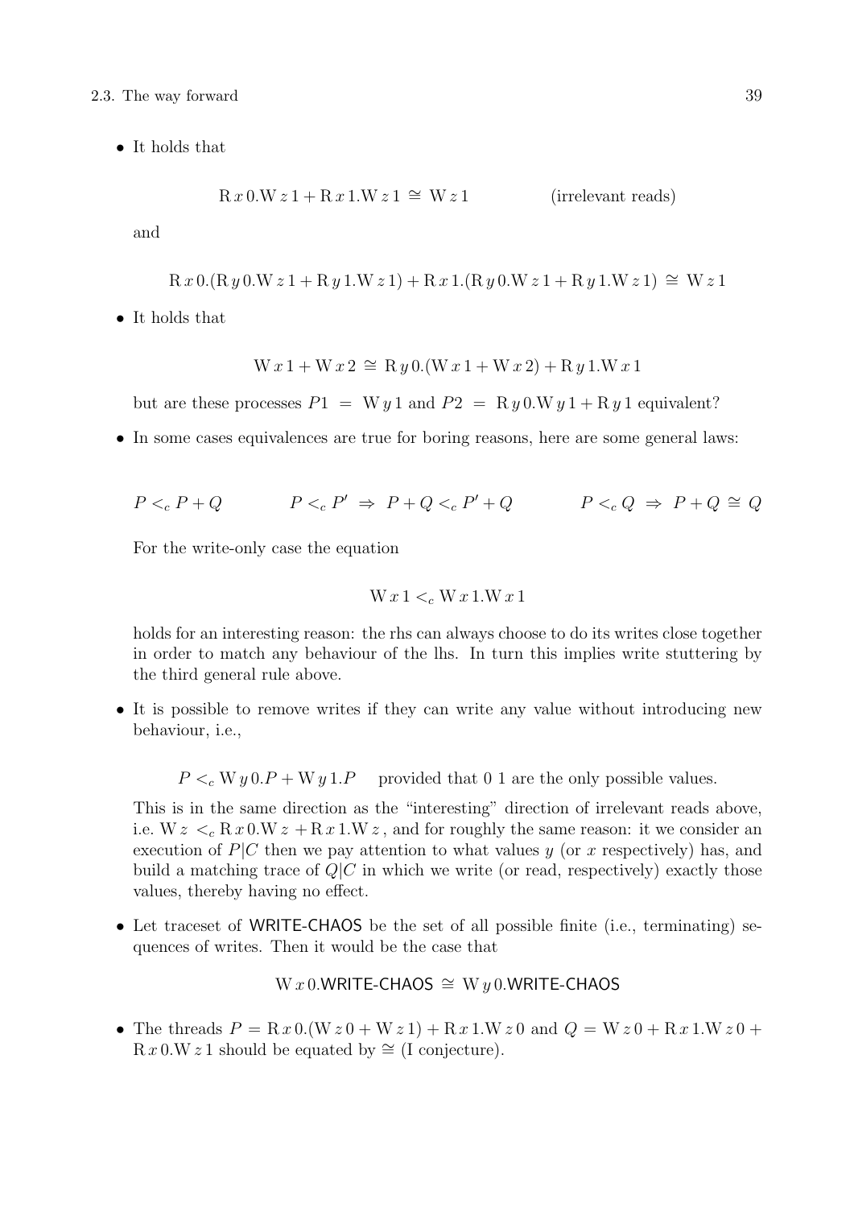- It holds that

$$\mathrm{R}\,x\,0.\mathrm{W}\,z\,1 + \mathrm{R}\,x\,1.\mathrm{W}\,z\,1 \;\cong\; \mathrm{W}\,z\,1 \qquad\qquad \text{(irrelevant reads)}$$

  and

$$\mathrm{R}\,x\,0.(\mathrm{R}\,y\,0.\mathrm{W}\,z\,1 + \mathrm{R}\,y\,1.\mathrm{W}\,z\,1) + \mathrm{R}\,x\,1.(\mathrm{R}\,y\,0.\mathrm{W}\,z\,1 + \mathrm{R}\,y\,1.\mathrm{W}\,z\,1) \;\cong\; \mathrm{W}\,z\,1$$

- It holds that

$$\mathrm{W}\,x\,1 + \mathrm{W}\,x\,2 \;\cong\; \mathrm{R}\,y\,0.(\mathrm{W}\,x\,1 + \mathrm{W}\,x\,2) + \mathrm{R}\,y\,1.\mathrm{W}\,x\,1$$

  but are these processes $P1 \;=\; \mathrm{W}\,y\,1$ and $P2 \;=\; \mathrm{R}\,y\,0.\mathrm{W}\,y\,1 + \mathrm{R}\,y\,1$ equivalent?

- In some cases equivalences are true for boring reasons, here are some general laws:

$$P <_c P + Q \qquad\qquad P <_c P' \;\Rightarrow\; P + Q <_c P' + Q \qquad\qquad P <_c Q \;\Rightarrow\; P + Q \cong Q$$

  For the write-only case the equation

$$\mathrm{W}\,x\,1 <_c \mathrm{W}\,x\,1.\mathrm{W}\,x\,1$$

  holds for an interesting reason: the rhs can always choose to do its writes close together in order to match any behaviour of the lhs. In turn this implies write stuttering by the third general rule above.

- It is possible to remove writes if they can write any value without introducing new behaviour, i.e.,

$$P <_c \mathrm{W}\,y\,0.P + \mathrm{W}\,y\,1.P \qquad \text{provided that 0 1 are the only possible values.}$$

  This is in the same direction as the "interesting" direction of irrelevant reads above, i.e. $\mathrm{W}\,z\; <_c \mathrm{R}\,x\,0.\mathrm{W}\,z\; + \mathrm{R}\,x\,1.\mathrm{W}\,z$, and for roughly the same reason: it we consider an execution of $P|C$ then we pay attention to what values $y$ (or $x$ respectively) has, and build a matching trace of $Q|C$ in which we write (or read, respectively) exactly those values, thereby having no effect.

- Let traceset of WRITE-CHAOS be the set of all possible finite (i.e., terminating) sequences of writes. Then it would be the case that

$$\mathrm{W}\,x\,0.\textsf{WRITE-CHAOS} \;\cong\; \mathrm{W}\,y\,0.\textsf{WRITE-CHAOS}$$

- The threads $P = \mathrm{R}\,x\,0.(\mathrm{W}\,z\,0 + \mathrm{W}\,z\,1) + \mathrm{R}\,x\,1.\mathrm{W}\,z\,0$ and $Q = \mathrm{W}\,z\,0 + \mathrm{R}\,x\,1.\mathrm{W}\,z\,0 + \mathrm{R}\,x\,0.\mathrm{W}\,z\,1$ should be equated by $\cong$ (I conjecture).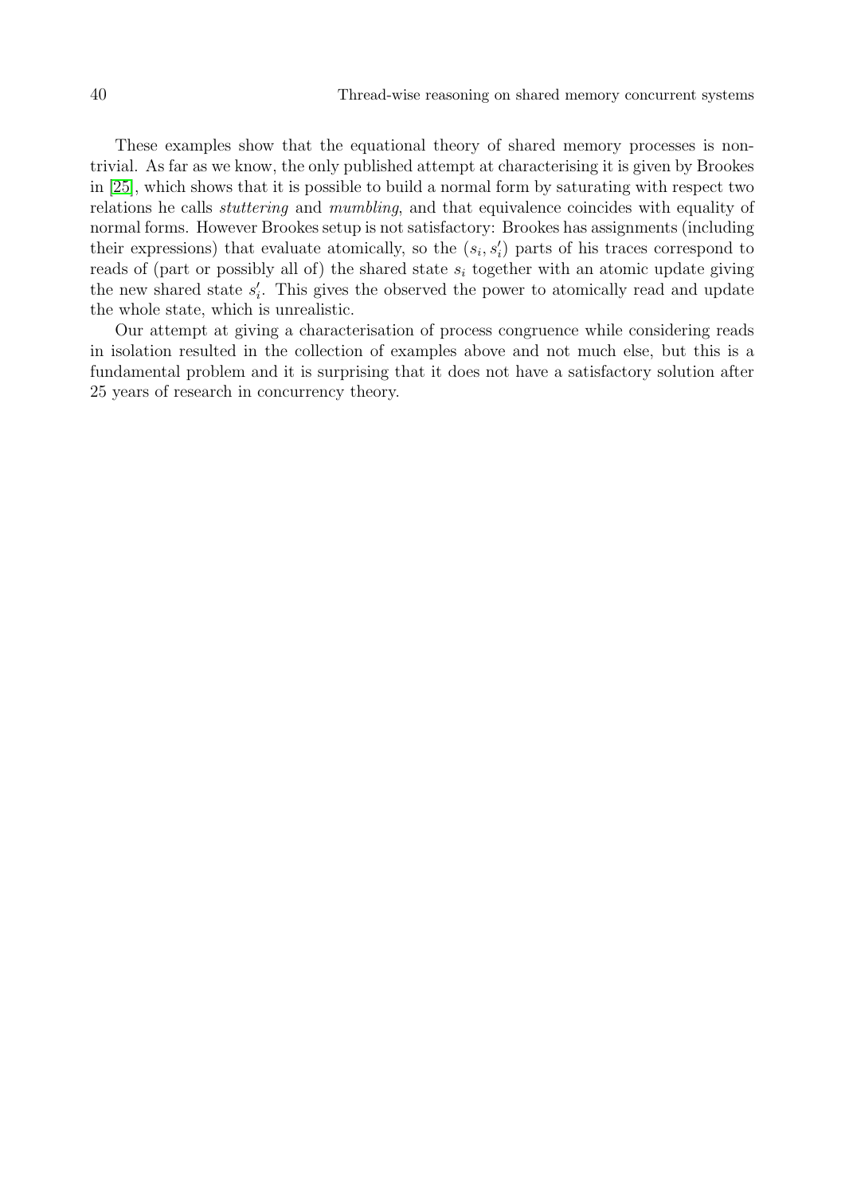These examples show that the equational theory of shared memory processes is non-trivial. As far as we know, the only published attempt at characterising it is given by Brookes in [25], which shows that it is possible to build a normal form by saturating with respect two relations he calls *stuttering* and *mumbling*, and that equivalence coincides with equality of normal forms. However Brookes setup is not satisfactory: Brookes has assignments (including their expressions) that evaluate atomically, so the $(s_i, s_i')$ parts of his traces correspond to reads of (part or possibly all of) the shared state $s_i$ together with an atomic update giving the new shared state $s_i'$. This gives the observed the power to atomically read and update the whole state, which is unrealistic.

Our attempt at giving a characterisation of process congruence while considering reads in isolation resulted in the collection of examples above and not much else, but this is a fundamental problem and it is surprising that it does not have a satisfactory solution after 25 years of research in concurrency theory.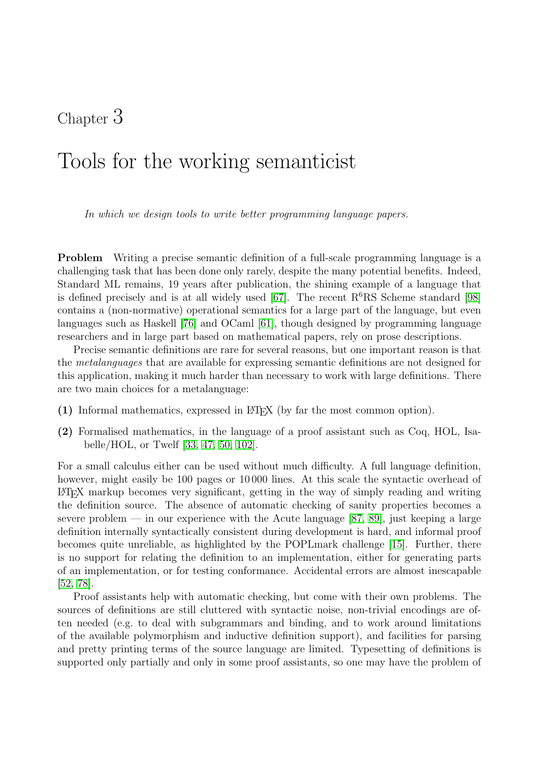# Chapter 3

# Tools for the working semanticist

*In which we design tools to write better programming language papers.*

**Problem** Writing a precise semantic definition of a full-scale programming language is a challenging task that has been done only rarely, despite the many potential benefits. Indeed, Standard ML remains, 19 years after publication, the shining example of a language that is defined precisely and is at all widely used [67]. The recent R$^6$RS Scheme standard [98] contains a (non-normative) operational semantics for a large part of the language, but even languages such as Haskell [76] and OCaml [61], though designed by programming language researchers and in large part based on mathematical papers, rely on prose descriptions.

Precise semantic definitions are rare for several reasons, but one important reason is that the *metalanguages* that are available for expressing semantic definitions are not designed for this application, making it much harder than necessary to work with large definitions. There are two main choices for a metalanguage:

**(1)** Informal mathematics, expressed in LaTeX (by far the most common option).

**(2)** Formalised mathematics, in the language of a proof assistant such as Coq, HOL, Isabelle/HOL, or Twelf [33, 47, 50, 102].

For a small calculus either can be used without much difficulty. A full language definition, however, might easily be 100 pages or 10 000 lines. At this scale the syntactic overhead of LaTeX markup becomes very significant, getting in the way of simply reading and writing the definition source. The absence of automatic checking of sanity properties becomes a severe problem — in our experience with the Acute language [87, 89], just keeping a large definition internally syntactically consistent during development is hard, and informal proof becomes quite unreliable, as highlighted by the POPLmark challenge [15]. Further, there is no support for relating the definition to an implementation, either for generating parts of an implementation, or for testing conformance. Accidental errors are almost inescapable [52, 78].

Proof assistants help with automatic checking, but come with their own problems. The sources of definitions are still cluttered with syntactic noise, non-trivial encodings are often needed (e.g. to deal with subgrammars and binding, and to work around limitations of the available polymorphism and inductive definition support), and facilities for parsing and pretty printing terms of the source language are limited. Typesetting of definitions is supported only partially and only in some proof assistants, so one may have the problem of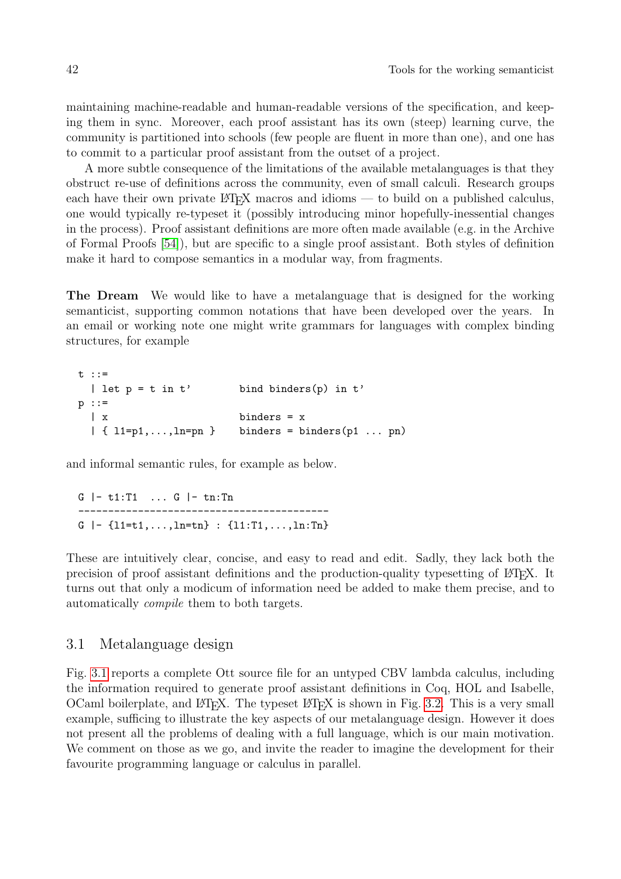maintaining machine-readable and human-readable versions of the specification, and keeping them in sync. Moreover, each proof assistant has its own (steep) learning curve, the community is partitioned into schools (few people are fluent in more than one), and one has to commit to a particular proof assistant from the outset of a project.

A more subtle consequence of the limitations of the available metalanguages is that they obstruct re-use of definitions across the community, even of small calculi. Research groups each have their own private LaTeX macros and idioms — to build on a published calculus, one would typically re-typeset it (possibly introducing minor hopefully-inessential changes in the process). Proof assistant definitions are more often made available (e.g. in the Archive of Formal Proofs [54]), but are specific to a single proof assistant. Both styles of definition make it hard to compose semantics in a modular way, from fragments.

**The Dream** We would like to have a metalanguage that is designed for the working semanticist, supporting common notations that have been developed over the years. In an email or working note one might write grammars for languages with complex binding structures, for example

```
t ::=
  | let p = t in t'        bind binders(p) in t'
p ::=
  | x                      binders = x
  | { l1=p1,...,ln=pn }    binders = binders(p1 ... pn)
```

and informal semantic rules, for example as below.

```
G |- t1:T1  ... G |- tn:Tn
------------------------------------------
G |- {l1=t1,...,ln=tn} : {l1:T1,...,ln:Tn}
```

These are intuitively clear, concise, and easy to read and edit. Sadly, they lack both the precision of proof assistant definitions and the production-quality typesetting of LaTeX. It turns out that only a modicum of information need be added to make them precise, and to automatically *compile* them to both targets.

## 3.1 Metalanguage design

Fig. 3.1 reports a complete Ott source file for an untyped CBV lambda calculus, including the information required to generate proof assistant definitions in Coq, HOL and Isabelle, OCaml boilerplate, and LaTeX. The typeset LaTeX is shown in Fig. 3.2. This is a very small example, sufficing to illustrate the key aspects of our metalanguage design. However it does not present all the problems of dealing with a full language, which is our main motivation. We comment on those as we go, and invite the reader to imagine the development for their favourite programming language or calculus in parallel.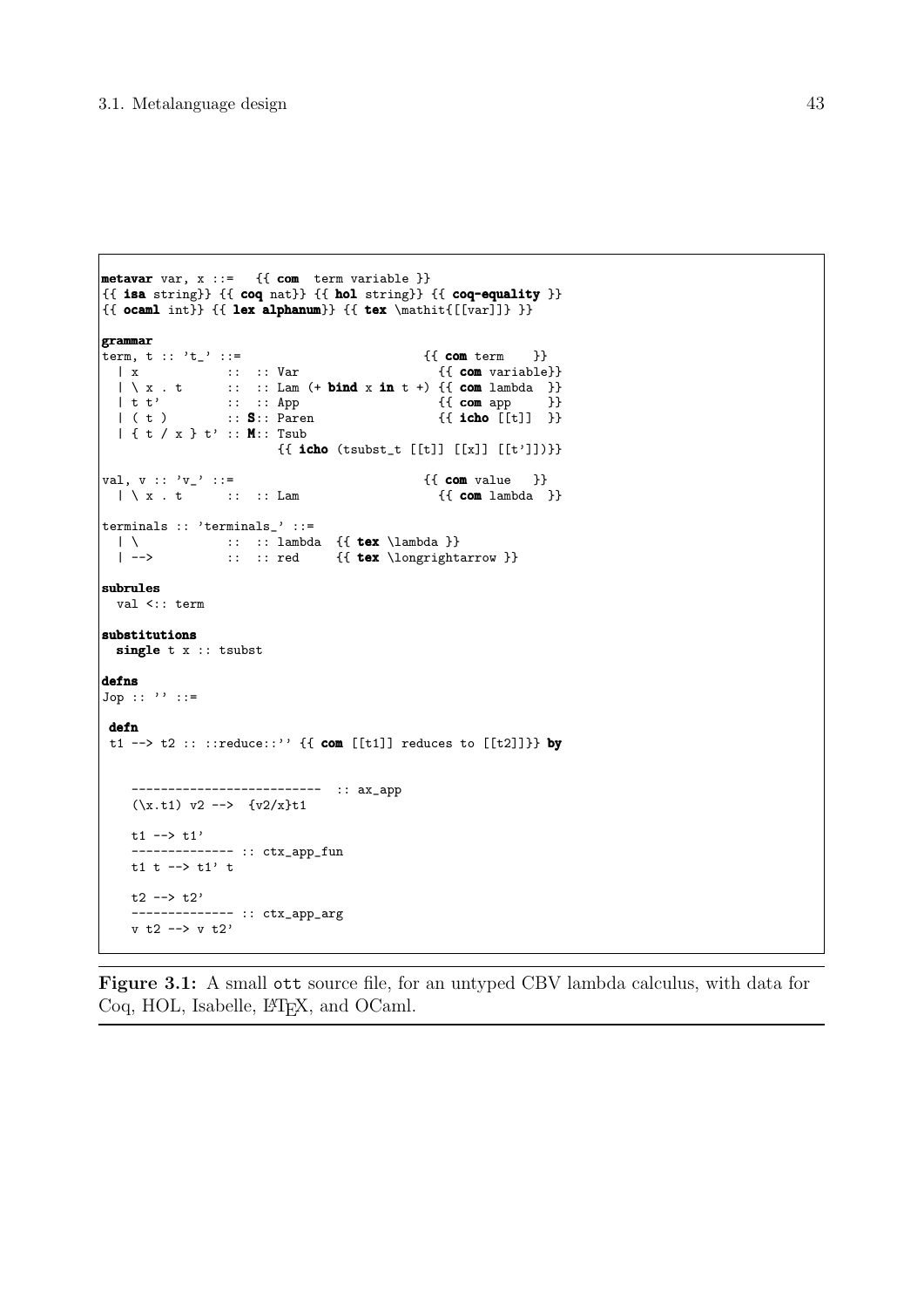```
metavar var, x ::=   {{ com  term variable }}
{{ isa string}} {{ coq nat}} {{ hol string}} {{ coq-equality }}
{{ ocaml int}} {{ lex alphanum}} {{ tex \mathit{[[var]]} }}

grammar
term, t :: 't_' ::=                              {{ com term    }}
  | x              ::  :: Var                      {{ com variable}}
  | \ x . t        ::  :: Lam (+ bind x in t +) {{ com lambda  }}
  | t t'           ::  :: App                      {{ com app     }}
  | ( t )          :: S:: Paren                    {{ icho [[t]]  }}
  | { t / x } t' :: M:: Tsub
                        {{ icho (tsubst_t [[t]] [[x]] [[t']])}}

val, v :: 'v_' ::=                               {{ com value   }}
  | \ x . t        ::  :: Lam                      {{ com lambda  }}

terminals :: 'terminals_' ::=
  | \              ::  :: lambda  {{ tex \lambda }}
  | -->            ::  :: red     {{ tex \longrightarrow }}

subrules
  val <:: term

substitutions
  single t x :: tsubst

defns
Jop :: '' ::=

 defn
 t1 --> t2 :: ::reduce::'' {{ com [[t1]] reduces to [[t2]]}} by


    --------------------------  :: ax_app
    (\x.t1) v2 -->  {v2/x}t1

    t1 --> t1'
    -------------- :: ctx_app_fun
    t1 t --> t1' t

    t2 --> t2'
    -------------- :: ctx_app_arg
    v t2 --> v t2'
```

**Figure 3.1:** A small ott source file, for an untyped CBV lambda calculus, with data for Coq, HOL, Isabelle, LaTeX, and OCaml.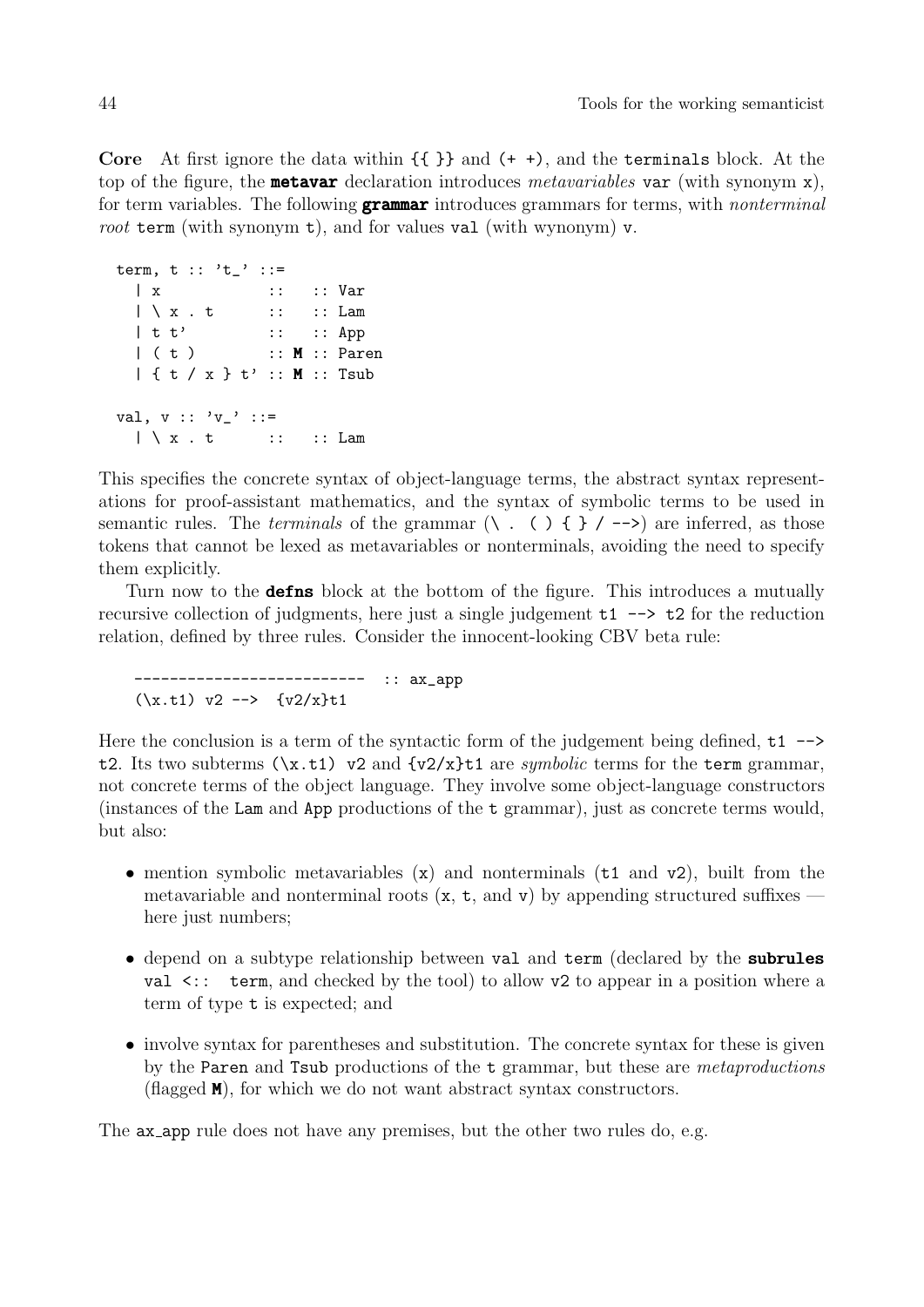**Core** At first ignore the data within {{ }} and (+ +), and the `terminals` block. At the top of the figure, the **`metavar`** declaration introduces *metavariables* `var` (with synonym `x`), for term variables. The following **`grammar`** introduces grammars for terms, with *nonterminal root* `term` (with synonym `t`), and for values `val` (with wynonym) `v`.

```
term, t :: 't_' ::=
  | x             ::   :: Var
  | \ x . t       ::   :: Lam
  | t t'          ::   :: App
  | ( t )         :: M :: Paren
  | { t / x } t'  :: M :: Tsub

val, v :: 'v_' ::=
  | \ x . t       ::   :: Lam
```

This specifies the concrete syntax of object-language terms, the abstract syntax representations for proof-assistant mathematics, and the syntax of symbolic terms to be used in semantic rules. The *terminals* of the grammar (`\ . ( ) { } / -->`) are inferred, as those tokens that cannot be lexed as metavariables or nonterminals, avoiding the need to specify them explicitly.

Turn now to the **`defns`** block at the bottom of the figure. This introduces a mutually recursive collection of judgments, here just a single judgement `t1 --> t2` for the reduction relation, defined by three rules. Consider the innocent-looking CBV beta rule:

```
-------------------------- :: ax_app
(\x.t1) v2 -->  {v2/x}t1
```

Here the conclusion is a term of the syntactic form of the judgement being defined, `t1 --> t2`. Its two subterms `(\x.t1) v2` and `{v2/x}t1` are *symbolic* terms for the `term` grammar, not concrete terms of the object language. They involve some object-language constructors (instances of the `Lam` and `App` productions of the `t` grammar), just as concrete terms would, but also:

- mention symbolic metavariables (`x`) and nonterminals (`t1` and `v2`), built from the metavariable and nonterminal roots (`x`, `t`, and `v`) by appending structured suffixes — here just numbers;
- depend on a subtype relationship between `val` and `term` (declared by the **`subrules`** `val <:: term`, and checked by the tool) to allow `v2` to appear in a position where a term of type `t` is expected; and
- involve syntax for parentheses and substitution. The concrete syntax for these is given by the `Paren` and `Tsub` productions of the `t` grammar, but these are *metaproductions* (flagged **`M`**), for which we do not want abstract syntax constructors.

The ax_app rule does not have any premises, but the other two rules do, e.g.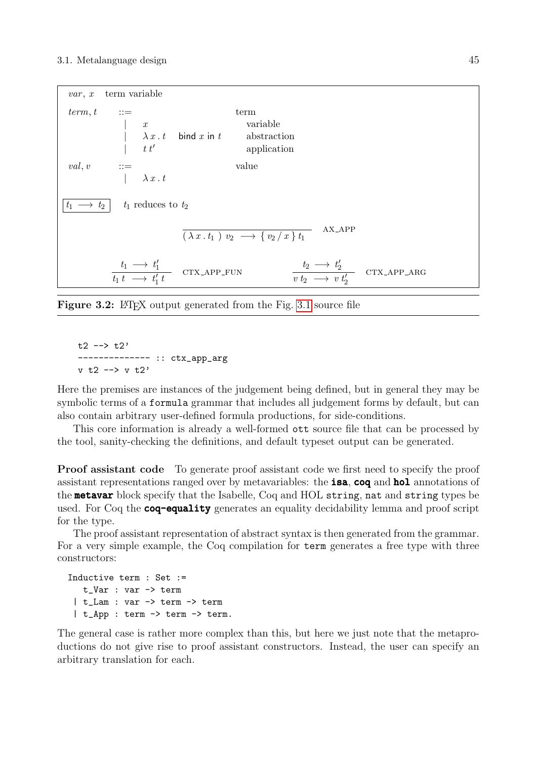$var$, $x$ term variable

$term$, $t$ ::= term
  | $x$ variable
  | $\lambda\, x\, .\, t$ bind $x$ in $t$ abstraction
  | $t\, t'$ application

$val$, $v$ ::= value
  | $\lambda\, x\, .\, t$

$\boxed{t_1 \longrightarrow t_2}$ $t_1$ reduces to $t_2$

$$\frac{}{(\,\lambda\, x\, .\, t_1\,)\; v_2 \;\longrightarrow\; \{\, v_2 \,/\, x\,\}\, t_1} \quad \text{AX\_APP}$$

$$\frac{t_1 \;\longrightarrow\; t_1'}{t_1\, t \;\longrightarrow\; t_1'\, t} \quad \text{CTX\_APP\_FUN} \qquad \frac{t_2 \;\longrightarrow\; t_2'}{v\, t_2 \;\longrightarrow\; v\, t_2'} \quad \text{CTX\_APP\_ARG}$$

**Figure 3.2:** LaTeX output generated from the Fig. 3.1 source file

```
t2 --> t2'
-------------- :: ctx_app_arg
v t2 --> v t2'
```

Here the premises are instances of the judgement being defined, but in general they may be symbolic terms of a `formula` grammar that includes all judgement forms by default, but can also contain arbitrary user-defined formula productions, for side-conditions.

This core information is already a well-formed `ott` source file that can be processed by the tool, sanity-checking the definitions, and default typeset output can be generated.

**Proof assistant code** To generate proof assistant code we first need to specify the proof assistant representations ranged over by metavariables: the **`isa`**, **`coq`** and **`hol`** annotations of the **`metavar`** block specify that the Isabelle, Coq and HOL `string`, `nat` and `string` types be used. For Coq the **`coq-equality`** generates an equality decidability lemma and proof script for the type.

The proof assistant representation of abstract syntax is then generated from the grammar. For a very simple example, the Coq compilation for `term` generates a free type with three constructors:

```
Inductive term : Set :=
   t_Var : var -> term
 | t_Lam : var -> term -> term
 | t_App : term -> term -> term.
```

The general case is rather more complex than this, but here we just note that the metaproductions do not give rise to proof assistant constructors. Instead, the user can specify an arbitrary translation for each.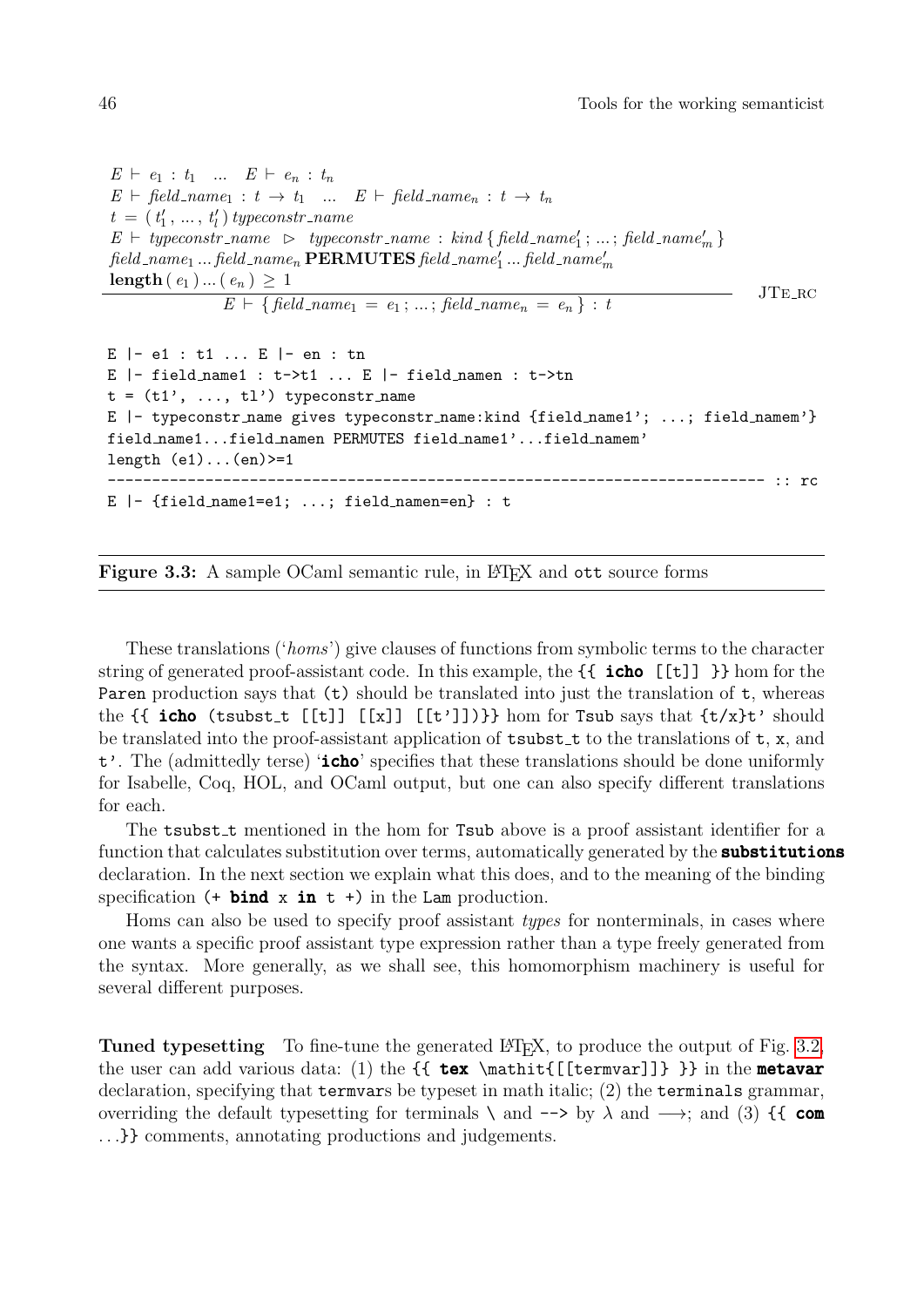$$\frac{\begin{array}{l} E \vdash e_1 : t_1 \quad ... \quad E \vdash e_n : t_n \\ E \vdash \mathit{field\_name}_1 : t \to t_1 \quad ... \quad E \vdash \mathit{field\_name}_n : t \to t_n \\ t = (\, t'_1, ..., t'_l \,)\ \mathit{typeconstr\_name} \\ E \vdash \mathit{typeconstr\_name} \ \triangleright\ \mathit{typeconstr\_name} : \mathit{kind}\,\{\,\mathit{field\_name}'_1 ; ... ; \mathit{field\_name}'_m \,\} \\ \mathit{field\_name}_1 ... \mathit{field\_name}_n \ \mathbf{PERMUTES}\ \mathit{field\_name}'_1 ... \mathit{field\_name}'_m \\ \mathbf{length}\,(\,e_1\,) ... (\,e_n\,) \geq 1 \end{array}}{E \vdash \{\,\mathit{field\_name}_1 = e_1 ; ... ; \mathit{field\_name}_n = e_n \,\} : t} \quad \text{JTE\_RC}$$

```
E |- e1 : t1 ... E |- en : tn
E |- field_name1 : t->t1 ... E |- field_namen : t->tn
t = (t1', ..., tl') typeconstr_name
E |- typeconstr_name gives typeconstr_name:kind {field_name1'; ...; field_namem'}
field_name1...field_namen PERMUTES field_name1'...field_namem'
length (e1)...(en)>=1
------------------------------------------------------------------------ :: rc
E |- {field_name1=e1; ...; field_namen=en} : t
```

**Figure 3.3:** A sample OCaml semantic rule, in LaTeX and `ott` source forms

These translations ('*homs*') give clauses of functions from symbolic terms to the character string of generated proof-assistant code. In this example, the `{{ icho [[t]] }}` hom for the `Paren` production says that `(t)` should be translated into just the translation of `t`, whereas the `{{ icho (tsubst_t [[t]] [[x]] [[t']])}}` hom for `Tsub` says that `{t/x}t'` should be translated into the proof-assistant application of `tsubst_t` to the translations of `t`, `x`, and `t'`. The (admittedly terse) '**icho**' specifies that these translations should be done uniformly for Isabelle, Coq, HOL, and OCaml output, but one can also specify different translations for each.

The `tsubst_t` mentioned in the hom for `Tsub` above is a proof assistant identifier for a function that calculates substitution over terms, automatically generated by the **substitutions** declaration. In the next section we explain what this does, and to the meaning of the binding specification `(+ bind x in t +)` in the `Lam` production.

Homs can also be used to specify proof assistant *types* for nonterminals, in cases where one wants a specific proof assistant type expression rather than a type freely generated from the syntax. More generally, as we shall see, this homomorphism machinery is useful for several different purposes.

**Tuned typesetting** To fine-tune the generated LaTeX, to produce the output of Fig. 3.2, the user can add various data: (1) the `{{ tex \mathit{[[termvar]]} }}` in the **metavar** declaration, specifying that `termvar`s be typeset in math italic; (2) the `terminals` grammar, overriding the default typesetting for terminals `\` and `-->` by $\lambda$ and $\longrightarrow$; and (3) `{{ com ...}}` comments, annotating productions and judgements.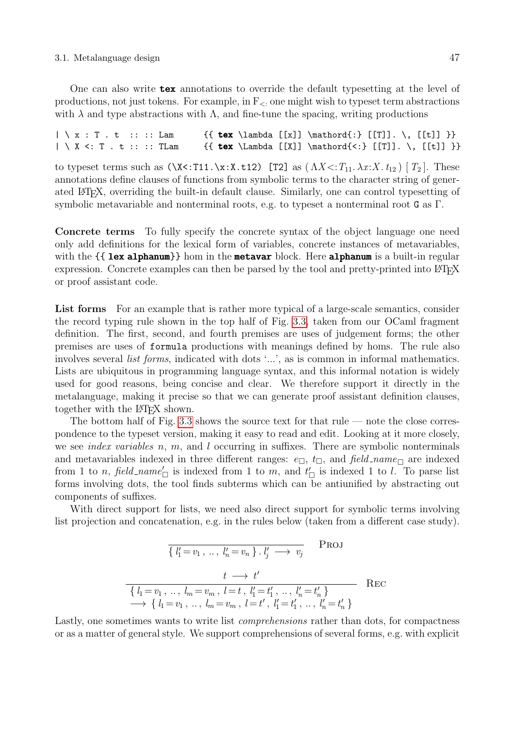One can also write **tex** annotations to override the default typesetting at the level of productions, not just tokens. For example, in $\mathrm{F}_{<:}$ one might wish to typeset term abstractions with $\lambda$ and type abstractions with $\Lambda$, and fine-tune the spacing, writing productions

```
| \ x : T . t  :: :: Lam      {{ tex \lambda [[x]] \mathord{:} [[T]]. \, [[t]] }}
| \ X <: T . t :: :: TLam     {{ tex \Lambda [[X]] \mathord{<:} [[T]]. \, [[t]] }}
```

to typeset terms such as `(\X<:T11.\x:X.t12) [T2]` as $(\,\Lambda X{<:}T_{11}.\,\lambda x{:}X.\,t_{12}\,)\;[\,T_2\,]$. These annotations define clauses of functions from symbolic terms to the character string of generated LaTeX, overriding the built-in default clause. Similarly, one can control typesetting of symbolic metavariable and nonterminal roots, e.g. to typeset a nonterminal root `G` as $\Gamma$.

**Concrete terms** To fully specify the concrete syntax of the object language one need only add definitions for the lexical form of variables, concrete instances of metavariables, with the `{{ lex alphanum}}` hom in the **metavar** block. Here **alphanum** is a built-in regular expression. Concrete examples can then be parsed by the tool and pretty-printed into LaTeX or proof assistant code.

**List forms** For an example that is rather more typical of a large-scale semantics, consider the record typing rule shown in the top half of Fig. 3.3, taken from our OCaml fragment definition. The first, second, and fourth premises are uses of judgement forms; the other premises are uses of `formula` productions with meanings defined by homs. The rule also involves several *list forms*, indicated with dots '...', as is common in informal mathematics. Lists are ubiquitous in programming language syntax, and this informal notation is widely used for good reasons, being concise and clear. We therefore support it directly in the metalanguage, making it precise so that we can generate proof assistant definition clauses, together with the LaTeX shown.

The bottom half of Fig. 3.3 shows the source text for that rule — note the close correspondence to the typeset version, making it easy to read and edit. Looking at it more closely, we see *index variables* $n$, $m$, and $l$ occurring in suffixes. There are symbolic nonterminals and metavariables indexed in three different ranges: $e_\square$, $t_\square$, and $\mathit{field\_name}_\square$ are indexed from 1 to $n$, $\mathit{field\_name}'_\square$ is indexed from 1 to $m$, and $t'_\square$ is indexed 1 to $l$. To parse list forms involving dots, the tool finds subterms which can be antiunified by abstracting out components of suffixes.

With direct support for lists, we need also direct support for symbolic terms involving list projection and concatenation, e.g. in the rules below (taken from a different case study).

$$\frac{}{\{\,l'_1 = v_1\,,\,..\,,\,l'_n = v_n\,\}\,.\,l'_j \;\longrightarrow\; v_j}\quad\textsc{Proj}$$

$$\frac{t \;\longrightarrow\; t'}{\begin{array}{l}\{\,l_1 = v_1\,,\,..\,,\,l_m = v_m\,,\,l = t\,,\,l'_1 = t'_1\,,\,..\,,\,l'_n = t'_n\,\}\\ \longrightarrow\;\{\,l_1 = v_1\,,\,..\,,\,l_m = v_m\,,\,l = t'\,,\,l'_1 = t'_1\,,\,..\,,\,l'_n = t'_n\,\}\end{array}}\quad\textsc{Rec}$$

Lastly, one sometimes wants to write list *comprehensions* rather than dots, for compactness or as a matter of general style. We support comprehensions of several forms, e.g. with explicit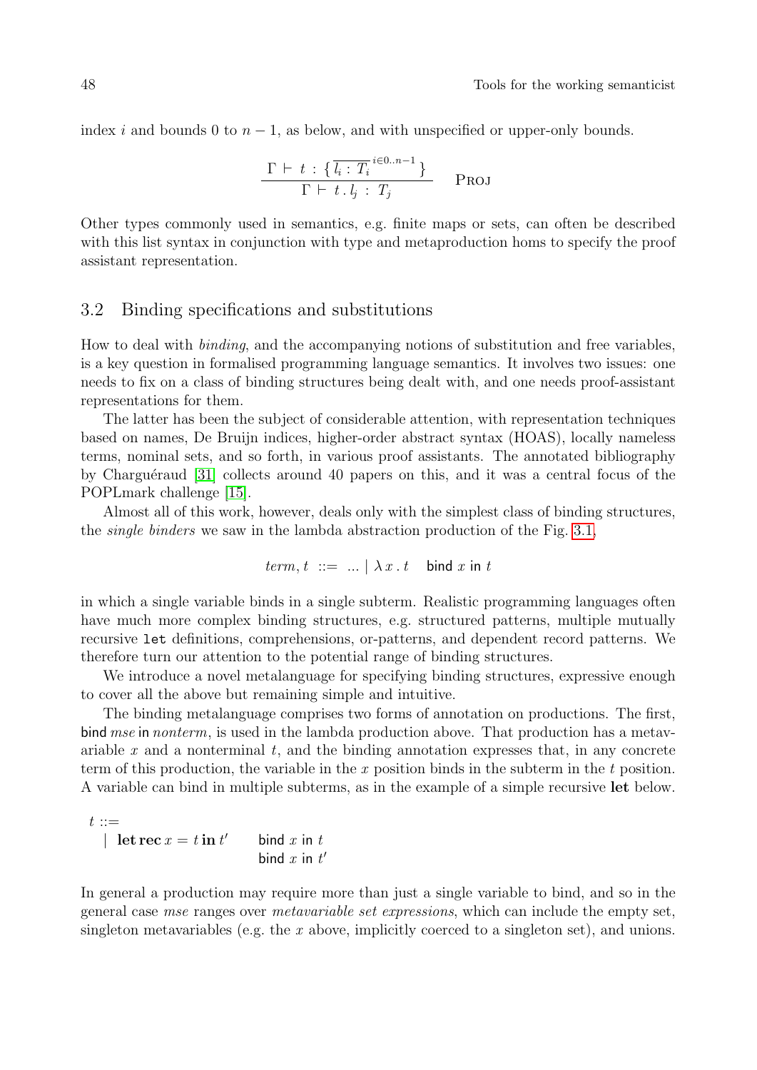index $i$ and bounds 0 to $n-1$, as below, and with unspecified or upper-only bounds.

$$\frac{\Gamma \vdash t : \{\overline{l_i : T_i}^{\,i \in 0..n-1}\}}{\Gamma \vdash t . l_j : T_j} \quad \text{PROJ}$$

Other types commonly used in semantics, e.g. finite maps or sets, can often be described with this list syntax in conjunction with type and metaproduction homs to specify the proof assistant representation.

## 3.2 Binding specifications and substitutions

How to deal with *binding*, and the accompanying notions of substitution and free variables, is a key question in formalised programming language semantics. It involves two issues: one needs to fix on a class of binding structures being dealt with, and one needs proof-assistant representations for them.

The latter has been the subject of considerable attention, with representation techniques based on names, De Bruijn indices, higher-order abstract syntax (HOAS), locally nameless terms, nominal sets, and so forth, in various proof assistants. The annotated bibliography by Charguéraud [31] collects around 40 papers on this, and it was a central focus of the POPLmark challenge [15].

Almost all of this work, however, deals only with the simplest class of binding structures, the *single binders* we saw in the lambda abstraction production of the Fig. 3.1,

$$\textit{term}, t \ ::= \ ... \mid \lambda\, x \,.\, t \quad \mathsf{bind}\ x\ \mathsf{in}\ t$$

in which a single variable binds in a single subterm. Realistic programming languages often have much more complex binding structures, e.g. structured patterns, multiple mutually recursive `let` definitions, comprehensions, or-patterns, and dependent record patterns. We therefore turn our attention to the potential range of binding structures.

We introduce a novel metalanguage for specifying binding structures, expressive enough to cover all the above but remaining simple and intuitive.

The binding metalanguage comprises two forms of annotation on productions. The first, bind *mse* in *nonterm*, is used in the lambda production above. That production has a metavariable $x$ and a nonterminal $t$, and the binding annotation expresses that, in any concrete term of this production, the variable in the $x$ position binds in the subterm in the $t$ position. A variable can bind in multiple subterms, as in the example of a simple recursive **let** below.

$$\begin{array}{lll} t ::= & & \\ \quad \mid \ \mathbf{let\,rec}\, x = t\, \mathbf{in}\, t' & & \mathsf{bind}\ x\ \mathsf{in}\ t \\ & & \mathsf{bind}\ x\ \mathsf{in}\ t' \end{array}$$

In general a production may require more than just a single variable to bind, and so in the general case *mse* ranges over *metavariable set expressions*, which can include the empty set, singleton metavariables (e.g. the $x$ above, implicitly coerced to a singleton set), and unions.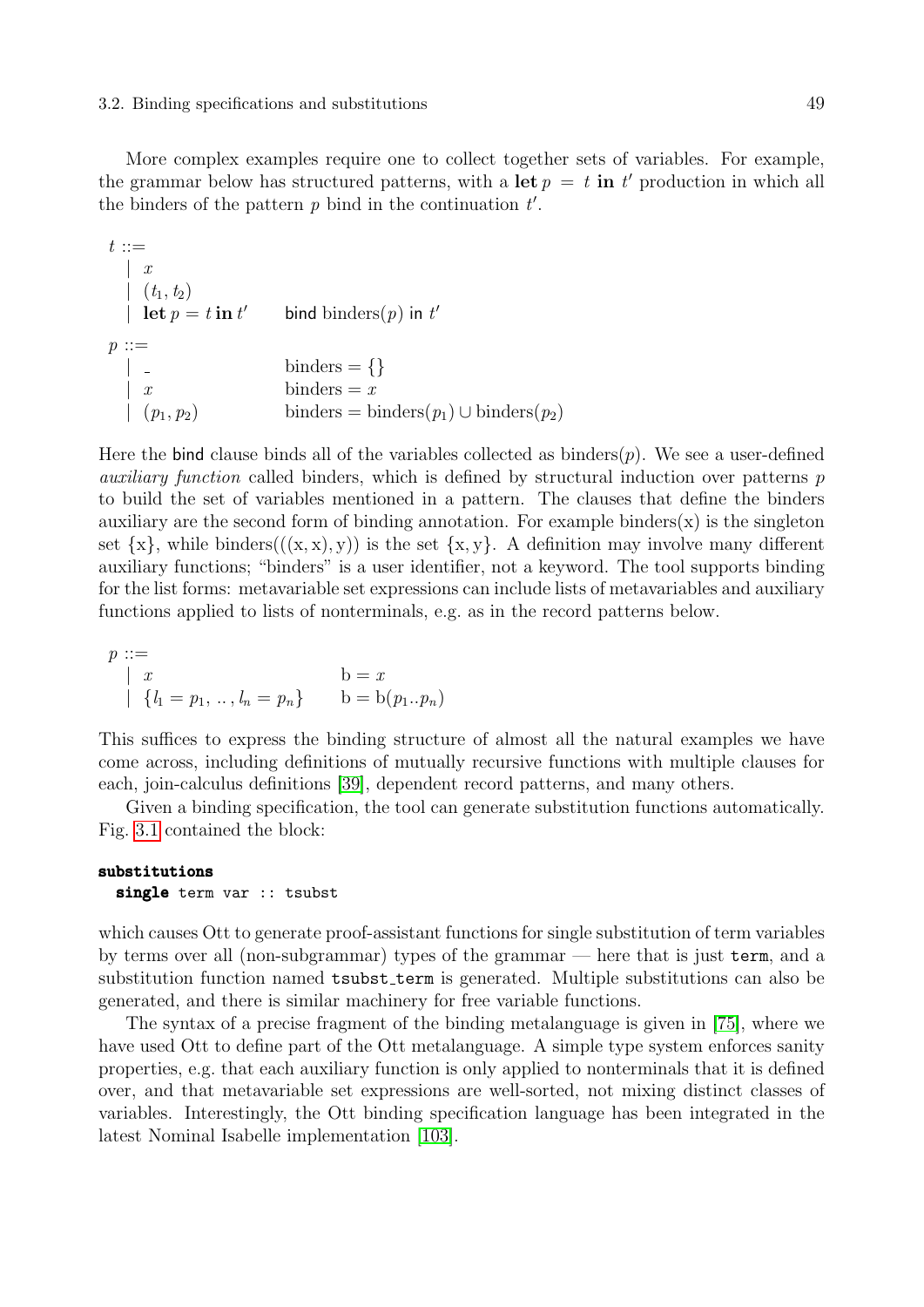More complex examples require one to collect together sets of variables. For example, the grammar below has structured patterns, with a **let** $p = t$ **in** $t'$ production in which all the binders of the pattern $p$ bind in the continuation $t'$.

$$
\begin{array}{ll}
t ::= & \\
\quad |\ x & \\
\quad |\ (t_1, t_2) & \\
\quad |\ \mathbf{let}\ p = t\ \mathbf{in}\ t' & \mathsf{bind}\ \mathrm{binders}(p)\ \mathsf{in}\ t' \\
p ::= & \\
\quad |\ \_ & \mathrm{binders} = \{\} \\
\quad |\ x & \mathrm{binders} = x \\
\quad |\ (p_1, p_2) & \mathrm{binders} = \mathrm{binders}(p_1) \cup \mathrm{binders}(p_2)
\end{array}
$$

Here the bind clause binds all of the variables collected as binders($p$). We see a user-defined *auxiliary function* called binders, which is defined by structural induction over patterns $p$ to build the set of variables mentioned in a pattern. The clauses that define the binders auxiliary are the second form of binding annotation. For example binders(x) is the singleton set $\{x\}$, while $\mathrm{binders}(((x, x), y))$ is the set $\{x, y\}$. A definition may involve many different auxiliary functions; "binders" is a user identifier, not a keyword. The tool supports binding for the list forms: metavariable set expressions can include lists of metavariables and auxiliary functions applied to lists of nonterminals, e.g. as in the record patterns below.

$$
\begin{array}{ll}
p ::= & \\
\quad |\ x & \mathrm{b} = x \\
\quad |\ \{l_1 = p_1, .., l_n = p_n\} & \mathrm{b} = \mathrm{b}(p_1..p_n)
\end{array}
$$

This suffices to express the binding structure of almost all the natural examples we have come across, including definitions of mutually recursive functions with multiple clauses for each, join-calculus definitions [39], dependent record patterns, and many others.

Given a binding specification, the tool can generate substitution functions automatically. Fig. 3.1 contained the block:

```
substitutions
  single term var :: tsubst
```

which causes Ott to generate proof-assistant functions for single substitution of term variables by terms over all (non-subgrammar) types of the grammar — here that is just `term`, and a substitution function named `tsubst_term` is generated. Multiple substitutions can also be generated, and there is similar machinery for free variable functions.

The syntax of a precise fragment of the binding metalanguage is given in [75], where we have used Ott to define part of the Ott metalanguage. A simple type system enforces sanity properties, e.g. that each auxiliary function is only applied to nonterminals that it is defined over, and that metavariable set expressions are well-sorted, not mixing distinct classes of variables. Interestingly, the Ott binding specification language has been integrated in the latest Nominal Isabelle implementation [103].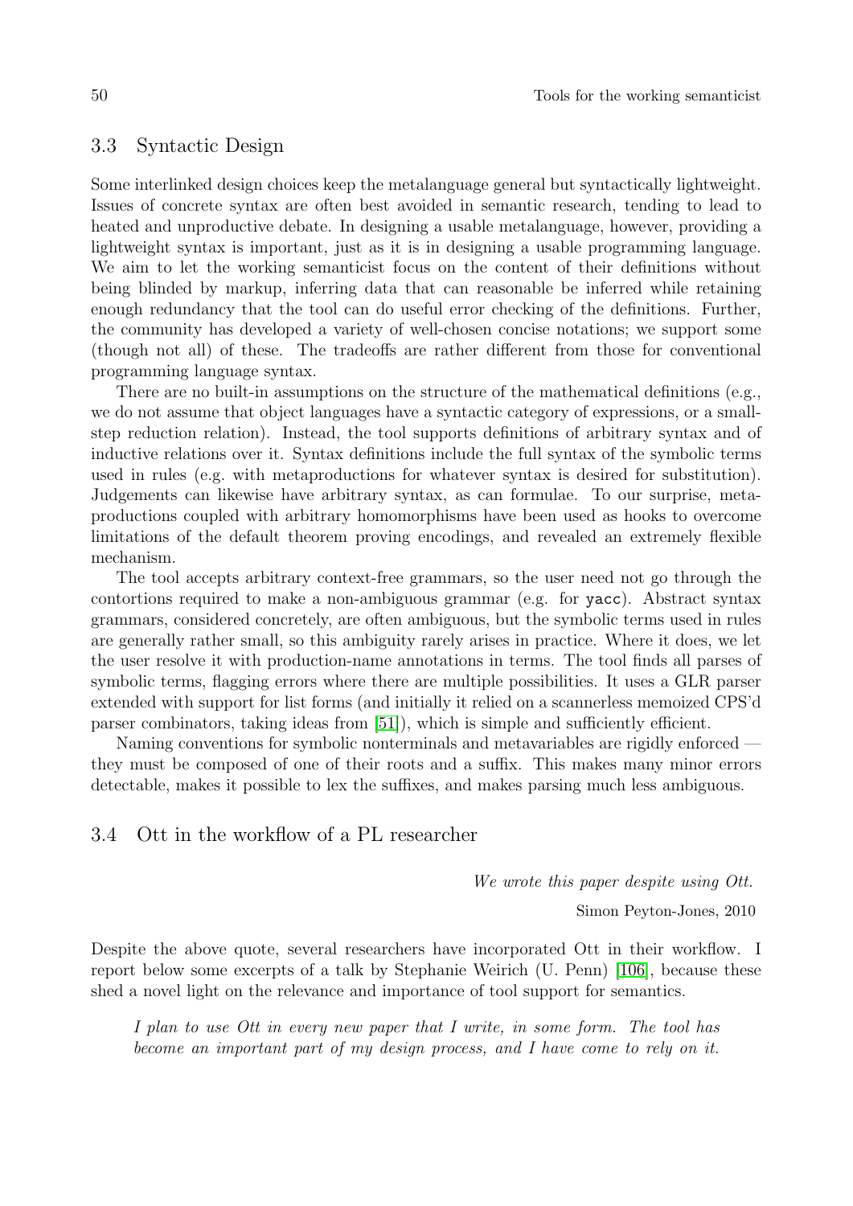## 3.3 Syntactic Design

Some interlinked design choices keep the metalanguage general but syntactically lightweight. Issues of concrete syntax are often best avoided in semantic research, tending to lead to heated and unproductive debate. In designing a usable metalanguage, however, providing a lightweight syntax is important, just as it is in designing a usable programming language. We aim to let the working semanticist focus on the content of their definitions without being blinded by markup, inferring data that can reasonable be inferred while retaining enough redundancy that the tool can do useful error checking of the definitions. Further, the community has developed a variety of well-chosen concise notations; we support some (though not all) of these. The tradeoffs are rather different from those for conventional programming language syntax.

There are no built-in assumptions on the structure of the mathematical definitions (e.g., we do not assume that object languages have a syntactic category of expressions, or a small-step reduction relation). Instead, the tool supports definitions of arbitrary syntax and of inductive relations over it. Syntax definitions include the full syntax of the symbolic terms used in rules (e.g. with metaproductions for whatever syntax is desired for substitution). Judgements can likewise have arbitrary syntax, as can formulae. To our surprise, metaproductions coupled with arbitrary homomorphisms have been used as hooks to overcome limitations of the default theorem proving encodings, and revealed an extremely flexible mechanism.

The tool accepts arbitrary context-free grammars, so the user need not go through the contortions required to make a non-ambiguous grammar (e.g. for `yacc`). Abstract syntax grammars, considered concretely, are often ambiguous, but the symbolic terms used in rules are generally rather small, so this ambiguity rarely arises in practice. Where it does, we let the user resolve it with production-name annotations in terms. The tool finds all parses of symbolic terms, flagging errors where there are multiple possibilities. It uses a GLR parser extended with support for list forms (and initially it relied on a scannerless memoized CPS'd parser combinators, taking ideas from [51]), which is simple and sufficiently efficient.

Naming conventions for symbolic nonterminals and metavariables are rigidly enforced — they must be composed of one of their roots and a suffix. This makes many minor errors detectable, makes it possible to lex the suffixes, and makes parsing much less ambiguous.

## 3.4 Ott in the workflow of a PL researcher

*We wrote this paper despite using Ott.*

Simon Peyton-Jones, 2010

Despite the above quote, several researchers have incorporated Ott in their workflow. I report below some excerpts of a talk by Stephanie Weirich (U. Penn) [106], because these shed a novel light on the relevance and importance of tool support for semantics.

> *I plan to use Ott in every new paper that I write, in some form. The tool has become an important part of my design process, and I have come to rely on it.*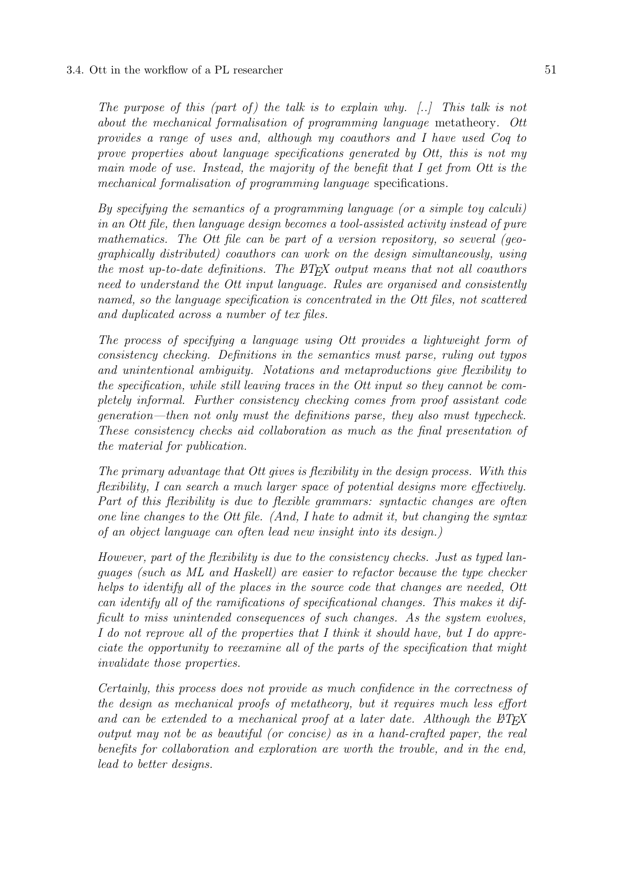*The purpose of this (part of) the talk is to explain why. [..] This talk is not about the mechanical formalisation of programming language* metatheory*. Ott provides a range of uses and, although my coauthors and I have used Coq to prove properties about language specifications generated by Ott, this is not my main mode of use. Instead, the majority of the benefit that I get from Ott is the mechanical formalisation of programming language* specifications*.*

*By specifying the semantics of a programming language (or a simple toy calculi) in an Ott file, then language design becomes a tool-assisted activity instead of pure mathematics. The Ott file can be part of a version repository, so several (geographically distributed) coauthors can work on the design simultaneously, using the most up-to-date definitions. The LaTeX output means that not all coauthors need to understand the Ott input language. Rules are organised and consistently named, so the language specification is concentrated in the Ott files, not scattered and duplicated across a number of tex files.*

*The process of specifying a language using Ott provides a lightweight form of consistency checking. Definitions in the semantics must parse, ruling out typos and unintentional ambiguity. Notations and metaproductions give flexibility to the specification, while still leaving traces in the Ott input so they cannot be completely informal. Further consistency checking comes from proof assistant code generation—then not only must the definitions parse, they also must typecheck. These consistency checks aid collaboration as much as the final presentation of the material for publication.*

*The primary advantage that Ott gives is flexibility in the design process. With this flexibility, I can search a much larger space of potential designs more effectively. Part of this flexibility is due to flexible grammars: syntactic changes are often one line changes to the Ott file. (And, I hate to admit it, but changing the syntax of an object language can often lead new insight into its design.)*

*However, part of the flexibility is due to the consistency checks. Just as typed languages (such as ML and Haskell) are easier to refactor because the type checker helps to identify all of the places in the source code that changes are needed, Ott can identify all of the ramifications of specificational changes. This makes it difficult to miss unintended consequences of such changes. As the system evolves, I do not reprove all of the properties that I think it should have, but I do appreciate the opportunity to reexamine all of the parts of the specification that might invalidate those properties.*

*Certainly, this process does not provide as much confidence in the correctness of the design as mechanical proofs of metatheory, but it requires much less effort and can be extended to a mechanical proof at a later date. Although the LaTeX output may not be as beautiful (or concise) as in a hand-crafted paper, the real benefits for collaboration and exploration are worth the trouble, and in the end, lead to better designs.*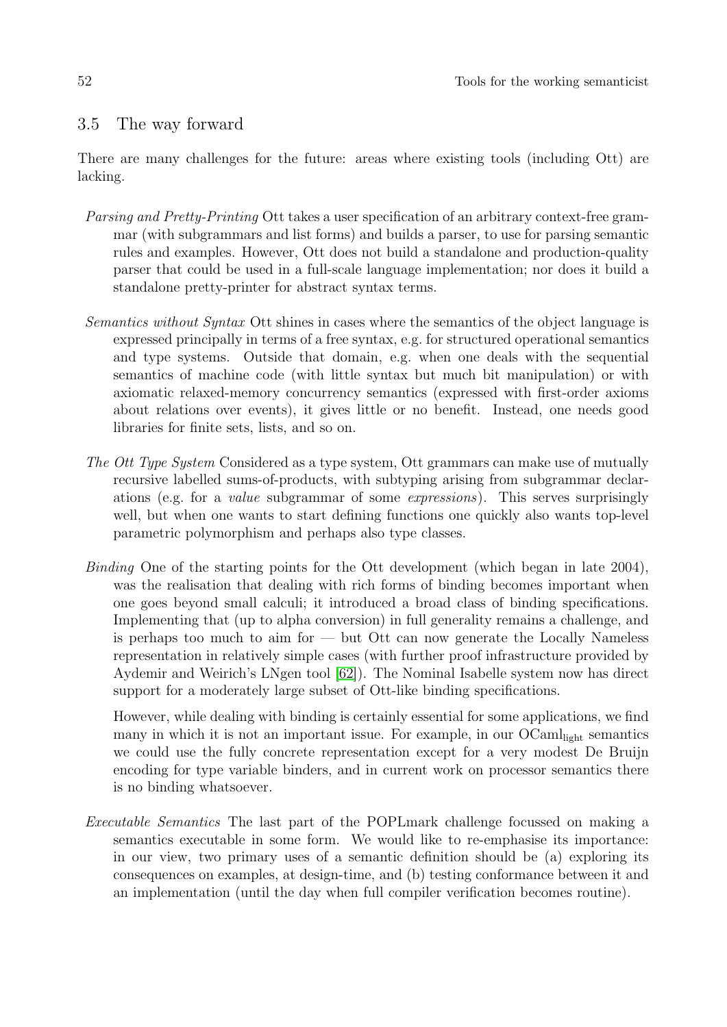## 3.5 The way forward

There are many challenges for the future: areas where existing tools (including Ott) are lacking.

*Parsing and Pretty-Printing* Ott takes a user specification of an arbitrary context-free grammar (with subgrammars and list forms) and builds a parser, to use for parsing semantic rules and examples. However, Ott does not build a standalone and production-quality parser that could be used in a full-scale language implementation; nor does it build a standalone pretty-printer for abstract syntax terms.

*Semantics without Syntax* Ott shines in cases where the semantics of the object language is expressed principally in terms of a free syntax, e.g. for structured operational semantics and type systems. Outside that domain, e.g. when one deals with the sequential semantics of machine code (with little syntax but much bit manipulation) or with axiomatic relaxed-memory concurrency semantics (expressed with first-order axioms about relations over events), it gives little or no benefit. Instead, one needs good libraries for finite sets, lists, and so on.

*The Ott Type System* Considered as a type system, Ott grammars can make use of mutually recursive labelled sums-of-products, with subtyping arising from subgrammar declarations (e.g. for a *value* subgrammar of some *expressions*). This serves surprisingly well, but when one wants to start defining functions one quickly also wants top-level parametric polymorphism and perhaps also type classes.

*Binding* One of the starting points for the Ott development (which began in late 2004), was the realisation that dealing with rich forms of binding becomes important when one goes beyond small calculi; it introduced a broad class of binding specifications. Implementing that (up to alpha conversion) in full generality remains a challenge, and is perhaps too much to aim for — but Ott can now generate the Locally Nameless representation in relatively simple cases (with further proof infrastructure provided by Aydemir and Weirich's LNgen tool [62]). The Nominal Isabelle system now has direct support for a moderately large subset of Ott-like binding specifications.

However, while dealing with binding is certainly essential for some applications, we find many in which it is not an important issue. For example, in our $\text{OCaml}_{\text{light}}$ semantics we could use the fully concrete representation except for a very modest De Bruijn encoding for type variable binders, and in current work on processor semantics there is no binding whatsoever.

*Executable Semantics* The last part of the POPLmark challenge focussed on making a semantics executable in some form. We would like to re-emphasise its importance: in our view, two primary uses of a semantic definition should be (a) exploring its consequences on examples, at design-time, and (b) testing conformance between it and an implementation (until the day when full compiler verification becomes routine).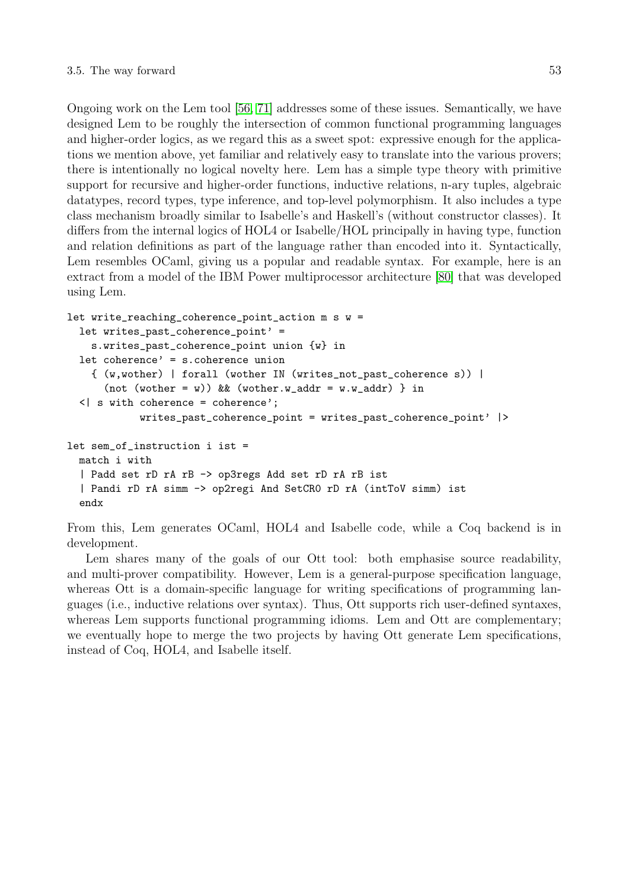Ongoing work on the Lem tool [56, 71] addresses some of these issues. Semantically, we have designed Lem to be roughly the intersection of common functional programming languages and higher-order logics, as we regard this as a sweet spot: expressive enough for the applications we mention above, yet familiar and relatively easy to translate into the various provers; there is intentionally no logical novelty here. Lem has a simple type theory with primitive support for recursive and higher-order functions, inductive relations, n-ary tuples, algebraic datatypes, record types, type inference, and top-level polymorphism. It also includes a type class mechanism broadly similar to Isabelle's and Haskell's (without constructor classes). It differs from the internal logics of HOL4 or Isabelle/HOL principally in having type, function and relation definitions as part of the language rather than encoded into it. Syntactically, Lem resembles OCaml, giving us a popular and readable syntax. For example, here is an extract from a model of the IBM Power multiprocessor architecture [80] that was developed using Lem.

```
let write_reaching_coherence_point_action m s w =
  let writes_past_coherence_point' =
    s.writes_past_coherence_point union {w} in
  let coherence' = s.coherence union
    { (w,wother) | forall (wother IN (writes_not_past_coherence s)) |
      (not (wother = w)) && (wother.w_addr = w.w_addr) } in
  <| s with coherence = coherence';
            writes_past_coherence_point = writes_past_coherence_point' |>

let sem_of_instruction i ist =
  match i with
  | Padd set rD rA rB -> op3regs Add set rD rA rB ist
  | Pandi rD rA simm -> op2regi And SetCR0 rD rA (intToV simm) ist
  endx
```

From this, Lem generates OCaml, HOL4 and Isabelle code, while a Coq backend is in development.

Lem shares many of the goals of our Ott tool: both emphasise source readability, and multi-prover compatibility. However, Lem is a general-purpose specification language, whereas Ott is a domain-specific language for writing specifications of programming languages (i.e., inductive relations over syntax). Thus, Ott supports rich user-defined syntaxes, whereas Lem supports functional programming idioms. Lem and Ott are complementary; we eventually hope to merge the two projects by having Ott generate Lem specifications, instead of Coq, HOL4, and Isabelle itself.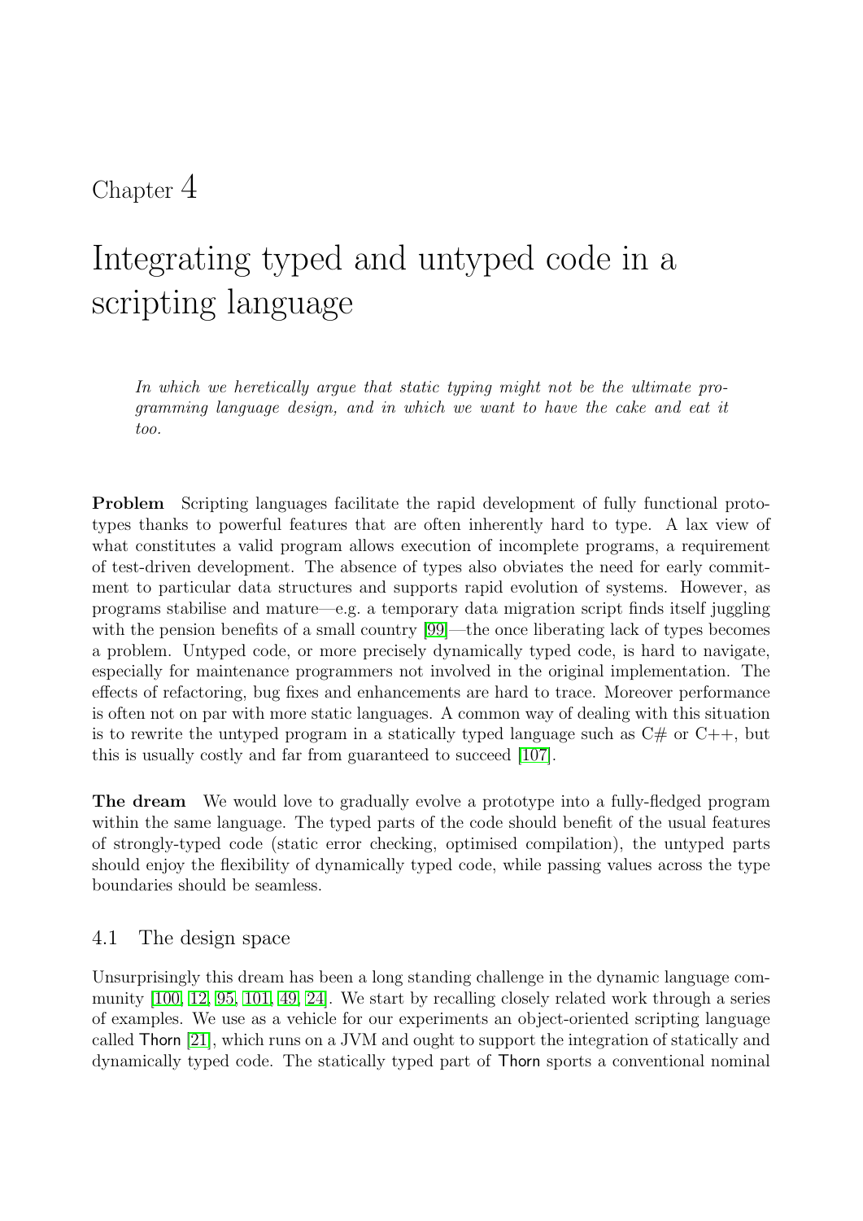Chapter 4

# Integrating typed and untyped code in a scripting language

*In which we heretically argue that static typing might not be the ultimate programming language design, and in which we want to have the cake and eat it too.*

**Problem** Scripting languages facilitate the rapid development of fully functional prototypes thanks to powerful features that are often inherently hard to type. A lax view of what constitutes a valid program allows execution of incomplete programs, a requirement of test-driven development. The absence of types also obviates the need for early commitment to particular data structures and supports rapid evolution of systems. However, as programs stabilise and mature—e.g. a temporary data migration script finds itself juggling with the pension benefits of a small country [99]—the once liberating lack of types becomes a problem. Untyped code, or more precisely dynamically typed code, is hard to navigate, especially for maintenance programmers not involved in the original implementation. The effects of refactoring, bug fixes and enhancements are hard to trace. Moreover performance is often not on par with more static languages. A common way of dealing with this situation is to rewrite the untyped program in a statically typed language such as C# or C++, but this is usually costly and far from guaranteed to succeed [107].

**The dream** We would love to gradually evolve a prototype into a fully-fledged program within the same language. The typed parts of the code should benefit of the usual features of strongly-typed code (static error checking, optimised compilation), the untyped parts should enjoy the flexibility of dynamically typed code, while passing values across the type boundaries should be seamless.

## 4.1 The design space

Unsurprisingly this dream has been a long standing challenge in the dynamic language community [100, 12, 95, 101, 49, 24]. We start by recalling closely related work through a series of examples. We use as a vehicle for our experiments an object-oriented scripting language called Thorn [21], which runs on a JVM and ought to support the integration of statically and dynamically typed code. The statically typed part of Thorn sports a conventional nominal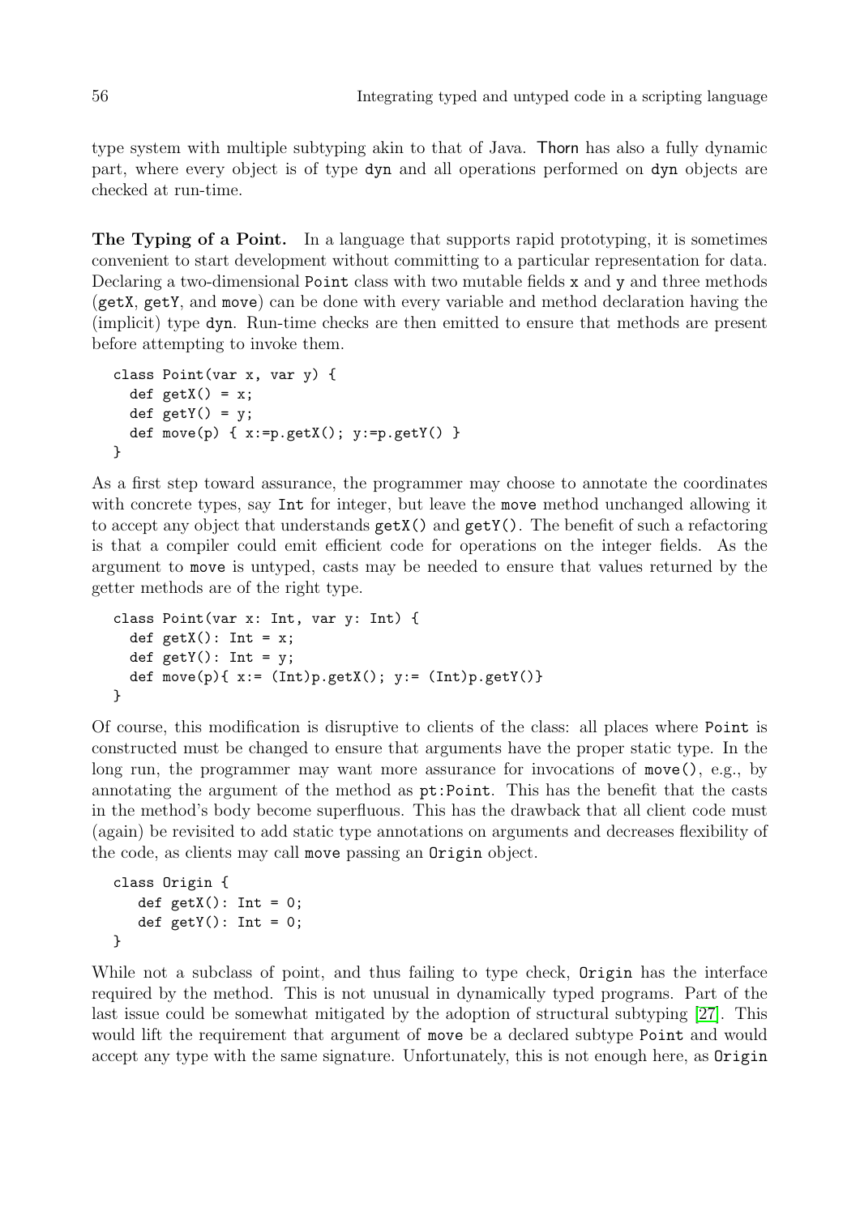type system with multiple subtyping akin to that of Java. Thorn has also a fully dynamic part, where every object is of type dyn and all operations performed on dyn objects are checked at run-time.

**The Typing of a Point.** In a language that supports rapid prototyping, it is sometimes convenient to start development without committing to a particular representation for data. Declaring a two-dimensional Point class with two mutable fields x and y and three methods (getX, getY, and move) can be done with every variable and method declaration having the (implicit) type dyn. Run-time checks are then emitted to ensure that methods are present before attempting to invoke them.

```
class Point(var x, var y) {
  def getX() = x;
  def getY() = y;
  def move(p) { x:=p.getX(); y:=p.getY() }
}
```

As a first step toward assurance, the programmer may choose to annotate the coordinates with concrete types, say Int for integer, but leave the move method unchanged allowing it to accept any object that understands getX() and getY(). The benefit of such a refactoring is that a compiler could emit efficient code for operations on the integer fields. As the argument to move is untyped, casts may be needed to ensure that values returned by the getter methods are of the right type.

```
class Point(var x: Int, var y: Int) {
  def getX(): Int = x;
  def getY(): Int = y;
  def move(p){ x:= (Int)p.getX(); y:= (Int)p.getY()}
}
```

Of course, this modification is disruptive to clients of the class: all places where Point is constructed must be changed to ensure that arguments have the proper static type. In the long run, the programmer may want more assurance for invocations of move(), e.g., by annotating the argument of the method as pt:Point. This has the benefit that the casts in the method's body become superfluous. This has the drawback that all client code must (again) be revisited to add static type annotations on arguments and decreases flexibility of the code, as clients may call move passing an Origin object.

```
class Origin {
   def getX(): Int = 0;
   def getY(): Int = 0;
}
```

While not a subclass of point, and thus failing to type check, Origin has the interface required by the method. This is not unusual in dynamically typed programs. Part of the last issue could be somewhat mitigated by the adoption of structural subtyping [27]. This would lift the requirement that argument of move be a declared subtype Point and would accept any type with the same signature. Unfortunately, this is not enough here, as Origin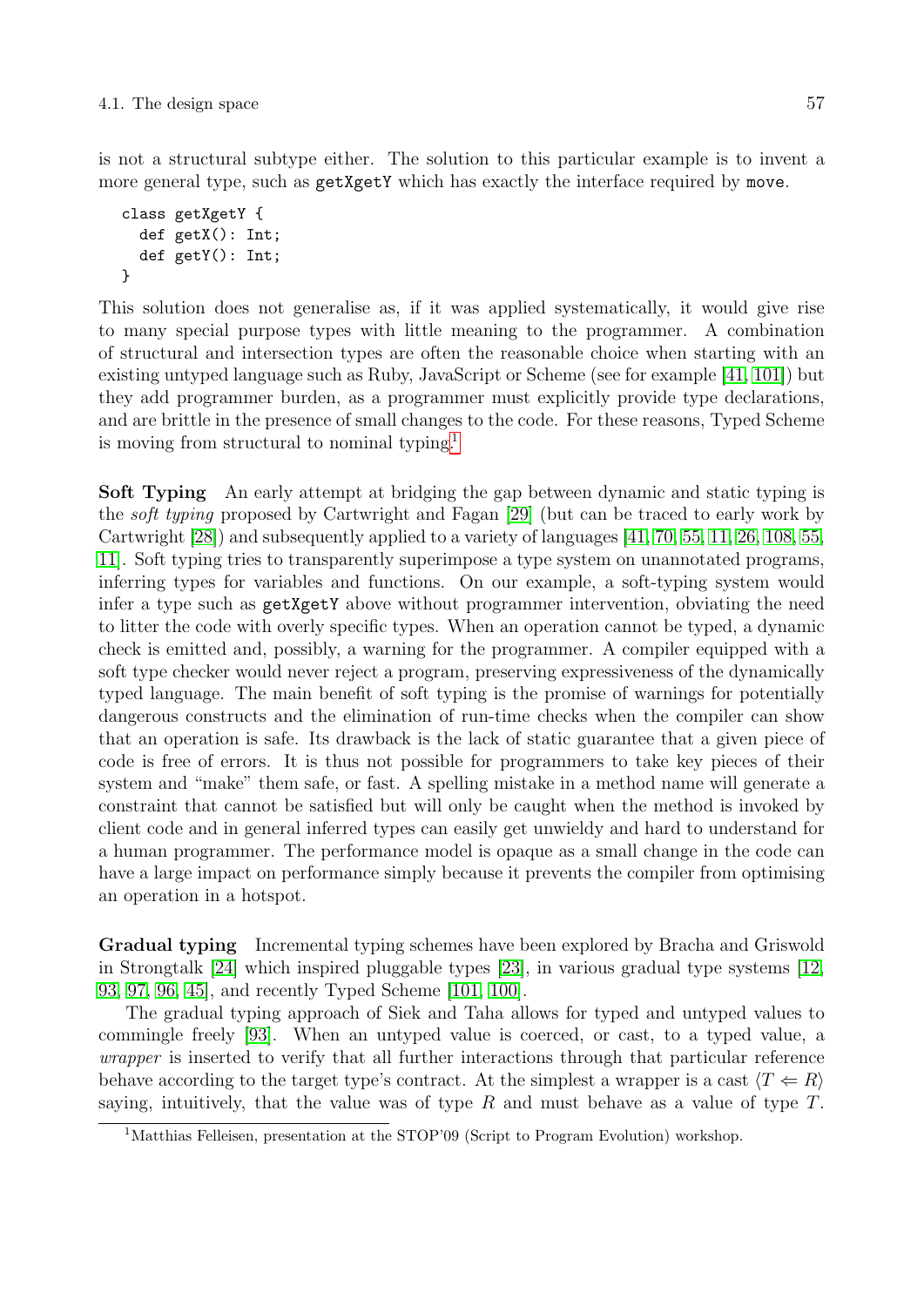is not a structural subtype either. The solution to this particular example is to invent a more general type, such as `getXgetY` which has exactly the interface required by `move`.

```
class getXgetY {
  def getX(): Int;
  def getY(): Int;
}
```

This solution does not generalise as, if it was applied systematically, it would give rise to many special purpose types with little meaning to the programmer. A combination of structural and intersection types are often the reasonable choice when starting with an existing untyped language such as Ruby, JavaScript or Scheme (see for example [41, 101]) but they add programmer burden, as a programmer must explicitly provide type declarations, and are brittle in the presence of small changes to the code. For these reasons, Typed Scheme is moving from structural to nominal typing.[1]

**Soft Typing** An early attempt at bridging the gap between dynamic and static typing is the *soft typing* proposed by Cartwright and Fagan [29] (but can be traced to early work by Cartwright [28]) and subsequently applied to a variety of languages [41, 70, 55, 11, 26, 108, 55, 11]. Soft typing tries to transparently superimpose a type system on unannotated programs, inferring types for variables and functions. On our example, a soft-typing system would infer a type such as `getXgetY` above without programmer intervention, obviating the need to litter the code with overly specific types. When an operation cannot be typed, a dynamic check is emitted and, possibly, a warning for the programmer. A compiler equipped with a soft type checker would never reject a program, preserving expressiveness of the dynamically typed language. The main benefit of soft typing is the promise of warnings for potentially dangerous constructs and the elimination of run-time checks when the compiler can show that an operation is safe. Its drawback is the lack of static guarantee that a given piece of code is free of errors. It is thus not possible for programmers to take key pieces of their system and "make" them safe, or fast. A spelling mistake in a method name will generate a constraint that cannot be satisfied but will only be caught when the method is invoked by client code and in general inferred types can easily get unwieldy and hard to understand for a human programmer. The performance model is opaque as a small change in the code can have a large impact on performance simply because it prevents the compiler from optimising an operation in a hotspot.

**Gradual typing** Incremental typing schemes have been explored by Bracha and Griswold in Strongtalk [24] which inspired pluggable types [23], in various gradual type systems [12, 93, 97, 96, 45], and recently Typed Scheme [101, 100].

The gradual typing approach of Siek and Taha allows for typed and untyped values to commingle freely [93]. When an untyped value is coerced, or cast, to a typed value, a *wrapper* is inserted to verify that all further interactions through that particular reference behave according to the target type's contract. At the simplest a wrapper is a cast $\langle T \Leftarrow R \rangle$ saying, intuitively, that the value was of type $R$ and must behave as a value of type $T$.

[1] Matthias Felleisen, presentation at the STOP'09 (Script to Program Evolution) workshop.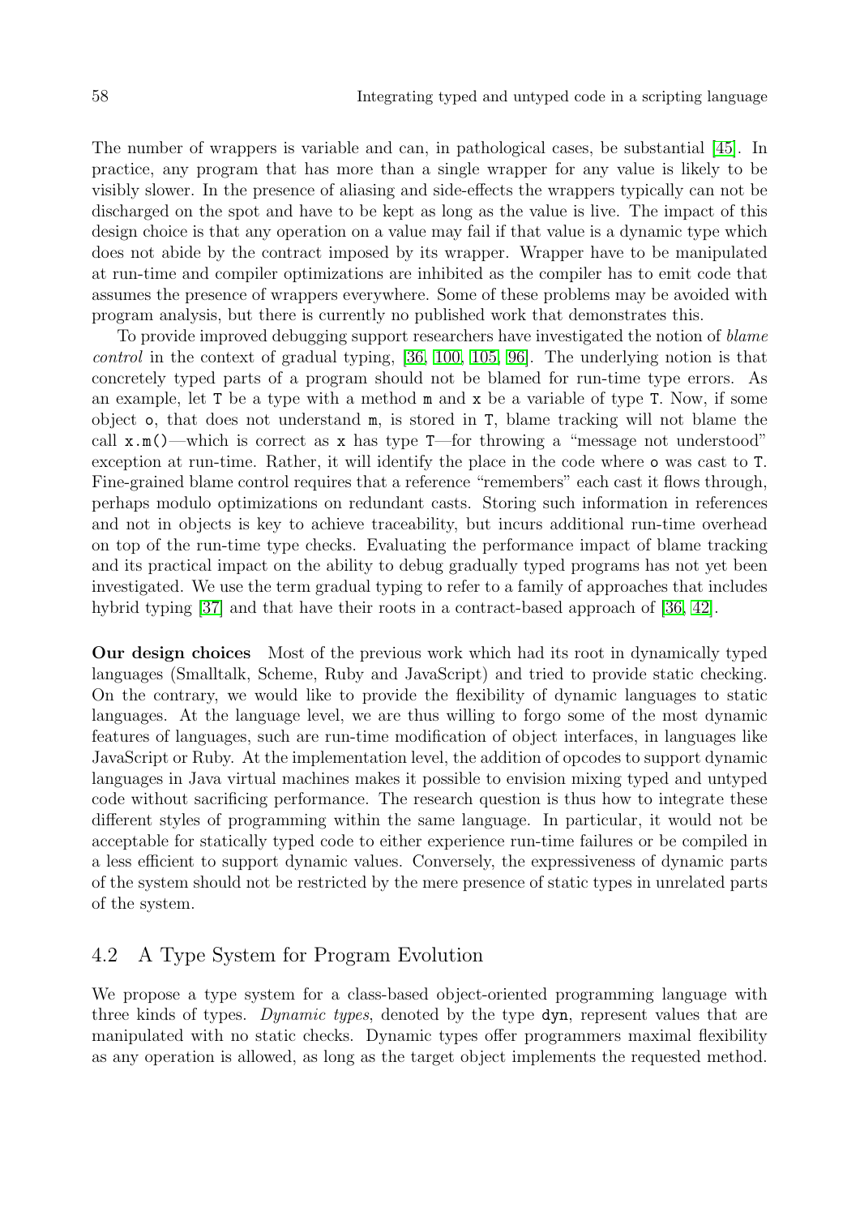The number of wrappers is variable and can, in pathological cases, be substantial [45]. In practice, any program that has more than a single wrapper for any value is likely to be visibly slower. In the presence of aliasing and side-effects the wrappers typically can not be discharged on the spot and have to be kept as long as the value is live. The impact of this design choice is that any operation on a value may fail if that value is a dynamic type which does not abide by the contract imposed by its wrapper. Wrapper have to be manipulated at run-time and compiler optimizations are inhibited as the compiler has to emit code that assumes the presence of wrappers everywhere. Some of these problems may be avoided with program analysis, but there is currently no published work that demonstrates this.

To provide improved debugging support researchers have investigated the notion of *blame control* in the context of gradual typing, [36, 100, 105, 96]. The underlying notion is that concretely typed parts of a program should not be blamed for run-time type errors. As an example, let `T` be a type with a method `m` and `x` be a variable of type `T`. Now, if some object `o`, that does not understand `m`, is stored in `T`, blame tracking will not blame the call `x.m()`—which is correct as `x` has type `T`—for throwing a "message not understood" exception at run-time. Rather, it will identify the place in the code where `o` was cast to `T`. Fine-grained blame control requires that a reference "remembers" each cast it flows through, perhaps modulo optimizations on redundant casts. Storing such information in references and not in objects is key to achieve traceability, but incurs additional run-time overhead on top of the run-time type checks. Evaluating the performance impact of blame tracking and its practical impact on the ability to debug gradually typed programs has not yet been investigated. We use the term gradual typing to refer to a family of approaches that includes hybrid typing [37] and that have their roots in a contract-based approach of [36, 42].

**Our design choices** Most of the previous work which had its root in dynamically typed languages (Smalltalk, Scheme, Ruby and JavaScript) and tried to provide static checking. On the contrary, we would like to provide the flexibility of dynamic languages to static languages. At the language level, we are thus willing to forgo some of the most dynamic features of languages, such are run-time modification of object interfaces, in languages like JavaScript or Ruby. At the implementation level, the addition of opcodes to support dynamic languages in Java virtual machines makes it possible to envision mixing typed and untyped code without sacrificing performance. The research question is thus how to integrate these different styles of programming within the same language. In particular, it would not be acceptable for statically typed code to either experience run-time failures or be compiled in a less efficient to support dynamic values. Conversely, the expressiveness of dynamic parts of the system should not be restricted by the mere presence of static types in unrelated parts of the system.

## 4.2 A Type System for Program Evolution

We propose a type system for a class-based object-oriented programming language with three kinds of types. *Dynamic types*, denoted by the type `dyn`, represent values that are manipulated with no static checks. Dynamic types offer programmers maximal flexibility as any operation is allowed, as long as the target object implements the requested method.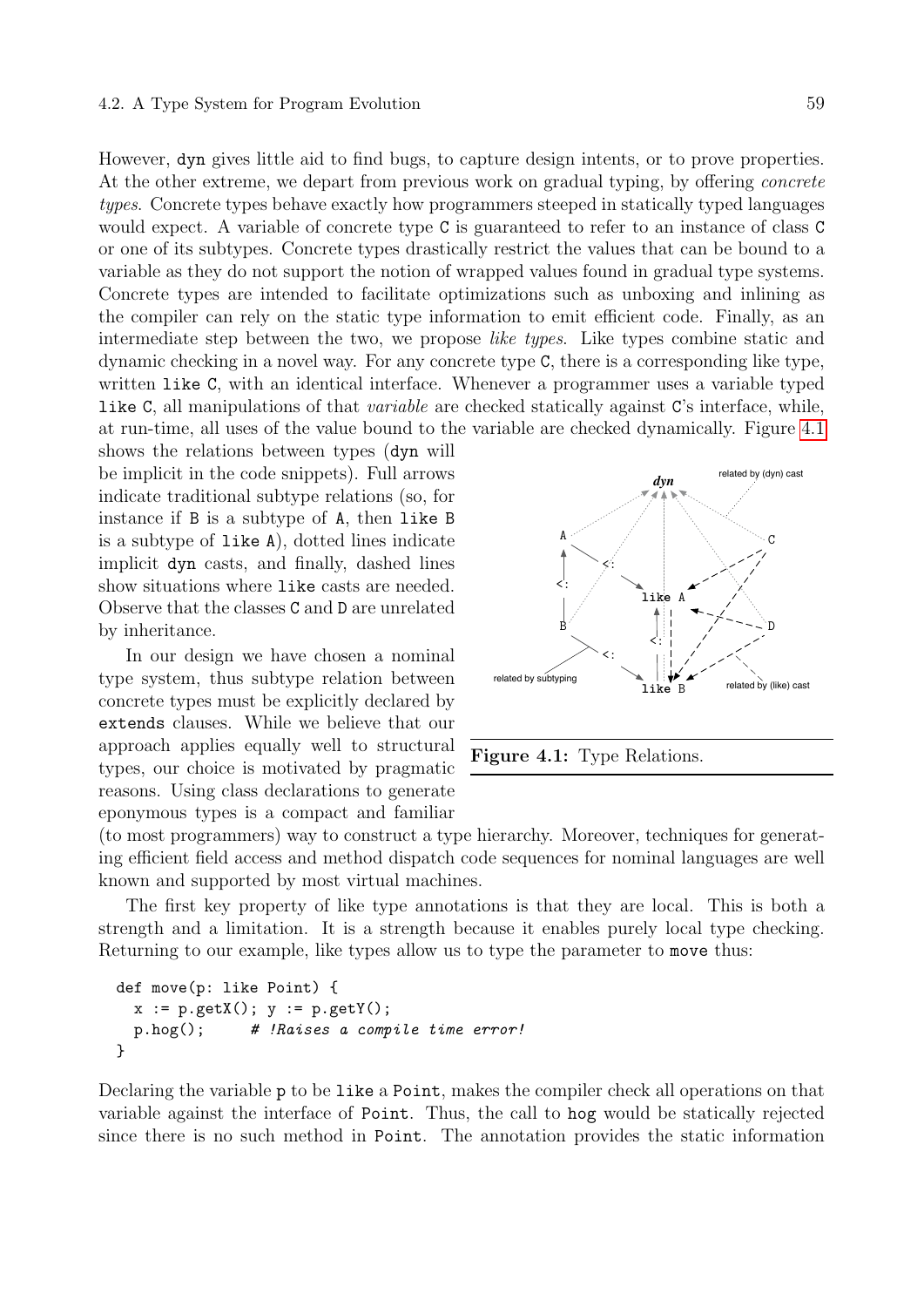However, dyn gives little aid to find bugs, to capture design intents, or to prove properties. At the other extreme, we depart from previous work on gradual typing, by offering *concrete types*. Concrete types behave exactly how programmers steeped in statically typed languages would expect. A variable of concrete type C is guaranteed to refer to an instance of class C or one of its subtypes. Concrete types drastically restrict the values that can be bound to a variable as they do not support the notion of wrapped values found in gradual type systems. Concrete types are intended to facilitate optimizations such as unboxing and inlining as the compiler can rely on the static type information to emit efficient code. Finally, as an intermediate step between the two, we propose *like types*. Like types combine static and dynamic checking in a novel way. For any concrete type C, there is a corresponding like type, written like C, with an identical interface. Whenever a programmer uses a variable typed like C, all manipulations of that *variable* are checked statically against C's interface, while, at run-time, all uses of the value bound to the variable are checked dynamically. Figure 4.1 shows the relations between types (dyn will be implicit in the code snippets). Full arrows indicate traditional subtype relations (so, for instance if B is a subtype of A, then like B is a subtype of like A), dotted lines indicate implicit dyn casts, and finally, dashed lines show situations where like casts are needed. Observe that the classes C and D are unrelated by inheritance.

**Figure 4.1:** Type Relations.

In our design we have chosen a nominal type system, thus subtype relation between concrete types must be explicitly declared by extends clauses. While we believe that our approach applies equally well to structural types, our choice is motivated by pragmatic reasons. Using class declarations to generate eponymous types is a compact and familiar (to most programmers) way to construct a type hierarchy. Moreover, techniques for generating efficient field access and method dispatch code sequences for nominal languages are well known and supported by most virtual machines.

The first key property of like type annotations is that they are local. This is both a strength and a limitation. It is a strength because it enables purely local type checking. Returning to our example, like types allow us to type the parameter to move thus:

```
def move(p: like Point) {
  x := p.getX(); y := p.getY();
  p.hog();     # !Raises a compile time error!
}
```

Declaring the variable p to be like a Point, makes the compiler check all operations on that variable against the interface of Point. Thus, the call to hog would be statically rejected since there is no such method in Point. The annotation provides the static information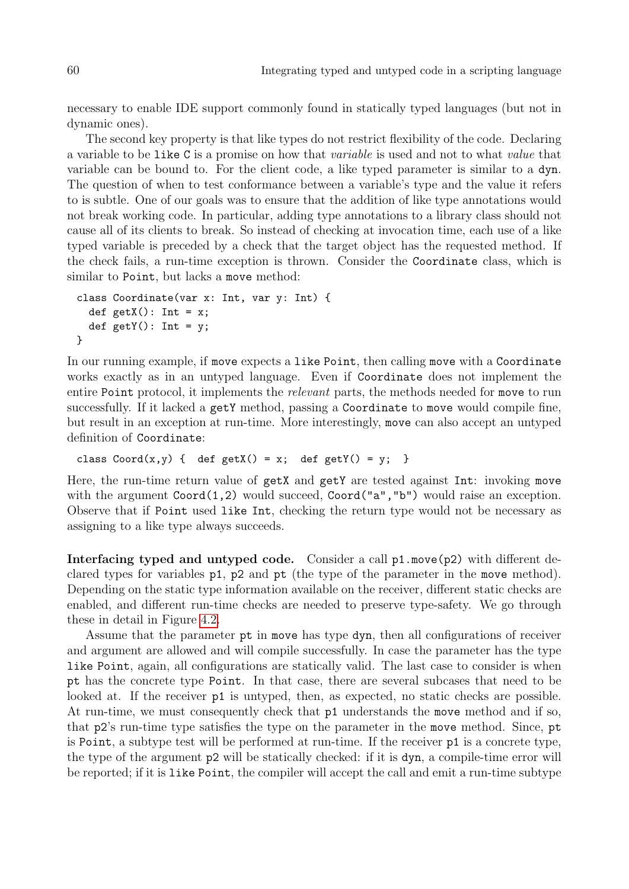necessary to enable IDE support commonly found in statically typed languages (but not in dynamic ones).

The second key property is that like types do not restrict flexibility of the code. Declaring a variable to be `like C` is a promise on how that *variable* is used and not to what *value* that variable can be bound to. For the client code, a like typed parameter is similar to a `dyn`. The question of when to test conformance between a variable's type and the value it refers to is subtle. One of our goals was to ensure that the addition of like type annotations would not break working code. In particular, adding type annotations to a library class should not cause all of its clients to break. So instead of checking at invocation time, each use of a like typed variable is preceded by a check that the target object has the requested method. If the check fails, a run-time exception is thrown. Consider the `Coordinate` class, which is similar to `Point`, but lacks a `move` method:

```
class Coordinate(var x: Int, var y: Int) {
  def getX(): Int = x;
  def getY(): Int = y;
}
```

In our running example, if `move` expects a `like Point`, then calling `move` with a `Coordinate` works exactly as in an untyped language. Even if `Coordinate` does not implement the entire `Point` protocol, it implements the *relevant* parts, the methods needed for `move` to run successfully. If it lacked a `getY` method, passing a `Coordinate` to `move` would compile fine, but result in an exception at run-time. More interestingly, `move` can also accept an untyped definition of `Coordinate`:

```
class Coord(x,y) {  def getX() = x;  def getY() = y;  }
```

Here, the run-time return value of `getX` and `getY` are tested against `Int`: invoking `move` with the argument `Coord(1,2)` would succeed, `Coord("a","b")` would raise an exception. Observe that if `Point` used `like Int`, checking the return type would not be necessary as assigning to a like type always succeeds.

**Interfacing typed and untyped code.** Consider a call `p1.move(p2)` with different declared types for variables `p1`, `p2` and `pt` (the type of the parameter in the `move` method). Depending on the static type information available on the receiver, different static checks are enabled, and different run-time checks are needed to preserve type-safety. We go through these in detail in Figure 4.2.

Assume that the parameter `pt` in `move` has type `dyn`, then all configurations of receiver and argument are allowed and will compile successfully. In case the parameter has the type `like Point`, again, all configurations are statically valid. The last case to consider is when `pt` has the concrete type `Point`. In that case, there are several subcases that need to be looked at. If the receiver `p1` is untyped, then, as expected, no static checks are possible. At run-time, we must consequently check that `p1` understands the `move` method and if so, that `p2`'s run-time type satisfies the type on the parameter in the `move` method. Since, `pt` is `Point`, a subtype test will be performed at run-time. If the receiver `p1` is a concrete type, the type of the argument `p2` will be statically checked: if it is `dyn`, a compile-time error will be reported; if it is `like Point`, the compiler will accept the call and emit a run-time subtype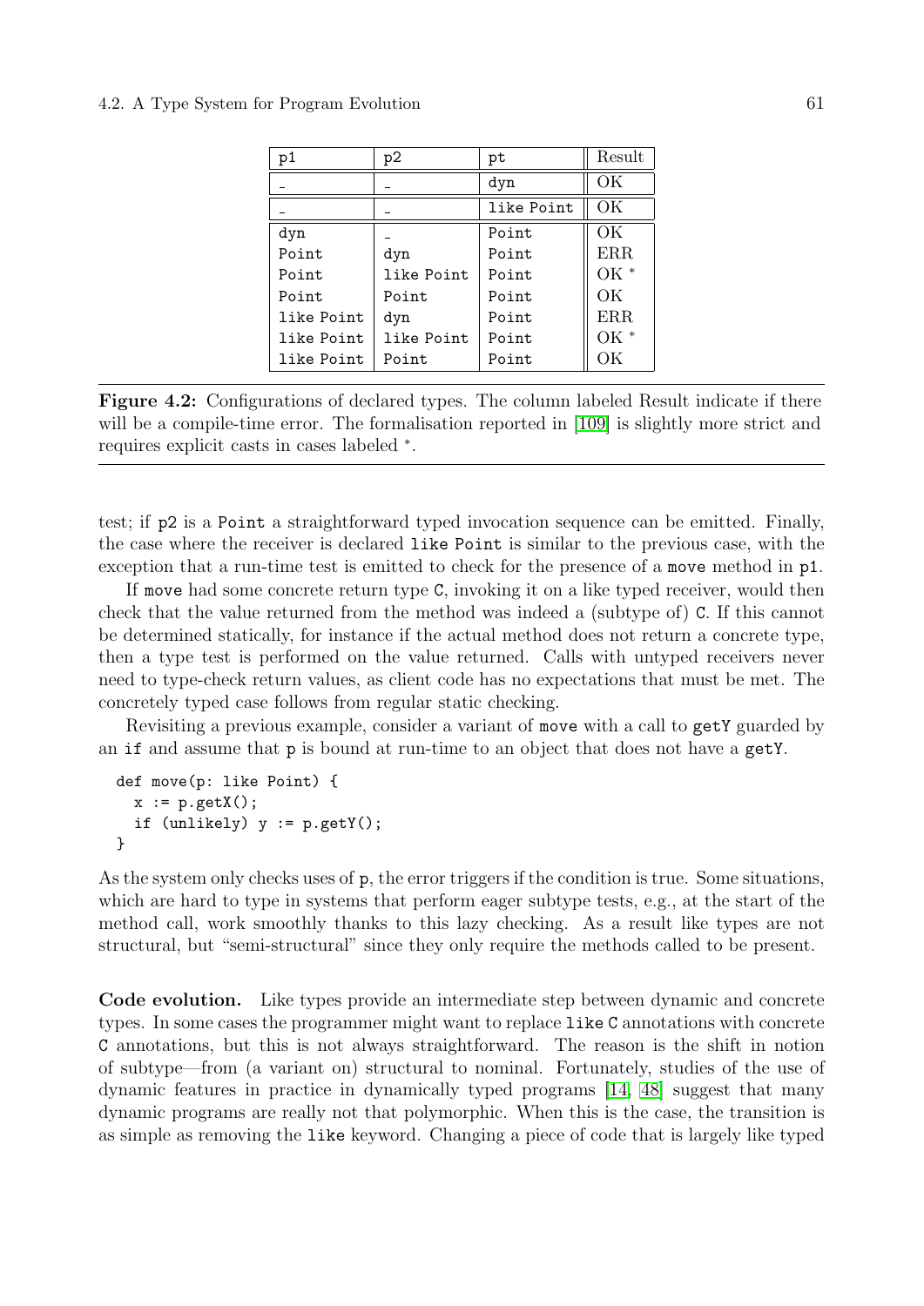| p1 | p2 | pt | Result |
|---|---|---|---|
| _ | _ | dyn | OK |
| _ | _ | like Point | OK |
| dyn | _ | Point | OK |
| Point | dyn | Point | ERR |
| Point | like Point | Point | OK * |
| Point | Point | Point | OK |
| like Point | dyn | Point | ERR |
| like Point | like Point | Point | OK * |
| like Point | Point | Point | OK |

**Figure 4.2:** Configurations of declared types. The column labeled Result indicate if there will be a compile-time error. The formalisation reported in [109] is slightly more strict and requires explicit casts in cases labeled *.

test; if p2 is a Point a straightforward typed invocation sequence can be emitted. Finally, the case where the receiver is declared like Point is similar to the previous case, with the exception that a run-time test is emitted to check for the presence of a move method in p1.

If move had some concrete return type C, invoking it on a like typed receiver, would then check that the value returned from the method was indeed a (subtype of) C. If this cannot be determined statically, for instance if the actual method does not return a concrete type, then a type test is performed on the value returned. Calls with untyped receivers never need to type-check return values, as client code has no expectations that must be met. The concretely typed case follows from regular static checking.

Revisiting a previous example, consider a variant of move with a call to getY guarded by an if and assume that p is bound at run-time to an object that does not have a getY.

```
def move(p: like Point) {
  x := p.getX();
  if (unlikely) y := p.getY();
}
```

As the system only checks uses of p, the error triggers if the condition is true. Some situations, which are hard to type in systems that perform eager subtype tests, e.g., at the start of the method call, work smoothly thanks to this lazy checking. As a result like types are not structural, but "semi-structural" since they only require the methods called to be present.

**Code evolution.** Like types provide an intermediate step between dynamic and concrete types. In some cases the programmer might want to replace like C annotations with concrete C annotations, but this is not always straightforward. The reason is the shift in notion of subtype—from (a variant on) structural to nominal. Fortunately, studies of the use of dynamic features in practice in dynamically typed programs [14, 48] suggest that many dynamic programs are really not that polymorphic. When this is the case, the transition is as simple as removing the like keyword. Changing a piece of code that is largely like typed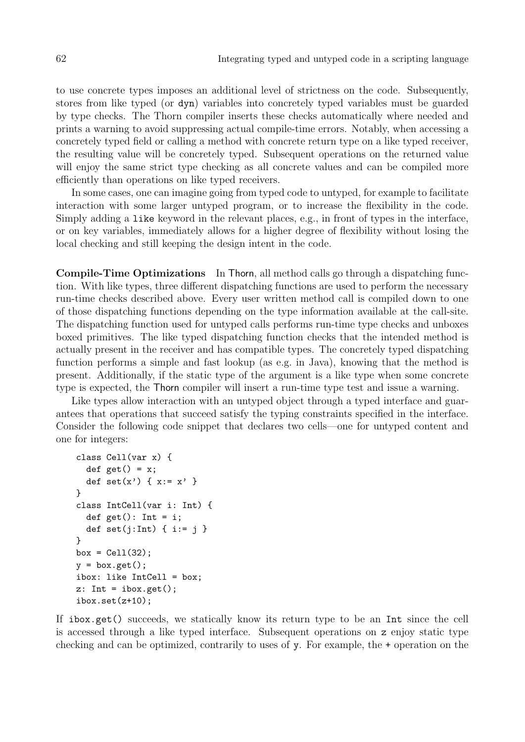to use concrete types imposes an additional level of strictness on the code. Subsequently, stores from like typed (or dyn) variables into concretely typed variables must be guarded by type checks. The Thorn compiler inserts these checks automatically where needed and prints a warning to avoid suppressing actual compile-time errors. Notably, when accessing a concretely typed field or calling a method with concrete return type on a like typed receiver, the resulting value will be concretely typed. Subsequent operations on the returned value will enjoy the same strict type checking as all concrete values and can be compiled more efficiently than operations on like typed receivers.

In some cases, one can imagine going from typed code to untyped, for example to facilitate interaction with some larger untyped program, or to increase the flexibility in the code. Simply adding a `like` keyword in the relevant places, e.g., in front of types in the interface, or on key variables, immediately allows for a higher degree of flexibility without losing the local checking and still keeping the design intent in the code.

**Compile-Time Optimizations** In Thorn, all method calls go through a dispatching function. With like types, three different dispatching functions are used to perform the necessary run-time checks described above. Every user written method call is compiled down to one of those dispatching functions depending on the type information available at the call-site. The dispatching function used for untyped calls performs run-time type checks and unboxes boxed primitives. The like typed dispatching function checks that the intended method is actually present in the receiver and has compatible types. The concretely typed dispatching function performs a simple and fast lookup (as e.g. in Java), knowing that the method is present. Additionally, if the static type of the argument is a like type when some concrete type is expected, the Thorn compiler will insert a run-time type test and issue a warning.

Like types allow interaction with an untyped object through a typed interface and guarantees that operations that succeed satisfy the typing constraints specified in the interface. Consider the following code snippet that declares two cells—one for untyped content and one for integers:

```
class Cell(var x) {
  def get() = x;
  def set(x') { x:= x' }
}
class IntCell(var i: Int) {
  def get(): Int = i;
  def set(j:Int) { i:= j }
}
box = Cell(32);
y = box.get();
ibox: like IntCell = box;
z: Int = ibox.get();
ibox.set(z+10);
```

If `ibox.get()` succeeds, we statically know its return type to be an `Int` since the cell is accessed through a like typed interface. Subsequent operations on `z` enjoy static type checking and can be optimized, contrarily to uses of `y`. For example, the `+` operation on the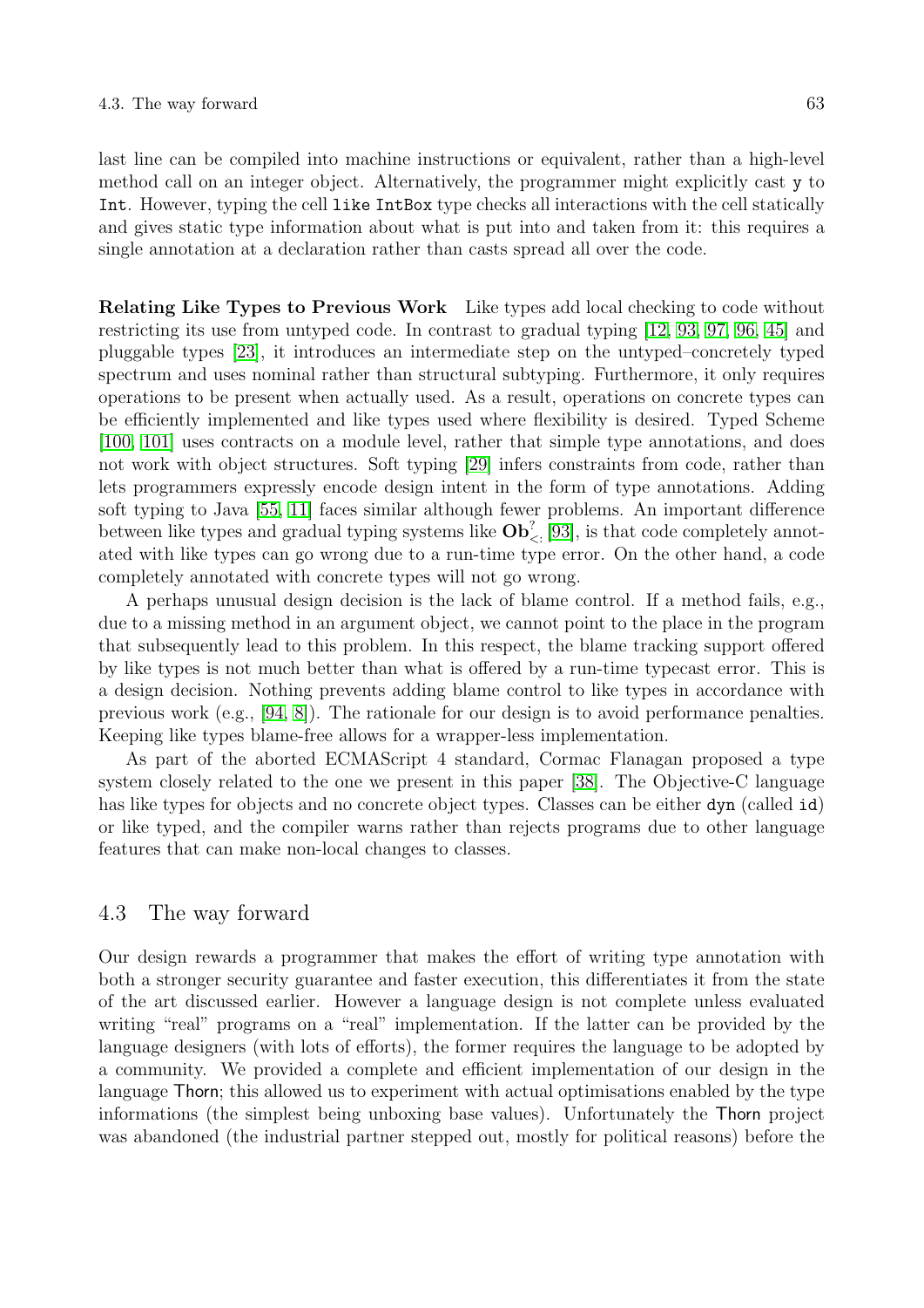last line can be compiled into machine instructions or equivalent, rather than a high-level method call on an integer object. Alternatively, the programmer might explicitly cast `y` to `Int`. However, typing the cell `like IntBox` type checks all interactions with the cell statically and gives static type information about what is put into and taken from it: this requires a single annotation at a declaration rather than casts spread all over the code.

**Relating Like Types to Previous Work** Like types add local checking to code without restricting its use from untyped code. In contrast to gradual typing [12, 93, 97, 96, 45] and pluggable types [23], it introduces an intermediate step on the untyped–concretely typed spectrum and uses nominal rather than structural subtyping. Furthermore, it only requires operations to be present when actually used. As a result, operations on concrete types can be efficiently implemented and like types used where flexibility is desired. Typed Scheme [100, 101] uses contracts on a module level, rather that simple type annotations, and does not work with object structures. Soft typing [29] infers constraints from code, rather than lets programmers expressly encode design intent in the form of type annotations. Adding soft typing to Java [55, 11] faces similar although fewer problems. An important difference between like types and gradual typing systems like $\mathbf{Ob}^?_{<:}$ [93], is that code completely annotated with like types can go wrong due to a run-time type error. On the other hand, a code completely annotated with concrete types will not go wrong.

A perhaps unusual design decision is the lack of blame control. If a method fails, e.g., due to a missing method in an argument object, we cannot point to the place in the program that subsequently lead to this problem. In this respect, the blame tracking support offered by like types is not much better than what is offered by a run-time typecast error. This is a design decision. Nothing prevents adding blame control to like types in accordance with previous work (e.g., [94, 8]). The rationale for our design is to avoid performance penalties. Keeping like types blame-free allows for a wrapper-less implementation.

As part of the aborted ECMAScript 4 standard, Cormac Flanagan proposed a type system closely related to the one we present in this paper [38]. The Objective-C language has like types for objects and no concrete object types. Classes can be either `dyn` (called `id`) or like typed, and the compiler warns rather than rejects programs due to other language features that can make non-local changes to classes.

## 4.3 The way forward

Our design rewards a programmer that makes the effort of writing type annotation with both a stronger security guarantee and faster execution, this differentiates it from the state of the art discussed earlier. However a language design is not complete unless evaluated writing "real" programs on a "real" implementation. If the latter can be provided by the language designers (with lots of efforts), the former requires the language to be adopted by a community. We provided a complete and efficient implementation of our design in the language Thorn; this allowed us to experiment with actual optimisations enabled by the type informations (the simplest being unboxing base values). Unfortunately the Thorn project was abandoned (the industrial partner stepped out, mostly for political reasons) before the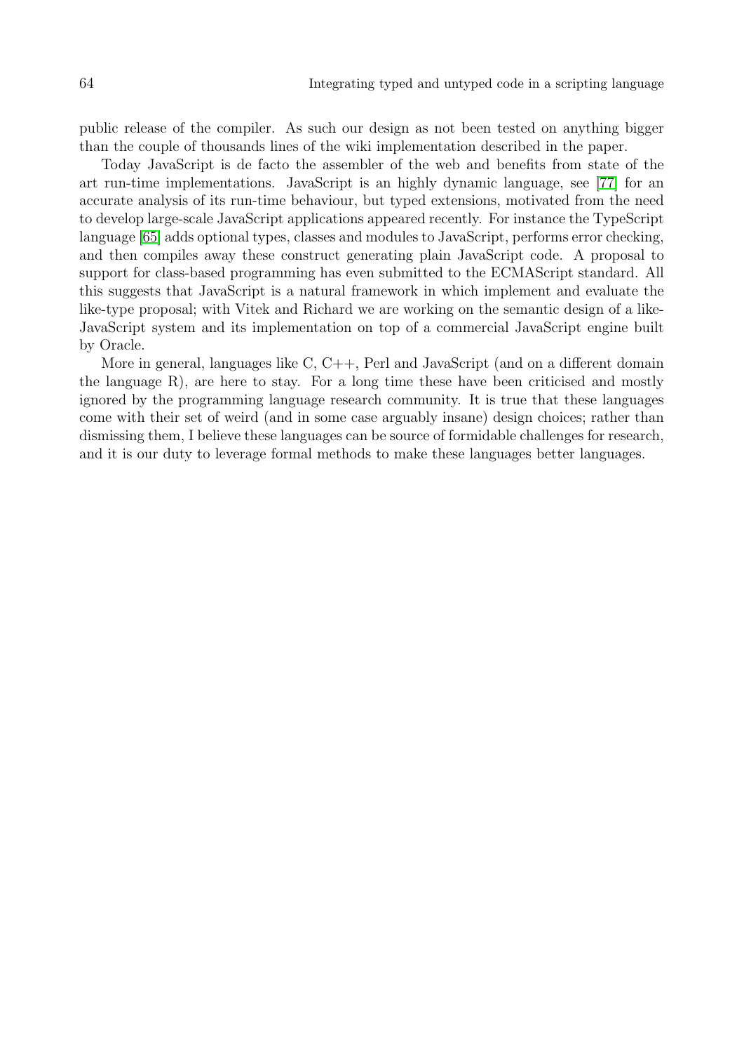public release of the compiler. As such our design as not been tested on anything bigger than the couple of thousands lines of the wiki implementation described in the paper.

Today JavaScript is de facto the assembler of the web and benefits from state of the art run-time implementations. JavaScript is an highly dynamic language, see [77] for an accurate analysis of its run-time behaviour, but typed extensions, motivated from the need to develop large-scale JavaScript applications appeared recently. For instance the TypeScript language [65] adds optional types, classes and modules to JavaScript, performs error checking, and then compiles away these construct generating plain JavaScript code. A proposal to support for class-based programming has even submitted to the ECMAScript standard. All this suggests that JavaScript is a natural framework in which implement and evaluate the like-type proposal; with Vitek and Richard we are working on the semantic design of a like-JavaScript system and its implementation on top of a commercial JavaScript engine built by Oracle.

More in general, languages like C, C++, Perl and JavaScript (and on a different domain the language R), are here to stay. For a long time these have been criticised and mostly ignored by the programming language research community. It is true that these languages come with their set of weird (and in some case arguably insane) design choices; rather than dismissing them, I believe these languages can be source of formidable challenges for research, and it is our duty to leverage formal methods to make these languages better languages.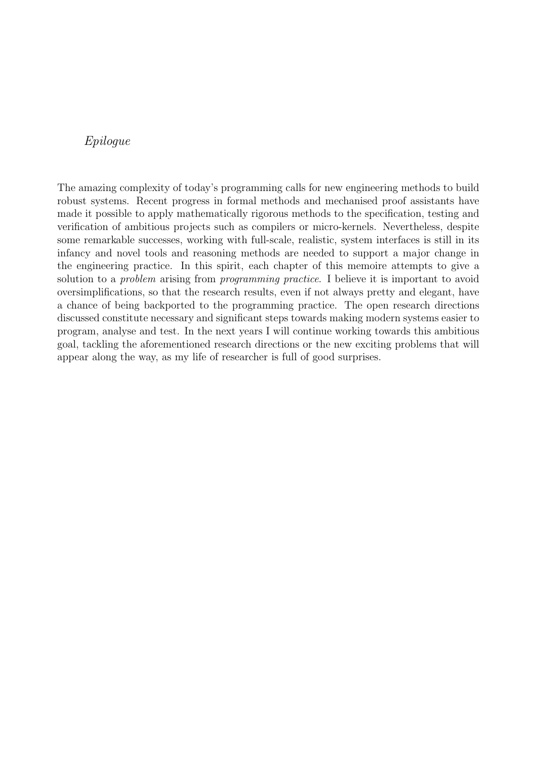# *Epilogue*

The amazing complexity of today's programming calls for new engineering methods to build robust systems. Recent progress in formal methods and mechanised proof assistants have made it possible to apply mathematically rigorous methods to the specification, testing and verification of ambitious projects such as compilers or micro-kernels. Nevertheless, despite some remarkable successes, working with full-scale, realistic, system interfaces is still in its infancy and novel tools and reasoning methods are needed to support a major change in the engineering practice. In this spirit, each chapter of this memoire attempts to give a solution to a *problem* arising from *programming practice*. I believe it is important to avoid oversimplifications, so that the research results, even if not always pretty and elegant, have a chance of being backported to the programming practice. The open research directions discussed constitute necessary and significant steps towards making modern systems easier to program, analyse and test. In the next years I will continue working towards this ambitious goal, tackling the aforementioned research directions or the new exciting problems that will appear along the way, as my life of researcher is full of good surprises.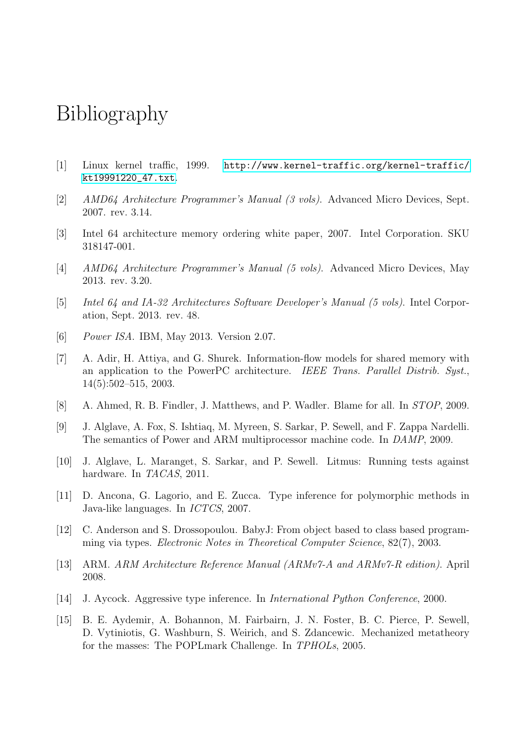# Bibliography

[1] Linux kernel traffic, 1999. http://www.kernel-traffic.org/kernel-traffic/kt19991220_47.txt.

[2] *AMD64 Architecture Programmer's Manual (3 vols)*. Advanced Micro Devices, Sept. 2007. rev. 3.14.

[3] Intel 64 architecture memory ordering white paper, 2007. Intel Corporation. SKU 318147-001.

[4] *AMD64 Architecture Programmer's Manual (5 vols)*. Advanced Micro Devices, May 2013. rev. 3.20.

[5] *Intel 64 and IA-32 Architectures Software Developer's Manual (5 vols)*. Intel Corporation, Sept. 2013. rev. 48.

[6] *Power ISA*. IBM, May 2013. Version 2.07.

[7] A. Adir, H. Attiya, and G. Shurek. Information-flow models for shared memory with an application to the PowerPC architecture. *IEEE Trans. Parallel Distrib. Syst.*, 14(5):502–515, 2003.

[8] A. Ahmed, R. B. Findler, J. Matthews, and P. Wadler. Blame for all. In *STOP*, 2009.

[9] J. Alglave, A. Fox, S. Ishtiaq, M. Myreen, S. Sarkar, P. Sewell, and F. Zappa Nardelli. The semantics of Power and ARM multiprocessor machine code. In *DAMP*, 2009.

[10] J. Alglave, L. Maranget, S. Sarkar, and P. Sewell. Litmus: Running tests against hardware. In *TACAS*, 2011.

[11] D. Ancona, G. Lagorio, and E. Zucca. Type inference for polymorphic methods in Java-like languages. In *ICTCS*, 2007.

[12] C. Anderson and S. Drossopoulou. BabyJ: From object based to class based programming via types. *Electronic Notes in Theoretical Computer Science*, 82(7), 2003.

[13] ARM. *ARM Architecture Reference Manual (ARMv7-A and ARMv7-R edition)*. April 2008.

[14] J. Aycock. Aggressive type inference. In *International Python Conference*, 2000.

[15] B. E. Aydemir, A. Bohannon, M. Fairbairn, J. N. Foster, B. C. Pierce, P. Sewell, D. Vytiniotis, G. Washburn, S. Weirich, and S. Zdancewic. Mechanized metatheory for the masses: The POPLmark Challenge. In *TPHOLs*, 2005.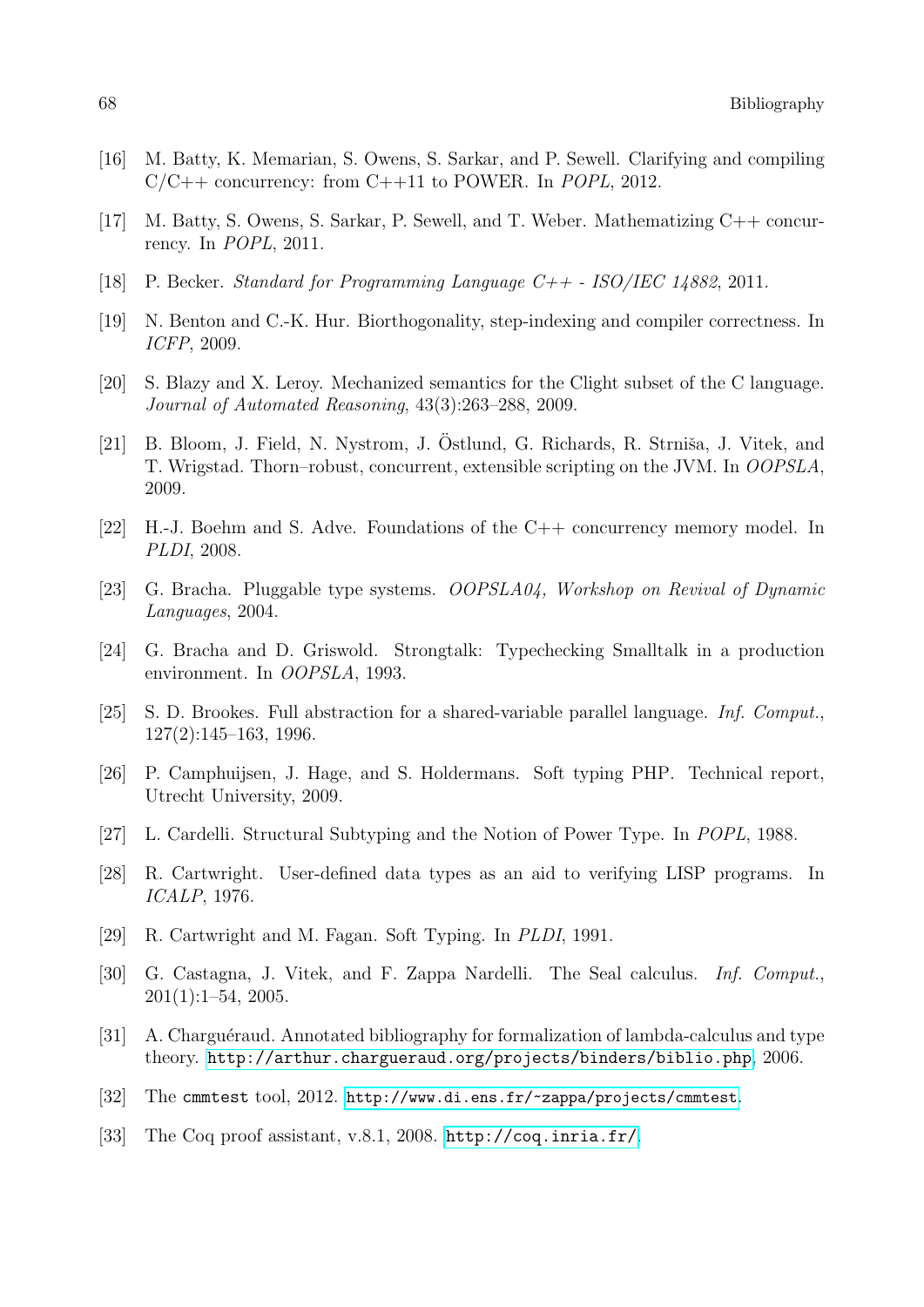[16] M. Batty, K. Memarian, S. Owens, S. Sarkar, and P. Sewell. Clarifying and compiling C/C++ concurrency: from C++11 to POWER. In *POPL*, 2012.

[17] M. Batty, S. Owens, S. Sarkar, P. Sewell, and T. Weber. Mathematizing C++ concurrency. In *POPL*, 2011.

[18] P. Becker. *Standard for Programming Language C++ - ISO/IEC 14882*, 2011.

[19] N. Benton and C.-K. Hur. Biorthogonality, step-indexing and compiler correctness. In *ICFP*, 2009.

[20] S. Blazy and X. Leroy. Mechanized semantics for the Clight subset of the C language. *Journal of Automated Reasoning*, 43(3):263–288, 2009.

[21] B. Bloom, J. Field, N. Nystrom, J. Östlund, G. Richards, R. Strniša, J. Vitek, and T. Wrigstad. Thorn–robust, concurrent, extensible scripting on the JVM. In *OOPSLA*, 2009.

[22] H.-J. Boehm and S. Adve. Foundations of the C++ concurrency memory model. In *PLDI*, 2008.

[23] G. Bracha. Pluggable type systems. *OOPSLA04, Workshop on Revival of Dynamic Languages*, 2004.

[24] G. Bracha and D. Griswold. Strongtalk: Typechecking Smalltalk in a production environment. In *OOPSLA*, 1993.

[25] S. D. Brookes. Full abstraction for a shared-variable parallel language. *Inf. Comput.*, 127(2):145–163, 1996.

[26] P. Camphuijsen, J. Hage, and S. Holdermans. Soft typing PHP. Technical report, Utrecht University, 2009.

[27] L. Cardelli. Structural Subtyping and the Notion of Power Type. In *POPL*, 1988.

[28] R. Cartwright. User-defined data types as an aid to verifying LISP programs. In *ICALP*, 1976.

[29] R. Cartwright and M. Fagan. Soft Typing. In *PLDI*, 1991.

[30] G. Castagna, J. Vitek, and F. Zappa Nardelli. The Seal calculus. *Inf. Comput.*, 201(1):1–54, 2005.

[31] A. Charguéraud. Annotated bibliography for formalization of lambda-calculus and type theory. http://arthur.chargueraud.org/projects/binders/biblio.php, 2006.

[32] The `cmmtest` tool, 2012. http://www.di.ens.fr/~zappa/projects/cmmtest.

[33] The Coq proof assistant, v.8.1, 2008. http://coq.inria.fr/.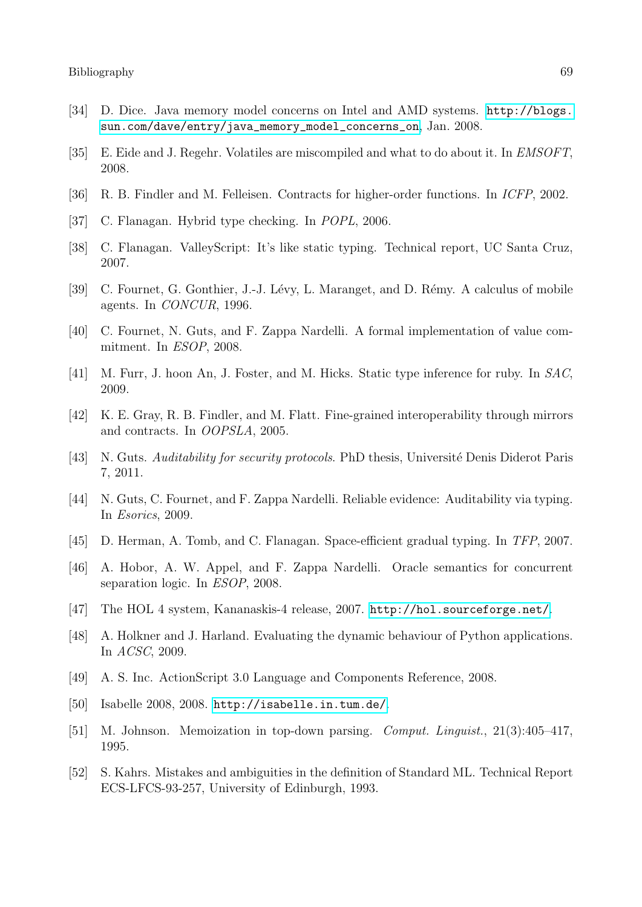[34] D. Dice. Java memory model concerns on Intel and AMD systems. http://blogs.sun.com/dave/entry/java_memory_model_concerns_on, Jan. 2008.

[35] E. Eide and J. Regehr. Volatiles are miscompiled and what to do about it. In *EMSOFT*, 2008.

[36] R. B. Findler and M. Felleisen. Contracts for higher-order functions. In *ICFP*, 2002.

[37] C. Flanagan. Hybrid type checking. In *POPL*, 2006.

[38] C. Flanagan. ValleyScript: It's like static typing. Technical report, UC Santa Cruz, 2007.

[39] C. Fournet, G. Gonthier, J.-J. Lévy, L. Maranget, and D. Rémy. A calculus of mobile agents. In *CONCUR*, 1996.

[40] C. Fournet, N. Guts, and F. Zappa Nardelli. A formal implementation of value commitment. In *ESOP*, 2008.

[41] M. Furr, J. hoon An, J. Foster, and M. Hicks. Static type inference for ruby. In *SAC*, 2009.

[42] K. E. Gray, R. B. Findler, and M. Flatt. Fine-grained interoperability through mirrors and contracts. In *OOPSLA*, 2005.

[43] N. Guts. *Auditability for security protocols*. PhD thesis, Université Denis Diderot Paris 7, 2011.

[44] N. Guts, C. Fournet, and F. Zappa Nardelli. Reliable evidence: Auditability via typing. In *Esorics*, 2009.

[45] D. Herman, A. Tomb, and C. Flanagan. Space-efficient gradual typing. In *TFP*, 2007.

[46] A. Hobor, A. W. Appel, and F. Zappa Nardelli. Oracle semantics for concurrent separation logic. In *ESOP*, 2008.

[47] The HOL 4 system, Kananaskis-4 release, 2007. http://hol.sourceforge.net/.

[48] A. Holkner and J. Harland. Evaluating the dynamic behaviour of Python applications. In *ACSC*, 2009.

[49] A. S. Inc. ActionScript 3.0 Language and Components Reference, 2008.

[50] Isabelle 2008, 2008. http://isabelle.in.tum.de/.

[51] M. Johnson. Memoization in top-down parsing. *Comput. Linguist.*, 21(3):405–417, 1995.

[52] S. Kahrs. Mistakes and ambiguities in the definition of Standard ML. Technical Report ECS-LFCS-93-257, University of Edinburgh, 1993.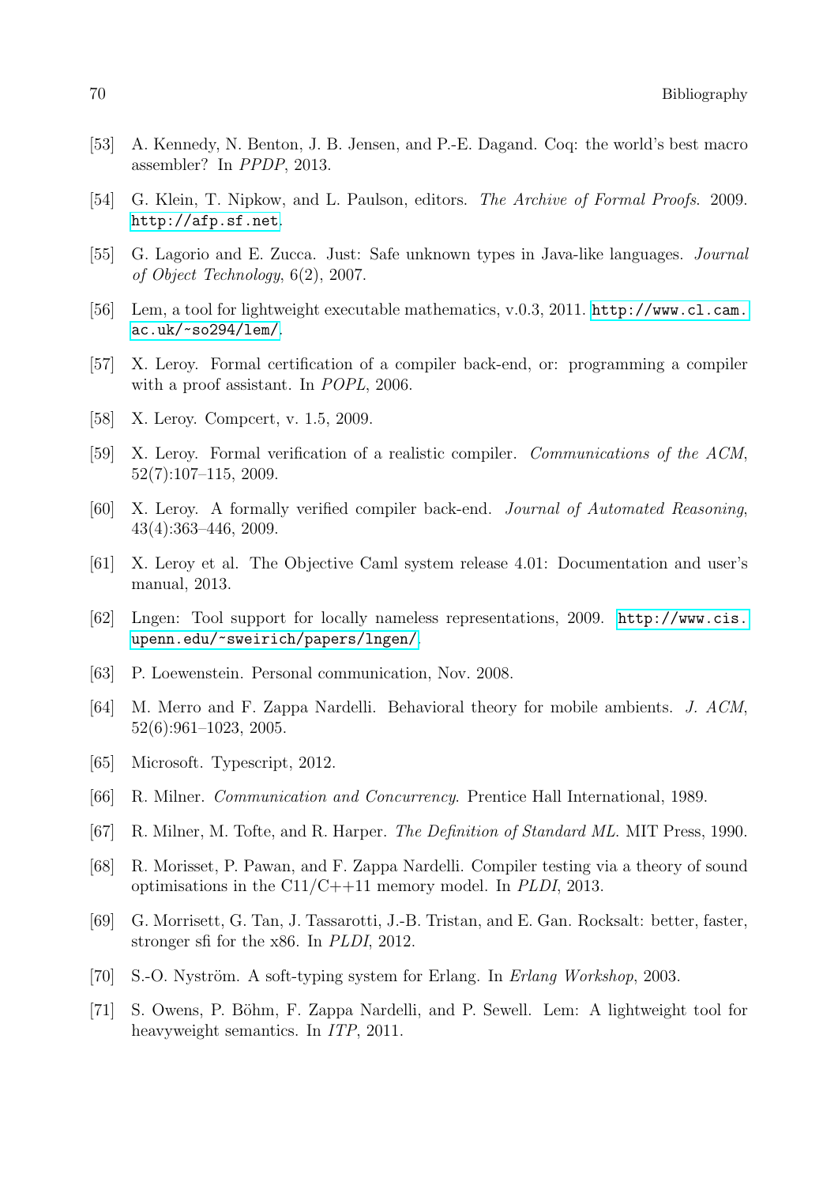[53] A. Kennedy, N. Benton, J. B. Jensen, and P.-E. Dagand. Coq: the world's best macro assembler? In *PPDP*, 2013.

[54] G. Klein, T. Nipkow, and L. Paulson, editors. *The Archive of Formal Proofs*. 2009. http://afp.sf.net.

[55] G. Lagorio and E. Zucca. Just: Safe unknown types in Java-like languages. *Journal of Object Technology*, 6(2), 2007.

[56] Lem, a tool for lightweight executable mathematics, v.0.3, 2011. http://www.cl.cam.ac.uk/~so294/lem/.

[57] X. Leroy. Formal certification of a compiler back-end, or: programming a compiler with a proof assistant. In *POPL*, 2006.

[58] X. Leroy. Compcert, v. 1.5, 2009.

[59] X. Leroy. Formal verification of a realistic compiler. *Communications of the ACM*, 52(7):107–115, 2009.

[60] X. Leroy. A formally verified compiler back-end. *Journal of Automated Reasoning*, 43(4):363–446, 2009.

[61] X. Leroy et al. The Objective Caml system release 4.01: Documentation and user's manual, 2013.

[62] Lngen: Tool support for locally nameless representations, 2009. http://www.cis.upenn.edu/~sweirich/papers/lngen/.

[63] P. Loewenstein. Personal communication, Nov. 2008.

[64] M. Merro and F. Zappa Nardelli. Behavioral theory for mobile ambients. *J. ACM*, 52(6):961–1023, 2005.

[65] Microsoft. Typescript, 2012.

[66] R. Milner. *Communication and Concurrency*. Prentice Hall International, 1989.

[67] R. Milner, M. Tofte, and R. Harper. *The Definition of Standard ML*. MIT Press, 1990.

[68] R. Morisset, P. Pawan, and F. Zappa Nardelli. Compiler testing via a theory of sound optimisations in the C11/C++11 memory model. In *PLDI*, 2013.

[69] G. Morrisett, G. Tan, J. Tassarotti, J.-B. Tristan, and E. Gan. Rocksalt: better, faster, stronger sfi for the x86. In *PLDI*, 2012.

[70] S.-O. Nyström. A soft-typing system for Erlang. In *Erlang Workshop*, 2003.

[71] S. Owens, P. Böhm, F. Zappa Nardelli, and P. Sewell. Lem: A lightweight tool for heavyweight semantics. In *ITP*, 2011.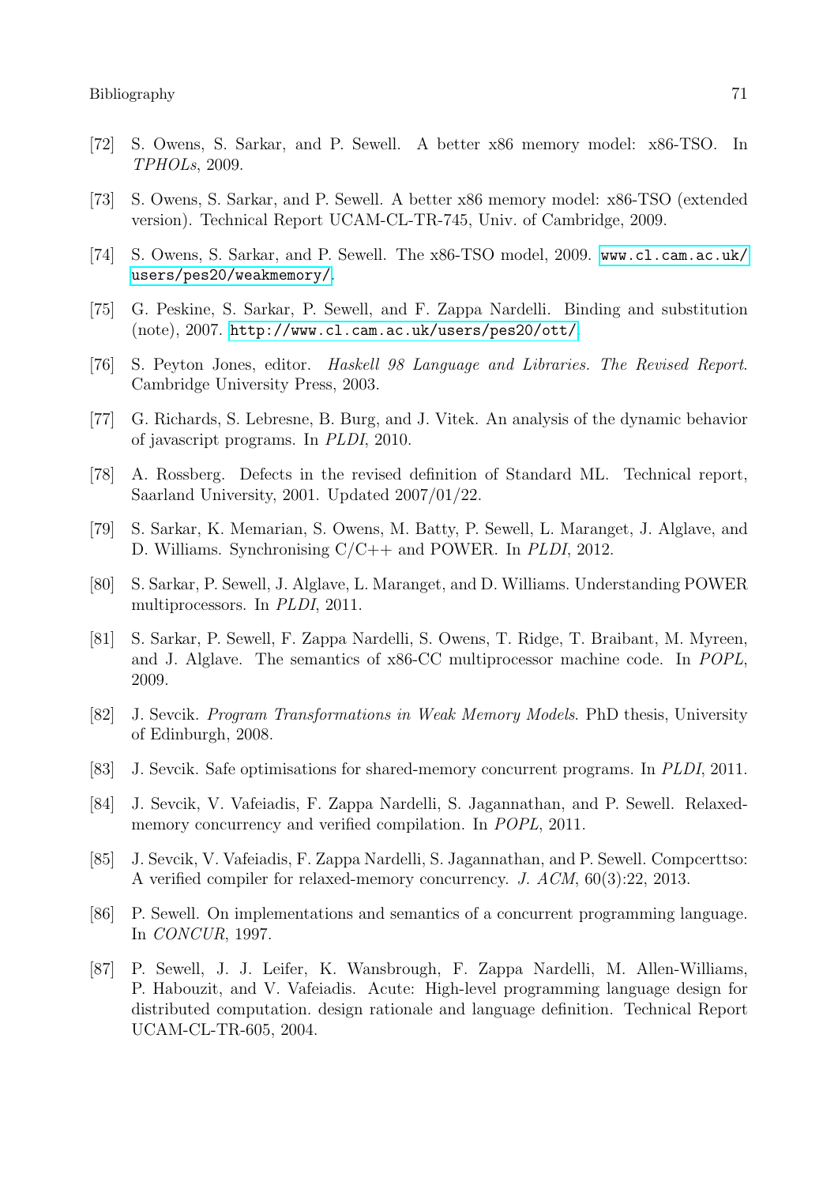[72] S. Owens, S. Sarkar, and P. Sewell. A better x86 memory model: x86-TSO. In *TPHOLs*, 2009.

[73] S. Owens, S. Sarkar, and P. Sewell. A better x86 memory model: x86-TSO (extended version). Technical Report UCAM-CL-TR-745, Univ. of Cambridge, 2009.

[74] S. Owens, S. Sarkar, and P. Sewell. The x86-TSO model, 2009. `www.cl.cam.ac.uk/users/pes20/weakmemory/`.

[75] G. Peskine, S. Sarkar, P. Sewell, and F. Zappa Nardelli. Binding and substitution (note), 2007. `http://www.cl.cam.ac.uk/users/pes20/ott/`.

[76] S. Peyton Jones, editor. *Haskell 98 Language and Libraries. The Revised Report*. Cambridge University Press, 2003.

[77] G. Richards, S. Lebresne, B. Burg, and J. Vitek. An analysis of the dynamic behavior of javascript programs. In *PLDI*, 2010.

[78] A. Rossberg. Defects in the revised definition of Standard ML. Technical report, Saarland University, 2001. Updated 2007/01/22.

[79] S. Sarkar, K. Memarian, S. Owens, M. Batty, P. Sewell, L. Maranget, J. Alglave, and D. Williams. Synchronising C/C++ and POWER. In *PLDI*, 2012.

[80] S. Sarkar, P. Sewell, J. Alglave, L. Maranget, and D. Williams. Understanding POWER multiprocessors. In *PLDI*, 2011.

[81] S. Sarkar, P. Sewell, F. Zappa Nardelli, S. Owens, T. Ridge, T. Braibant, M. Myreen, and J. Alglave. The semantics of x86-CC multiprocessor machine code. In *POPL*, 2009.

[82] J. Sevcik. *Program Transformations in Weak Memory Models*. PhD thesis, University of Edinburgh, 2008.

[83] J. Sevcik. Safe optimisations for shared-memory concurrent programs. In *PLDI*, 2011.

[84] J. Sevcik, V. Vafeiadis, F. Zappa Nardelli, S. Jagannathan, and P. Sewell. Relaxed-memory concurrency and verified compilation. In *POPL*, 2011.

[85] J. Sevcik, V. Vafeiadis, F. Zappa Nardelli, S. Jagannathan, and P. Sewell. Compcerttso: A verified compiler for relaxed-memory concurrency. *J. ACM*, 60(3):22, 2013.

[86] P. Sewell. On implementations and semantics of a concurrent programming language. In *CONCUR*, 1997.

[87] P. Sewell, J. J. Leifer, K. Wansbrough, F. Zappa Nardelli, M. Allen-Williams, P. Habouzit, and V. Vafeiadis. Acute: High-level programming language design for distributed computation. design rationale and language definition. Technical Report UCAM-CL-TR-605, 2004.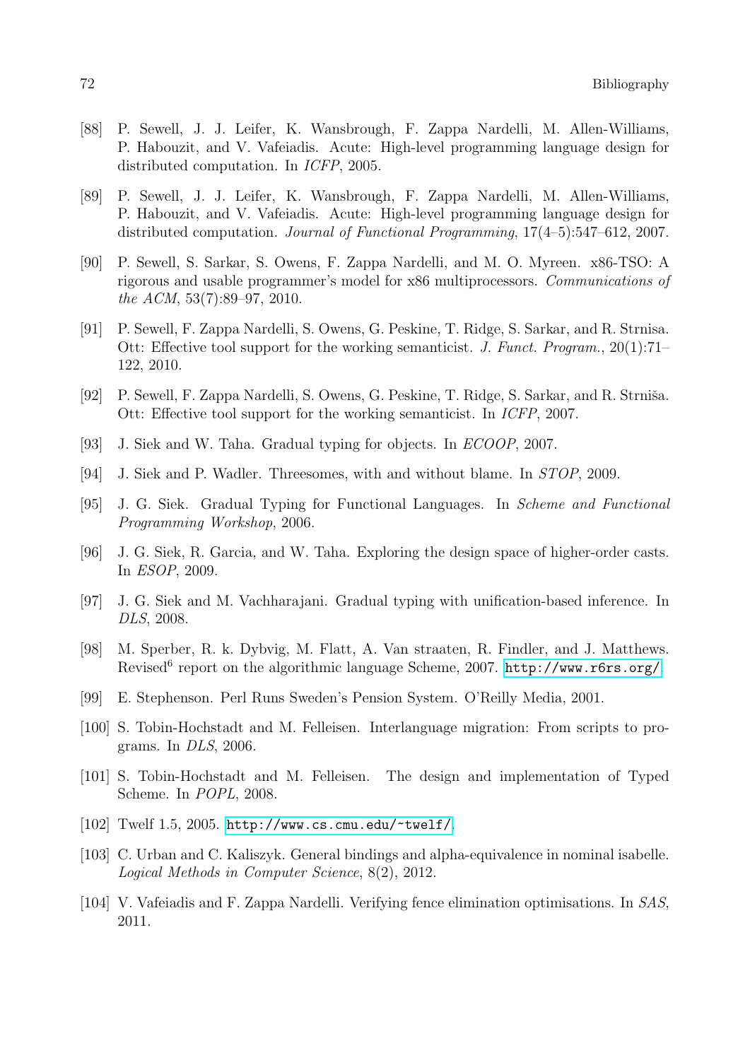[88] P. Sewell, J. J. Leifer, K. Wansbrough, F. Zappa Nardelli, M. Allen-Williams, P. Habouzit, and V. Vafeiadis. Acute: High-level programming language design for distributed computation. In *ICFP*, 2005.

[89] P. Sewell, J. J. Leifer, K. Wansbrough, F. Zappa Nardelli, M. Allen-Williams, P. Habouzit, and V. Vafeiadis. Acute: High-level programming language design for distributed computation. *Journal of Functional Programming*, 17(4–5):547–612, 2007.

[90] P. Sewell, S. Sarkar, S. Owens, F. Zappa Nardelli, and M. O. Myreen. x86-TSO: A rigorous and usable programmer's model for x86 multiprocessors. *Communications of the ACM*, 53(7):89–97, 2010.

[91] P. Sewell, F. Zappa Nardelli, S. Owens, G. Peskine, T. Ridge, S. Sarkar, and R. Strnisa. Ott: Effective tool support for the working semanticist. *J. Funct. Program.*, 20(1):71–122, 2010.

[92] P. Sewell, F. Zappa Nardelli, S. Owens, G. Peskine, T. Ridge, S. Sarkar, and R. Strniša. Ott: Effective tool support for the working semanticist. In *ICFP*, 2007.

[93] J. Siek and W. Taha. Gradual typing for objects. In *ECOOP*, 2007.

[94] J. Siek and P. Wadler. Threesomes, with and without blame. In *STOP*, 2009.

[95] J. G. Siek. Gradual Typing for Functional Languages. In *Scheme and Functional Programming Workshop*, 2006.

[96] J. G. Siek, R. Garcia, and W. Taha. Exploring the design space of higher-order casts. In *ESOP*, 2009.

[97] J. G. Siek and M. Vachharajani. Gradual typing with unification-based inference. In *DLS*, 2008.

[98] M. Sperber, R. k. Dybvig, M. Flatt, A. Van straaten, R. Findler, and J. Matthews. Revised$^6$ report on the algorithmic language Scheme, 2007. http://www.r6rs.org/.

[99] E. Stephenson. Perl Runs Sweden's Pension System. O'Reilly Media, 2001.

[100] S. Tobin-Hochstadt and M. Felleisen. Interlanguage migration: From scripts to programs. In *DLS*, 2006.

[101] S. Tobin-Hochstadt and M. Felleisen. The design and implementation of Typed Scheme. In *POPL*, 2008.

[102] Twelf 1.5, 2005. http://www.cs.cmu.edu/~twelf/.

[103] C. Urban and C. Kaliszyk. General bindings and alpha-equivalence in nominal isabelle. *Logical Methods in Computer Science*, 8(2), 2012.

[104] V. Vafeiadis and F. Zappa Nardelli. Verifying fence elimination optimisations. In *SAS*, 2011.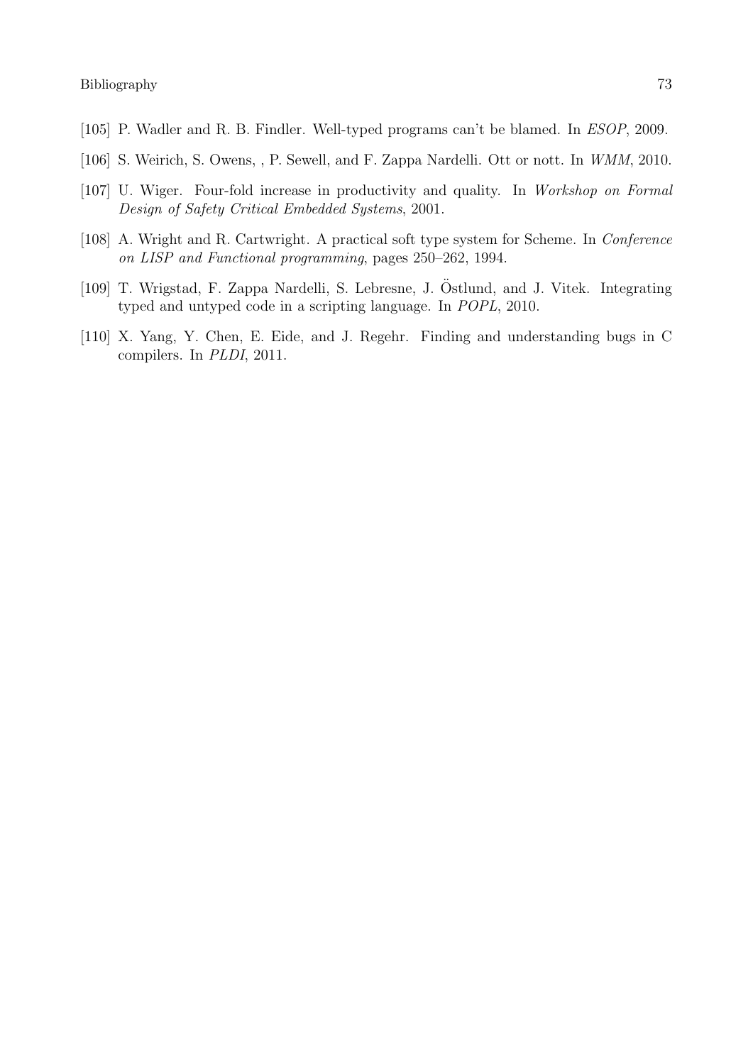[105] P. Wadler and R. B. Findler. Well-typed programs can't be blamed. In *ESOP*, 2009.

[106] S. Weirich, S. Owens, , P. Sewell, and F. Zappa Nardelli. Ott or nott. In *WMM*, 2010.

[107] U. Wiger. Four-fold increase in productivity and quality. In *Workshop on Formal Design of Safety Critical Embedded Systems*, 2001.

[108] A. Wright and R. Cartwright. A practical soft type system for Scheme. In *Conference on LISP and Functional programming*, pages 250–262, 1994.

[109] T. Wrigstad, F. Zappa Nardelli, S. Lebresne, J. Östlund, and J. Vitek. Integrating typed and untyped code in a scripting language. In *POPL*, 2010.

[110] X. Yang, Y. Chen, E. Eide, and J. Regehr. Finding and understanding bugs in C compilers. In *PLDI*, 2011.